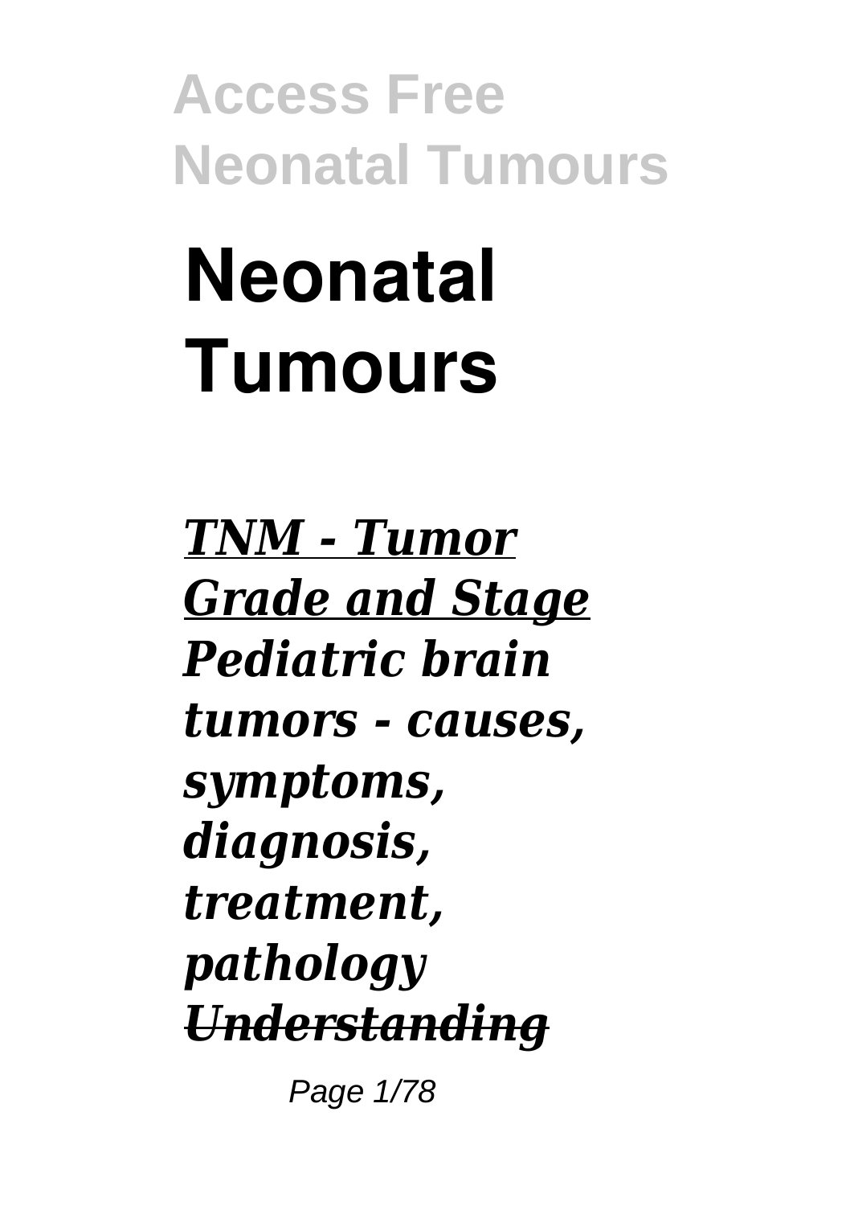# Neonatal Tumours

*TNM - Tumor Grade and Stage* *Pediatric brain tumors - causes, symptoms, diagnosis, treatment, pathology* ~~*Understanding*~~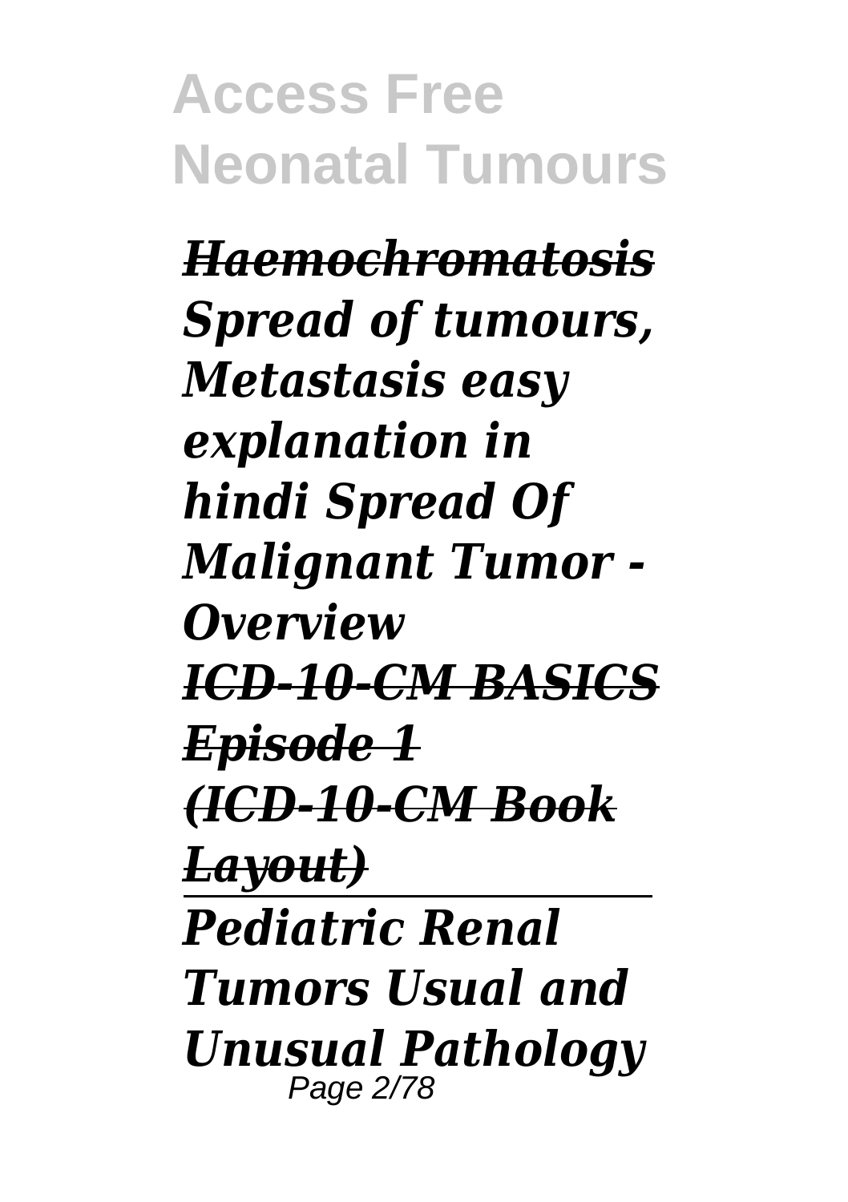***Haemochromatosis***

***Spread of tumours, Metastasis easy explanation in hindi Spread Of Malignant Tumor - Overview***

***ICD-10-CM BASICS Episode 1 (ICD-10-CM Book Layout)***

---

***Pediatric Renal Tumors Usual and Unusual Pathology***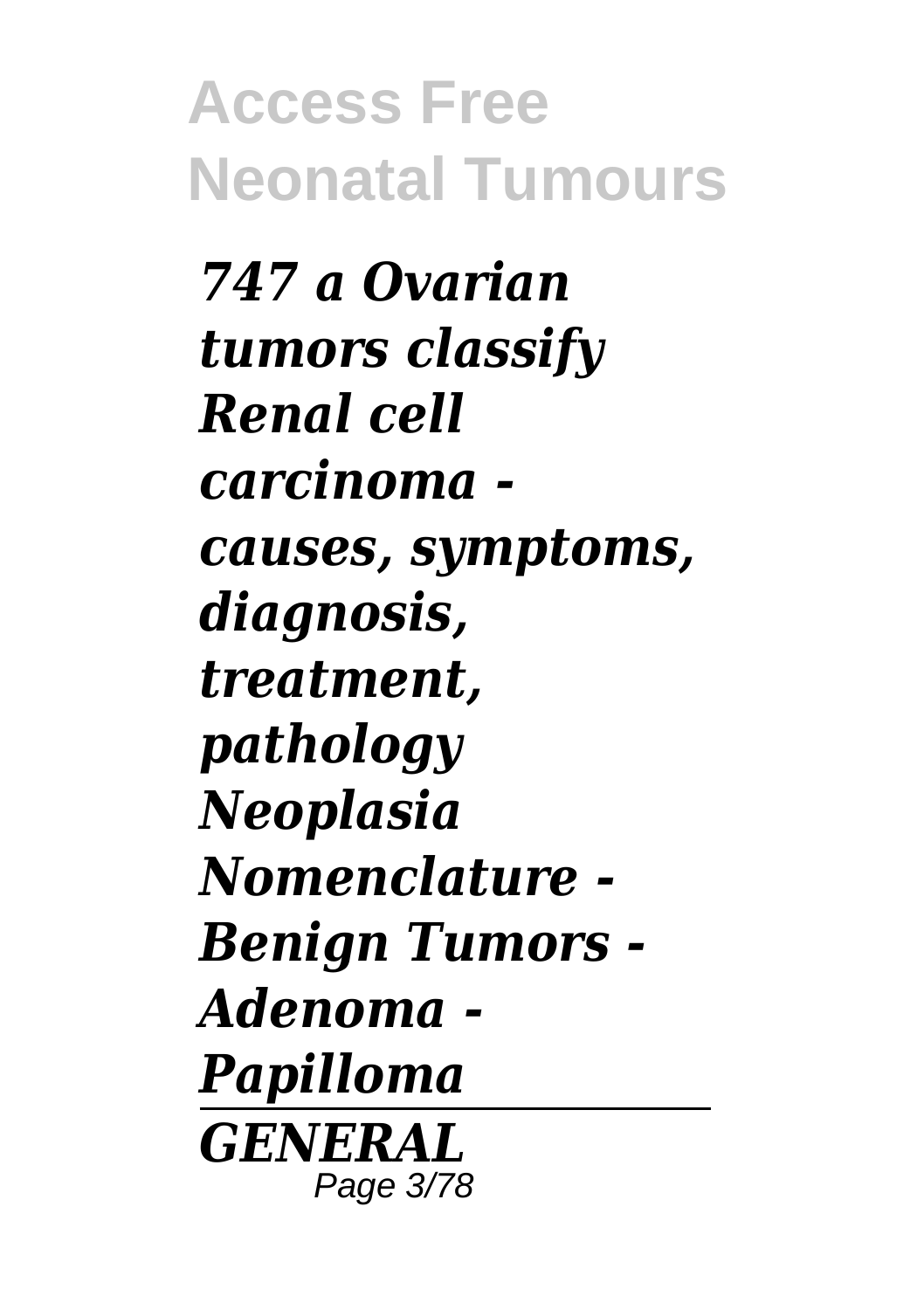*747 a Ovarian tumors classify Renal cell carcinoma - causes, symptoms, diagnosis, treatment, pathology Neoplasia Nomenclature - Benign Tumors - Adenoma - Papilloma*

---

*GENERAL*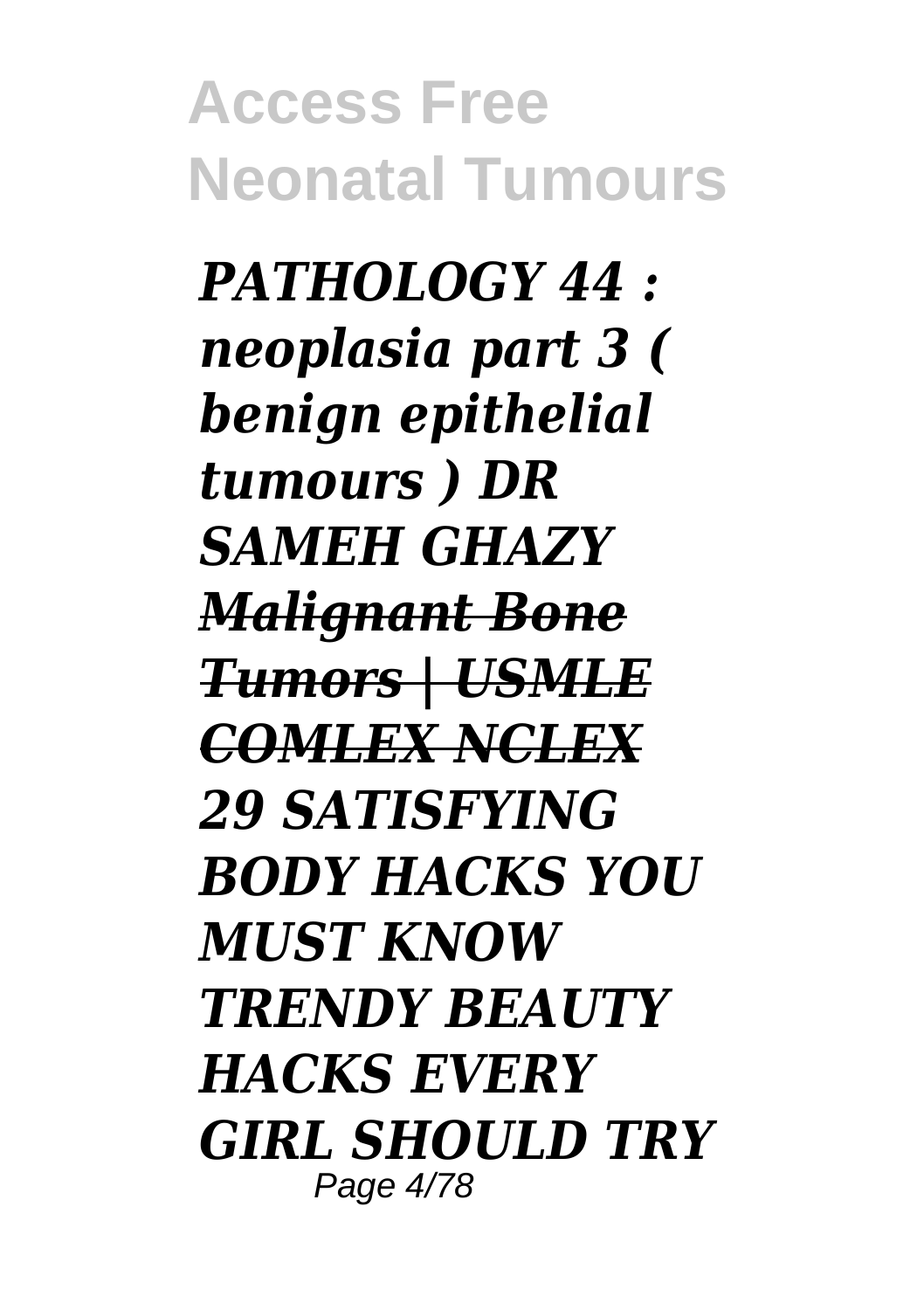*PATHOLOGY 44 : neoplasia part 3 ( benign epithelial tumours ) DR SAMEH GHAZY*

~~*Malignant Bone Tumors | USMLE COMLEX NCLEX*~~

*29 SATISFYING BODY HACKS YOU MUST KNOW*

*TRENDY BEAUTY HACKS EVERY GIRL SHOULD TRY*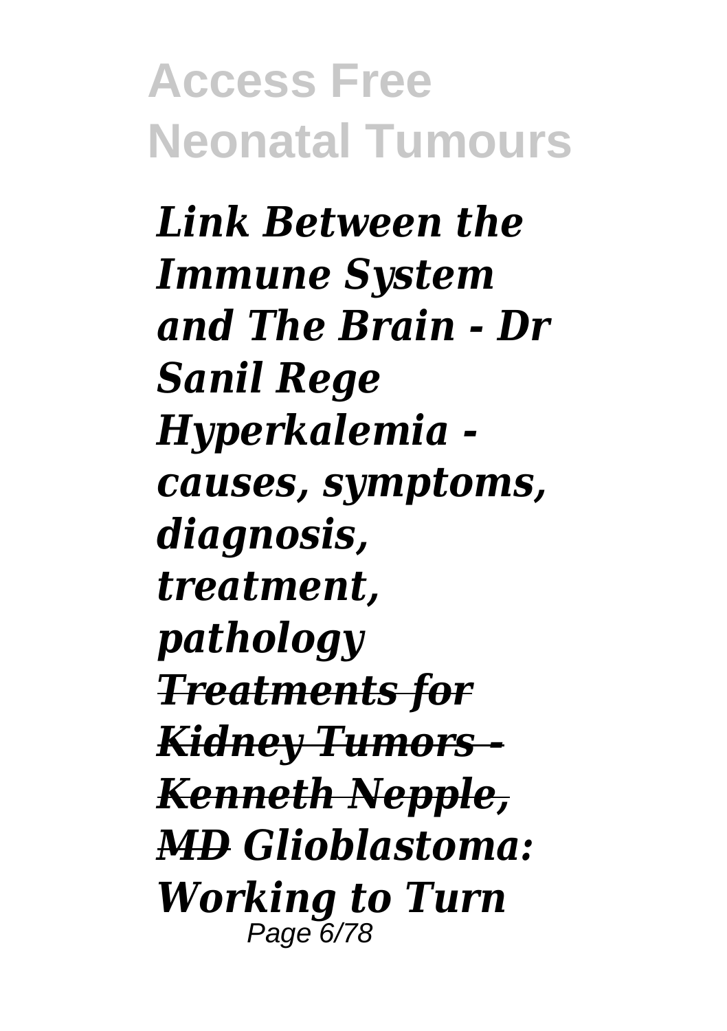*Link Between the Immune System and The Brain - Dr Sanil Rege* *Hyperkalemia - causes, symptoms, diagnosis, treatment, pathology* ~~*Treatments for Kidney Tumors - Kenneth Nepple, MD*~~ *Glioblastoma: Working to Turn*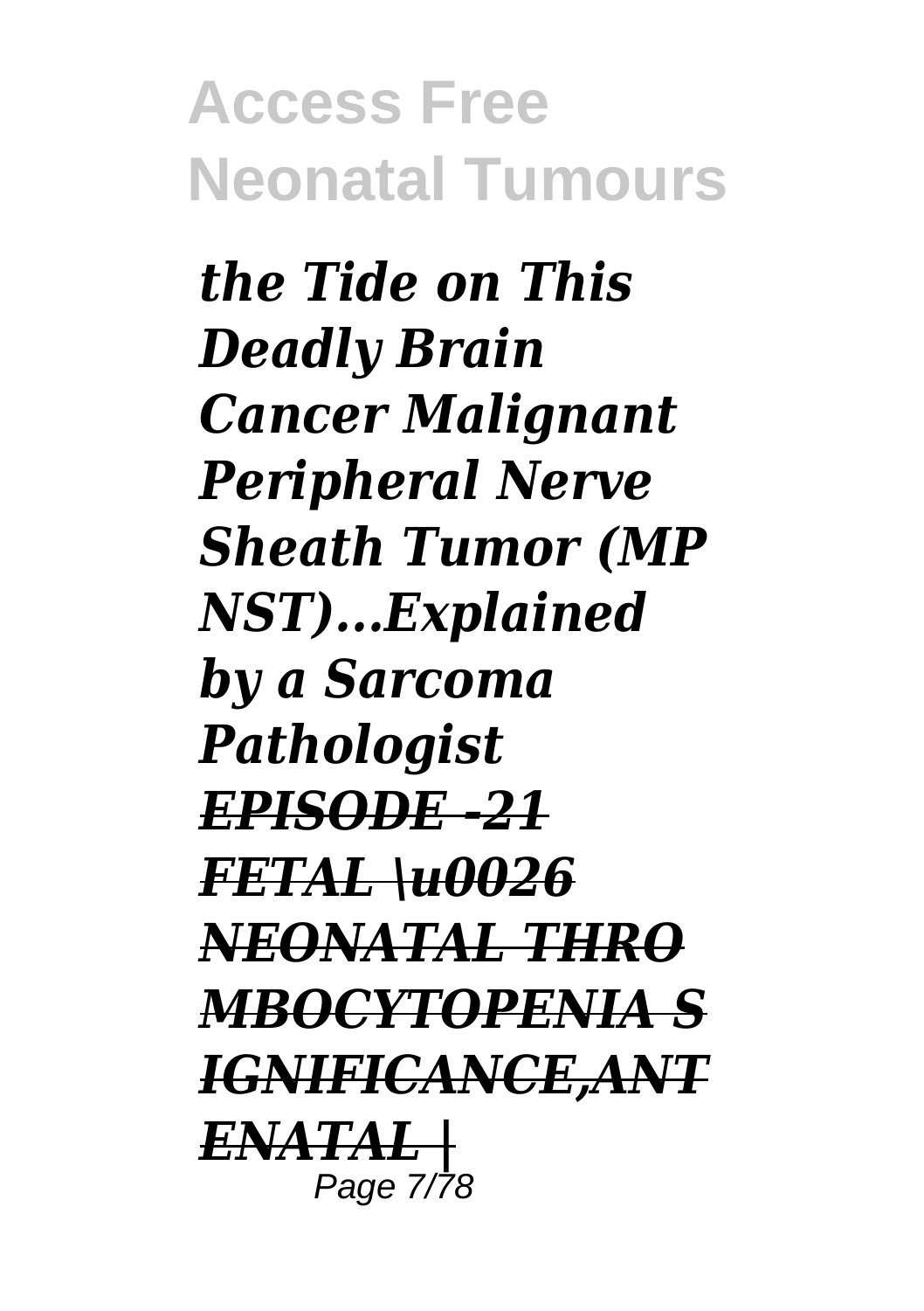*the Tide on This Deadly Brain Cancer Malignant Peripheral Nerve Sheath Tumor (MPNST)...Explained by a Sarcoma Pathologist* ~~*EPISODE -21 FETAL \u0026 NEONATAL THROMBOCYTOPENIA SIGNIFICANCE,ANTENATAL |*~~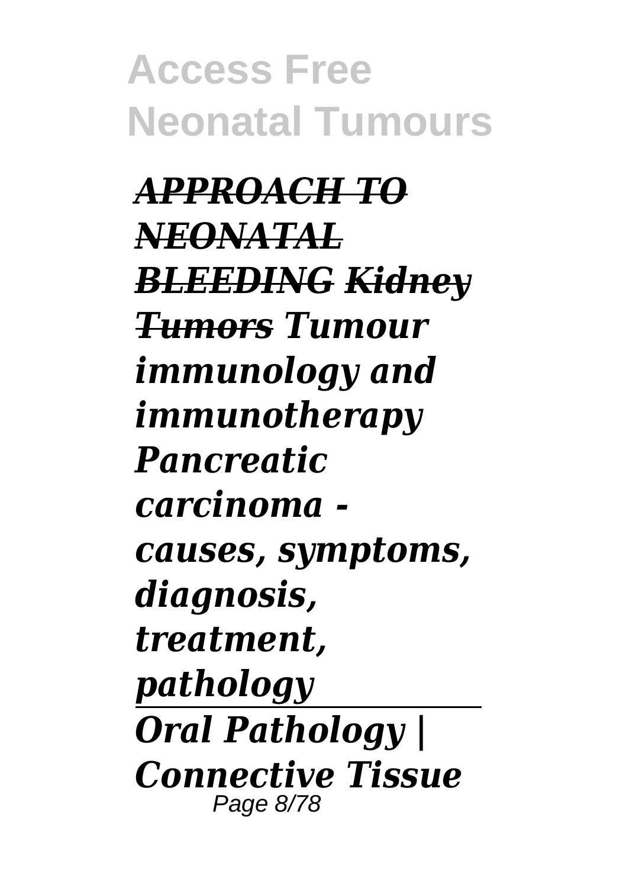*APPROACH TO NEONATAL BLEEDING Kidney Tumors Tumour immunology and immunotherapy Pancreatic carcinoma - causes, symptoms, diagnosis, treatment, pathology*

*Oral Pathology | Connective Tissue*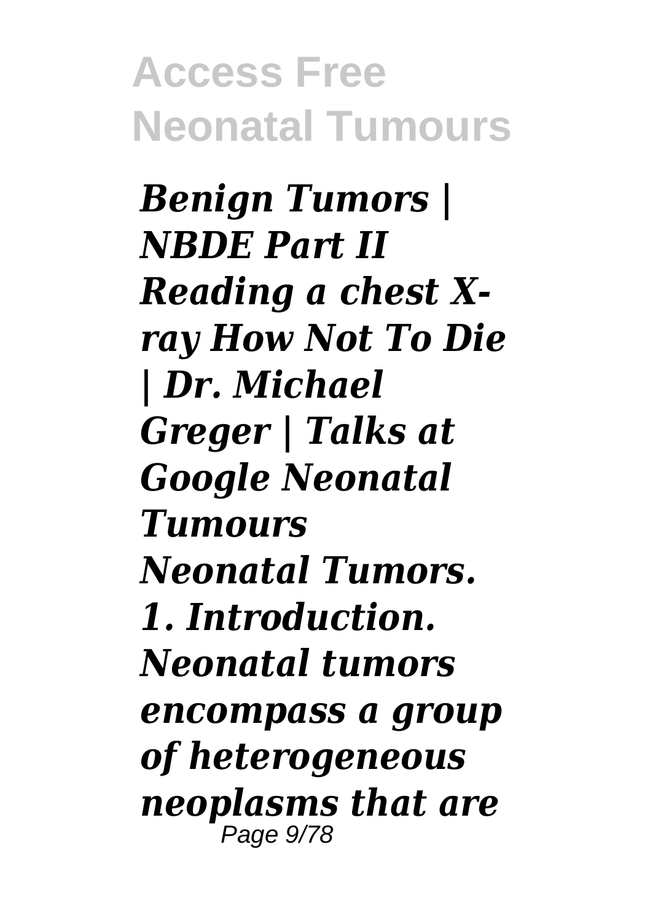*Benign Tumors | NBDE Part II Reading a chest X-ray How Not To Die | Dr. Michael Greger | Talks at Google Neonatal Tumours*

*Neonatal Tumors. 1. Introduction. Neonatal tumors encompass a group of heterogeneous neoplasms that are*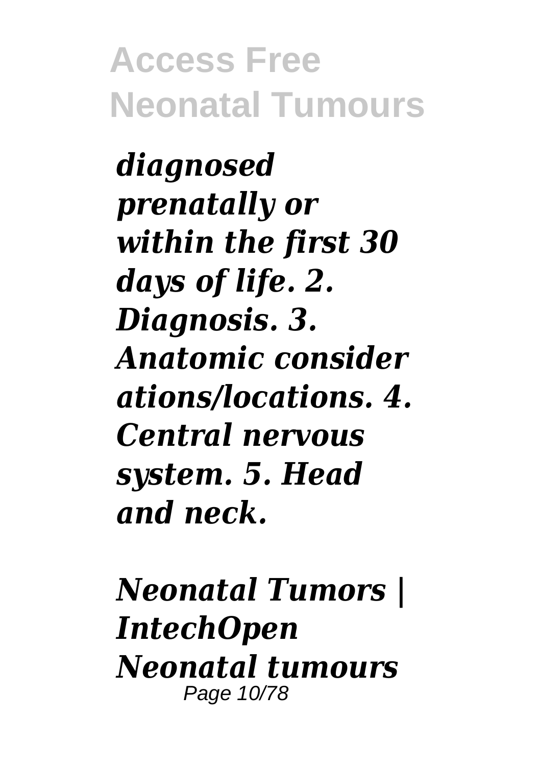***diagnosed prenatally or within the first 30 days of life. 2. Diagnosis. 3. Anatomic considerations/locations. 4. Central nervous system. 5. Head and neck.***

***Neonatal Tumors | IntechOpen***

***Neonatal tumours***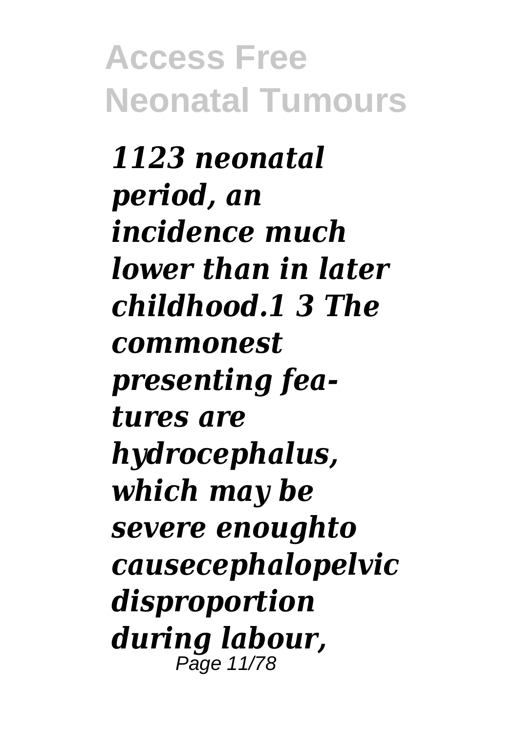*1123 neonatal period, an incidence much lower than in later childhood.1 3 The commonest presenting features are hydrocephalus, which may be severe enoughto causecephalopelvic disproportion during labour,*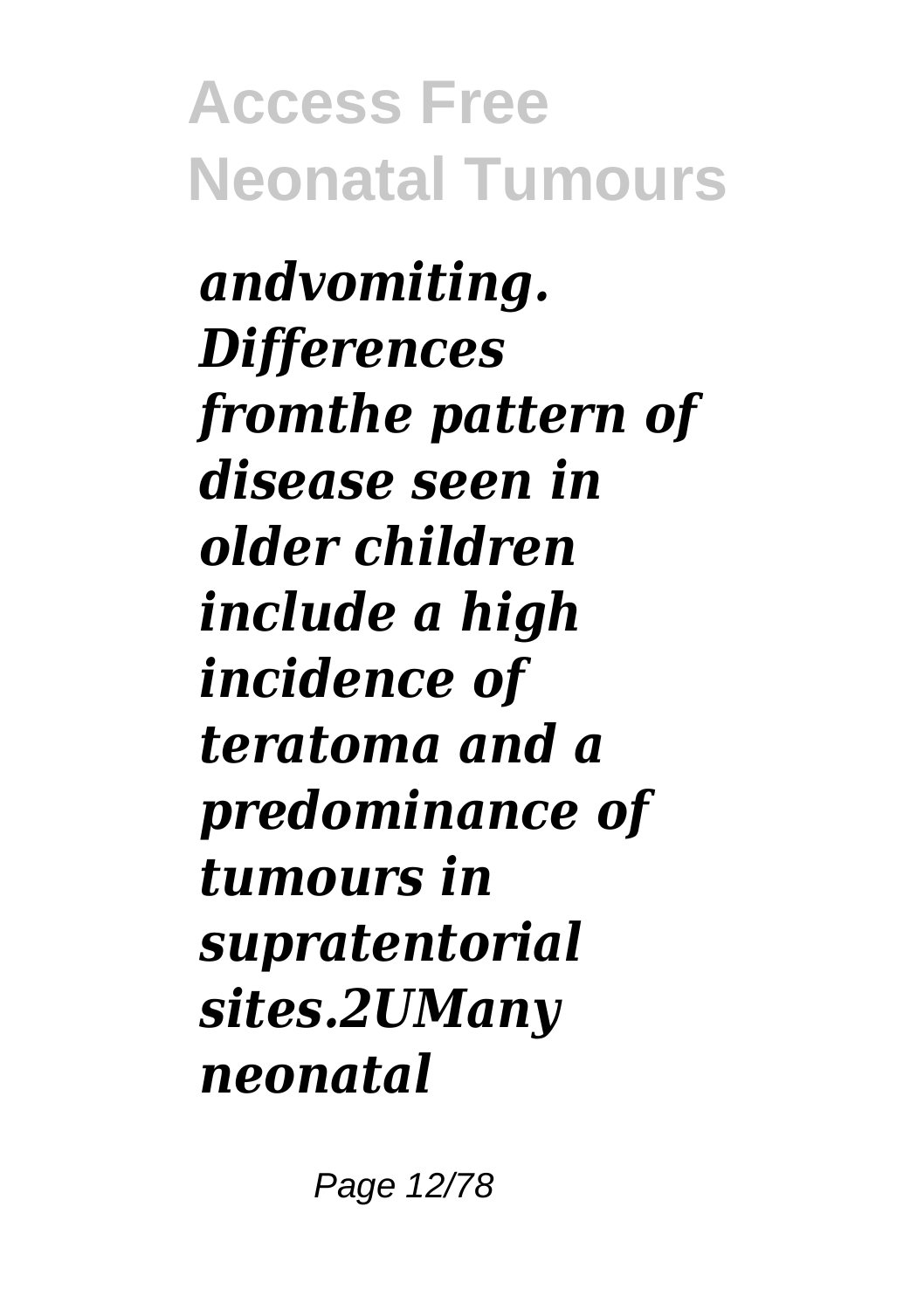*andvomiting. Differences fromthe pattern of disease seen in older children include a high incidence of teratoma and a predominance of tumours in supratentorial sites.2UMany neonatal*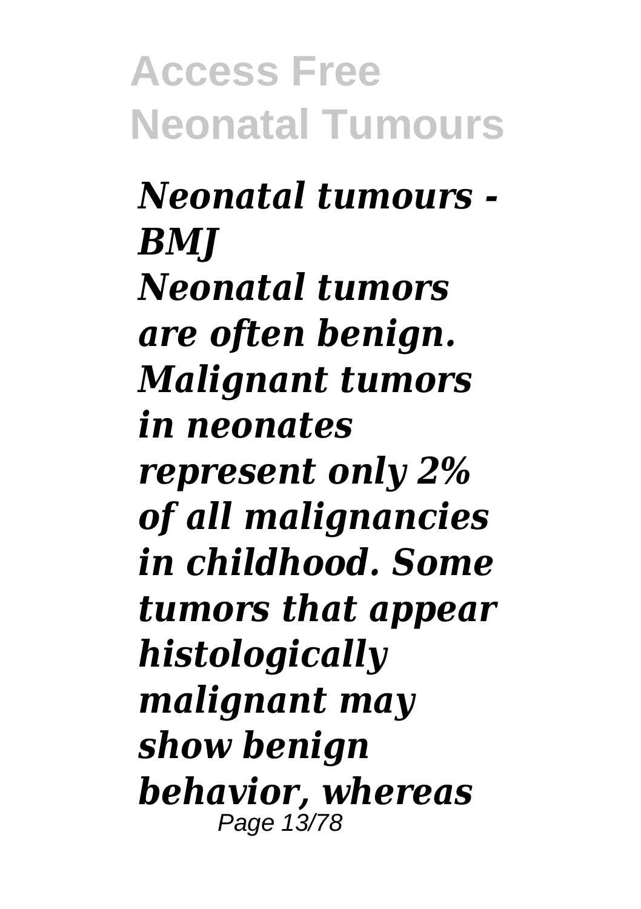*Neonatal tumours - BMJ*

*Neonatal tumors are often benign. Malignant tumors in neonates represent only 2% of all malignancies in childhood. Some tumors that appear histologically malignant may show benign behavior, whereas*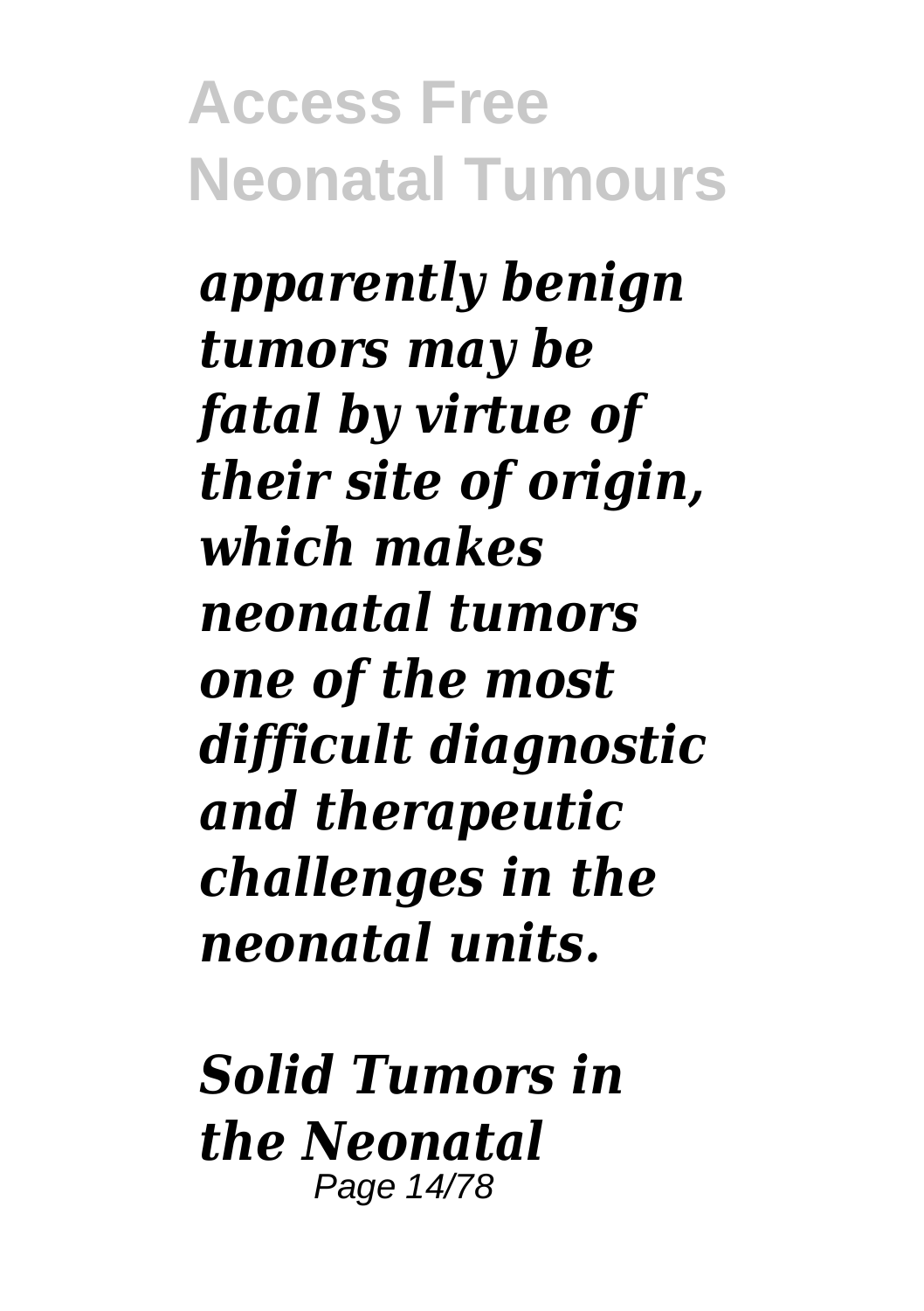*apparently benign tumors may be fatal by virtue of their site of origin, which makes neonatal tumors one of the most difficult diagnostic and therapeutic challenges in the neonatal units.*

***Solid Tumors in the Neonatal***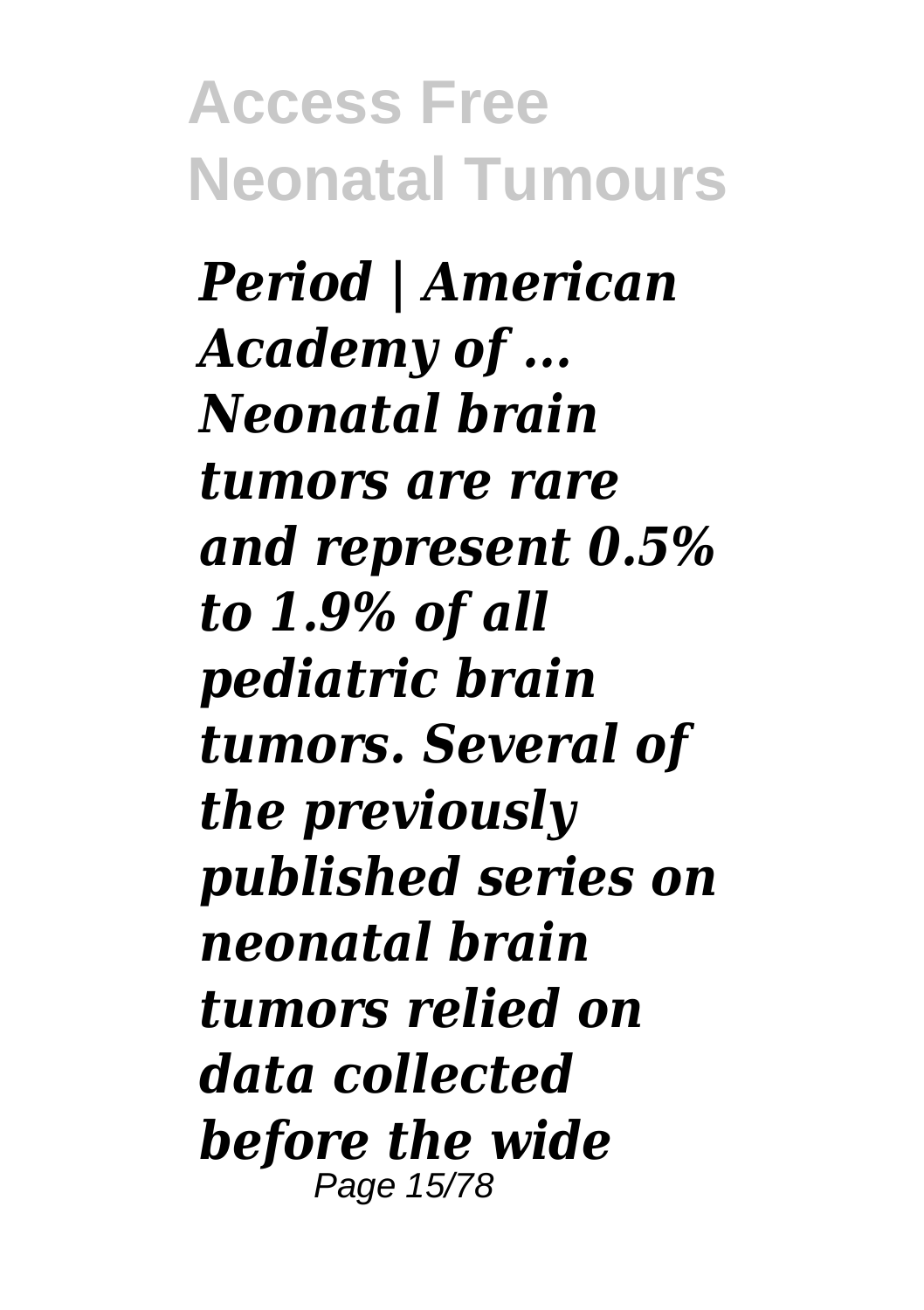*Period | American Academy of ...*
*Neonatal brain tumors are rare and represent 0.5% to 1.9% of all pediatric brain tumors. Several of the previously published series on neonatal brain tumors relied on data collected before the wide*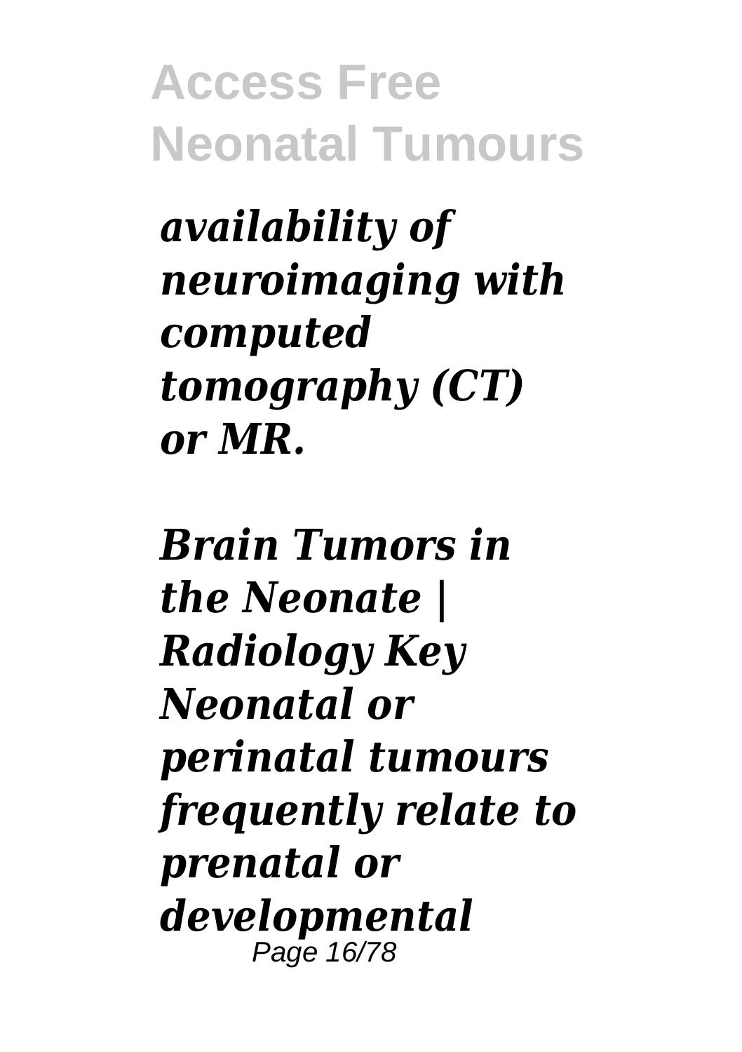***availability of neuroimaging with computed tomography (CT) or MR.***

***Brain Tumors in the Neonate | Radiology Key***
***Neonatal or perinatal tumours frequently relate to prenatal or developmental***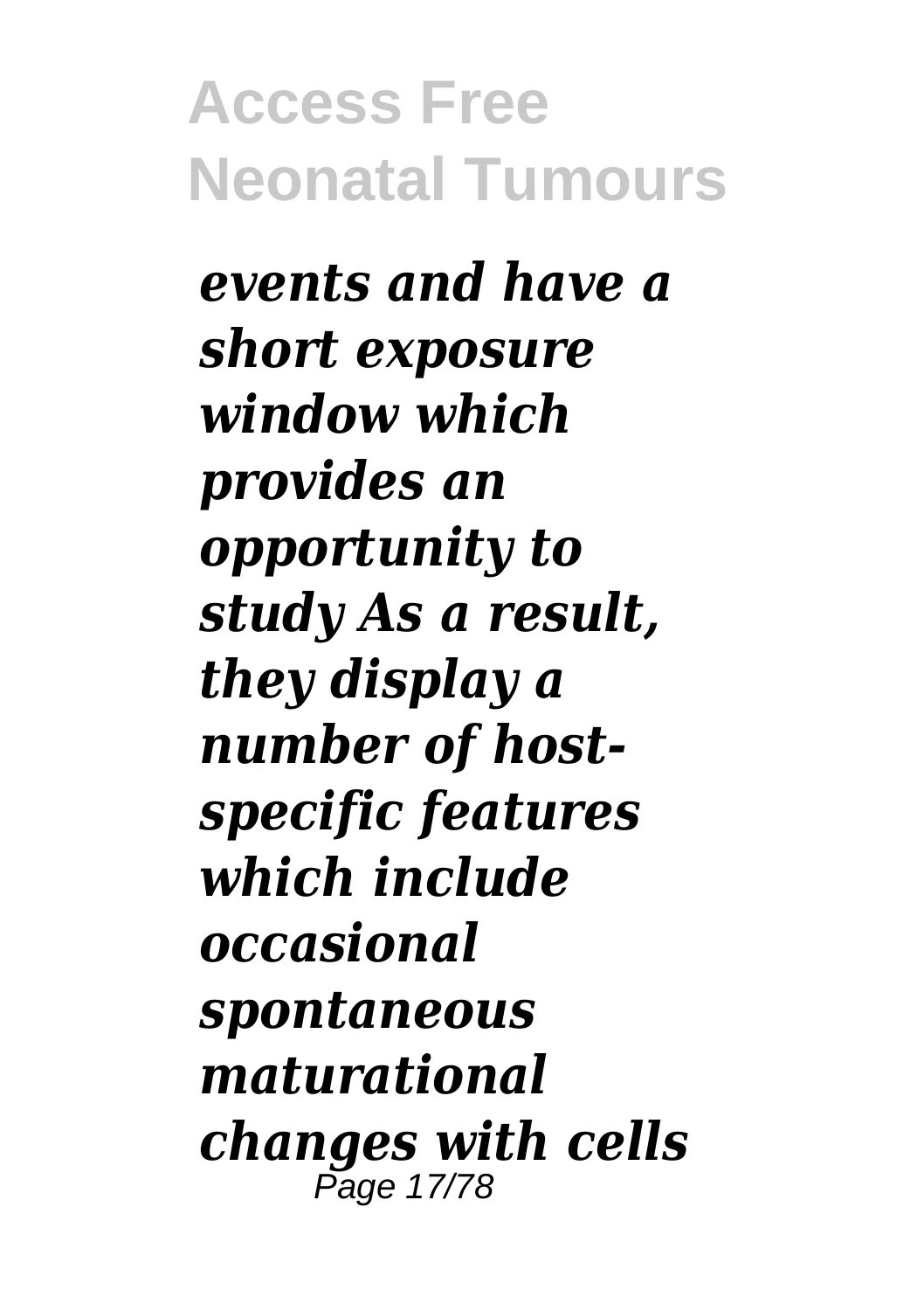*events and have a short exposure window which provides an opportunity to study As a result, they display a number of host-specific features which include occasional spontaneous maturational changes with cells*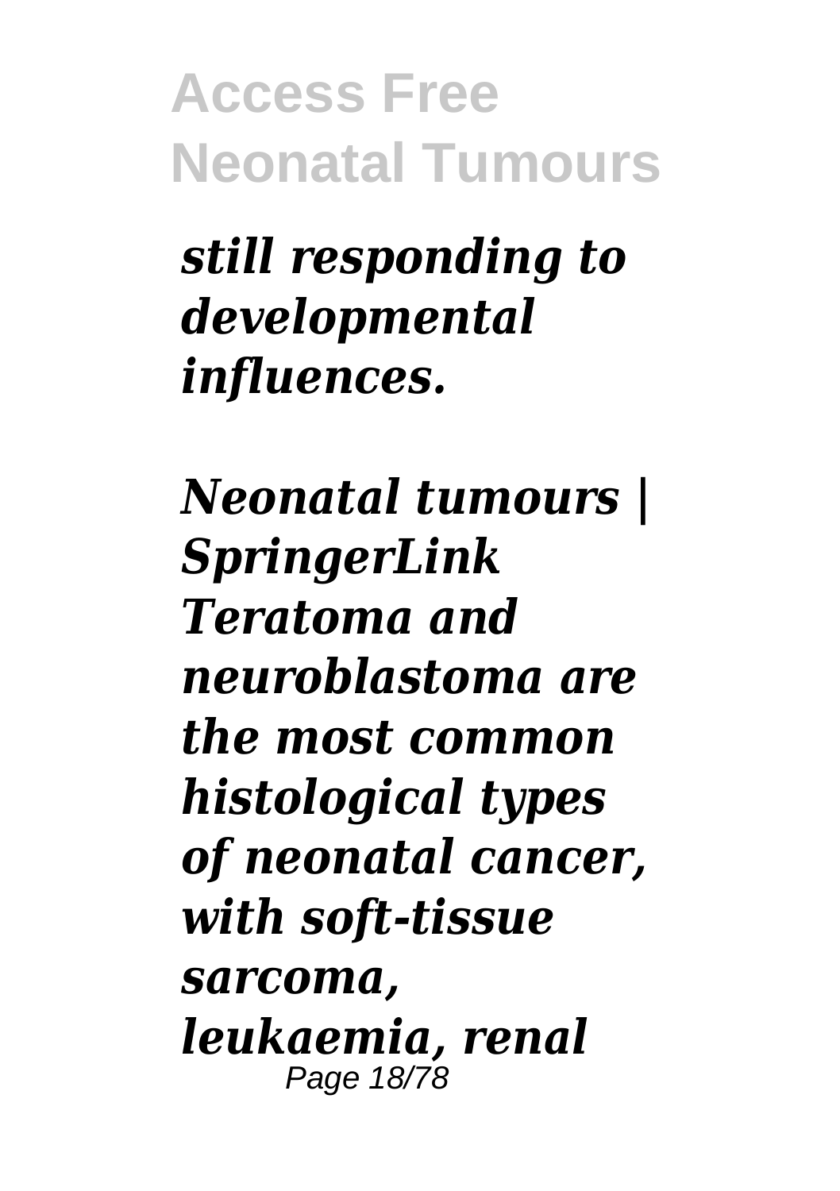*still responding to developmental influences.*

***Neonatal tumours | SpringerLink***
***Teratoma and neuroblastoma are the most common histological types of neonatal cancer, with soft-tissue sarcoma, leukaemia, renal***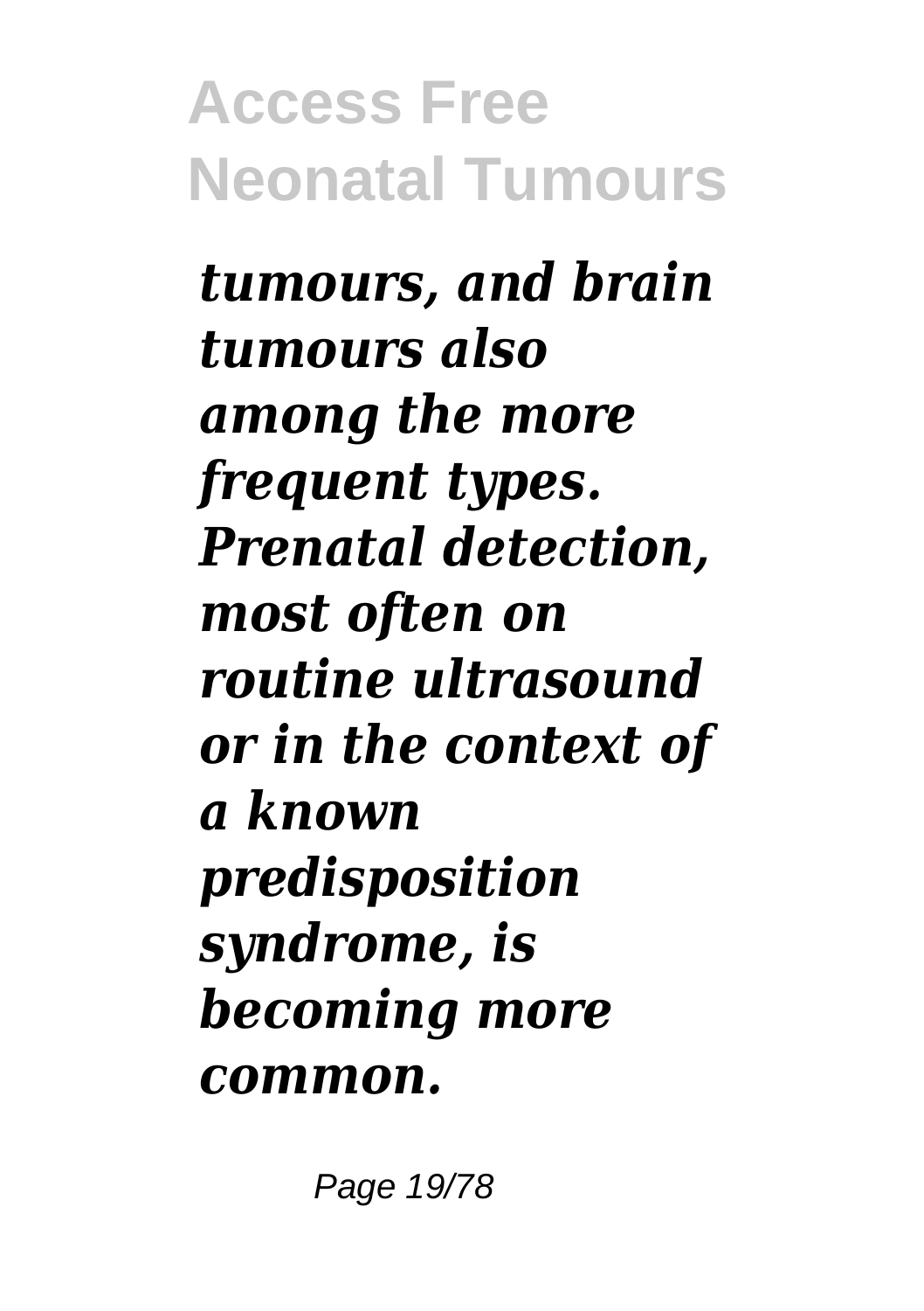*tumours, and brain tumours also among the more frequent types. Prenatal detection, most often on routine ultrasound or in the context of a known predisposition syndrome, is becoming more common.*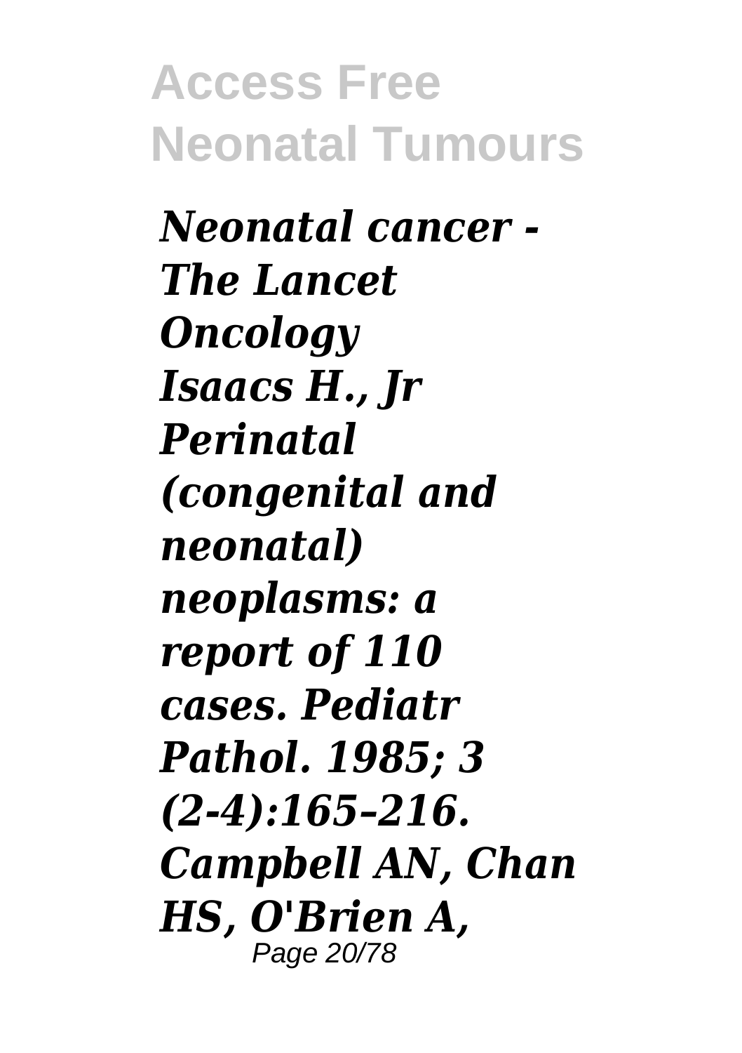*Neonatal cancer - The Lancet Oncology Isaacs H., Jr Perinatal (congenital and neonatal) neoplasms: a report of 110 cases. Pediatr Pathol. 1985; 3 (2-4):165–216. Campbell AN, Chan HS, O'Brien A,*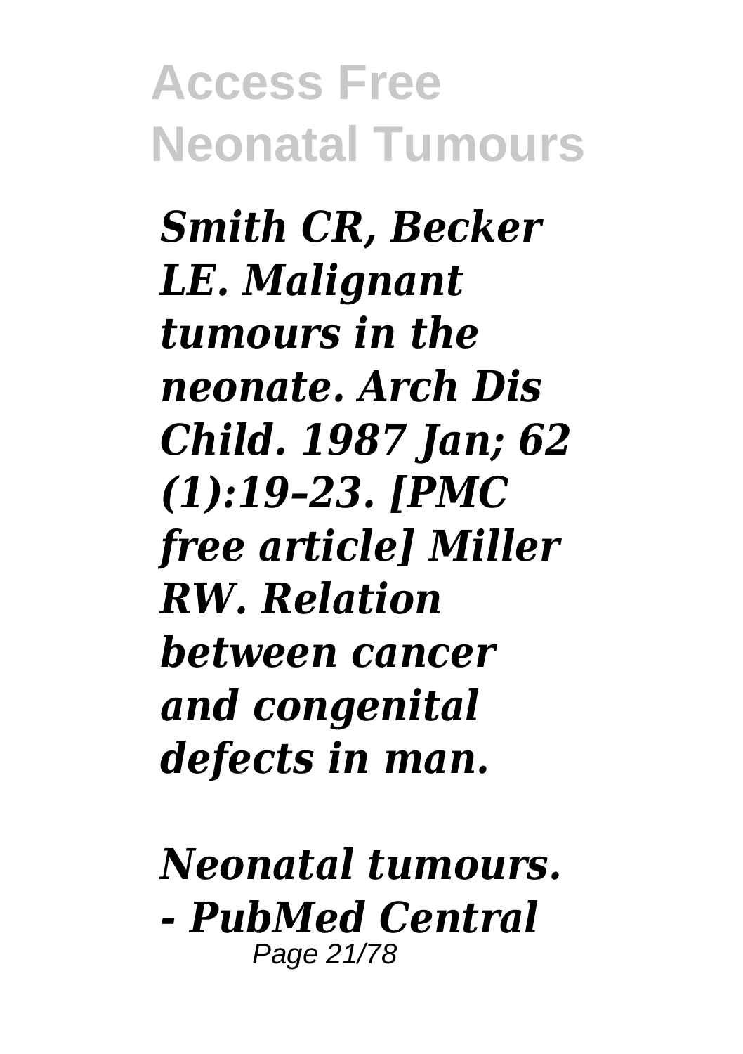***Smith CR, Becker LE. Malignant tumours in the neonate. Arch Dis Child. 1987 Jan; 62 (1):19–23. [PMC free article] Miller RW. Relation between cancer and congenital defects in man.***

***Neonatal tumours. - PubMed Central***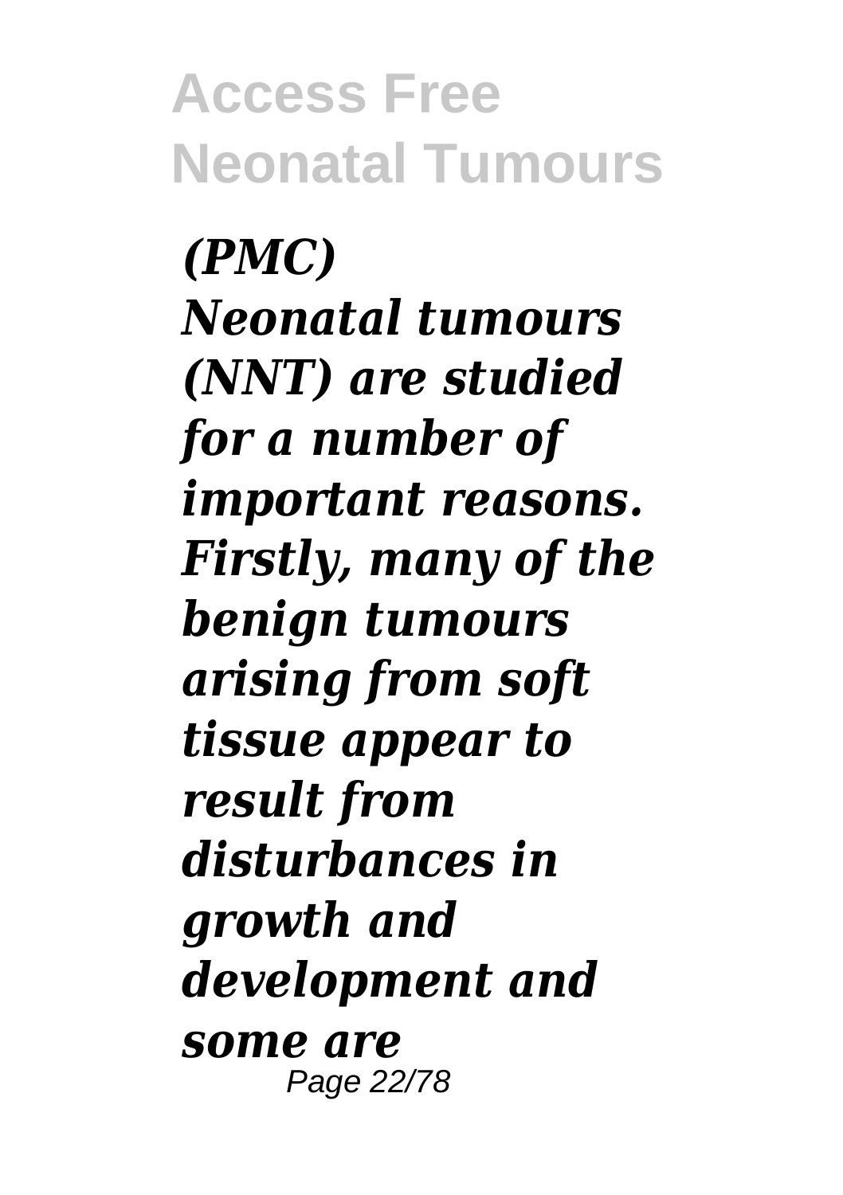*(PMC)*
*Neonatal tumours (NNT) are studied for a number of important reasons. Firstly, many of the benign tumours arising from soft tissue appear to result from disturbances in growth and development and some are*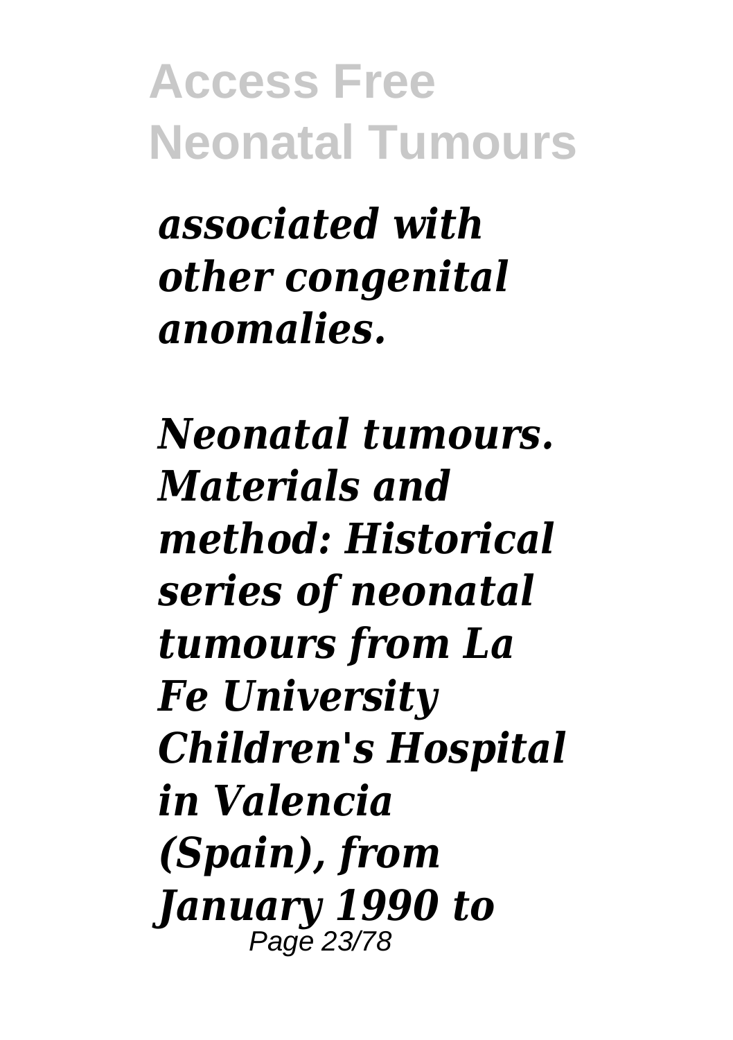*associated with other congenital anomalies.*

*Neonatal tumours. Materials and method: Historical series of neonatal tumours from La Fe University Children's Hospital in Valencia (Spain), from January 1990 to*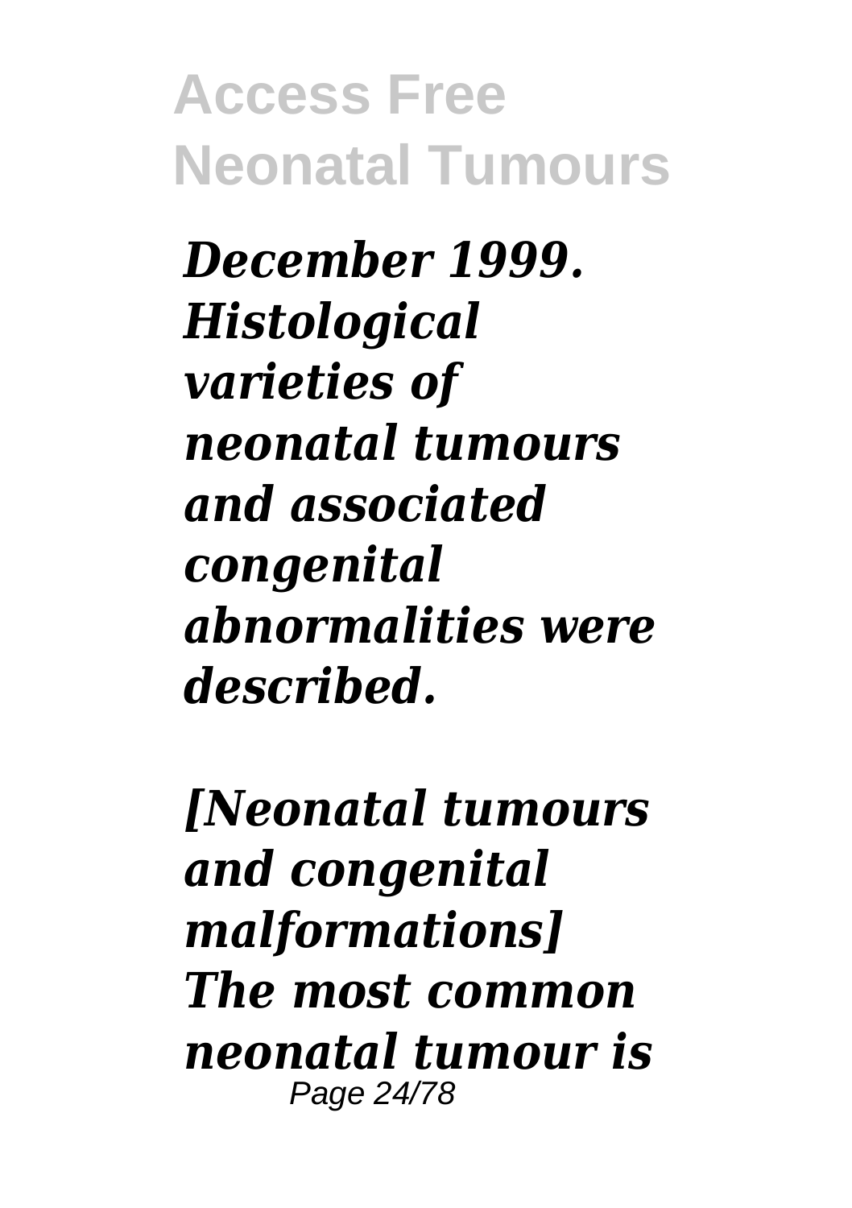*December 1999. Histological varieties of neonatal tumours and associated congenital abnormalities were described.*

*[Neonatal tumours and congenital malformations] The most common neonatal tumour is*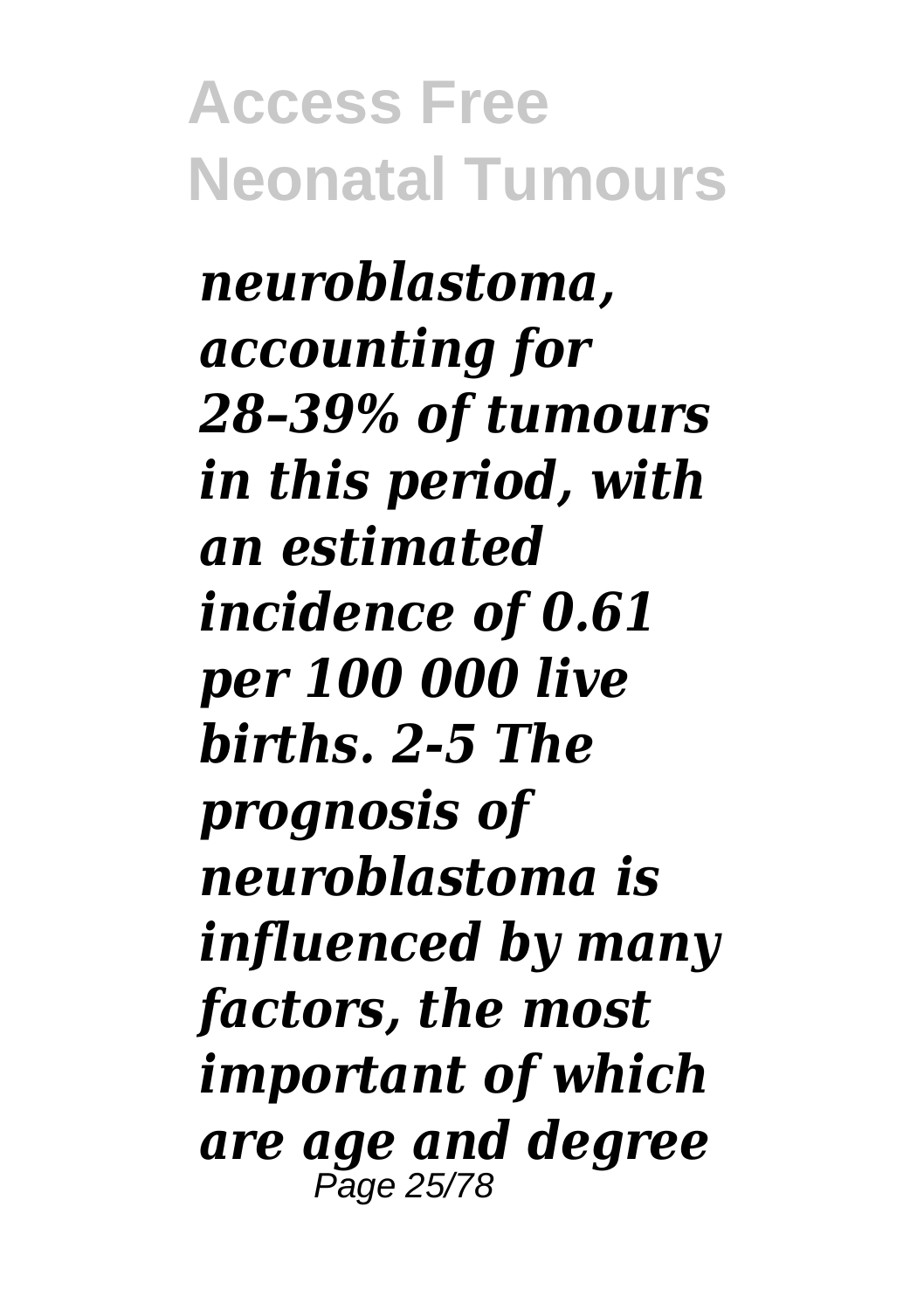*neuroblastoma, accounting for 28–39% of tumours in this period, with an estimated incidence of 0.61 per 100 000 live births. 2-5 The prognosis of neuroblastoma is influenced by many factors, the most important of which are age and degree*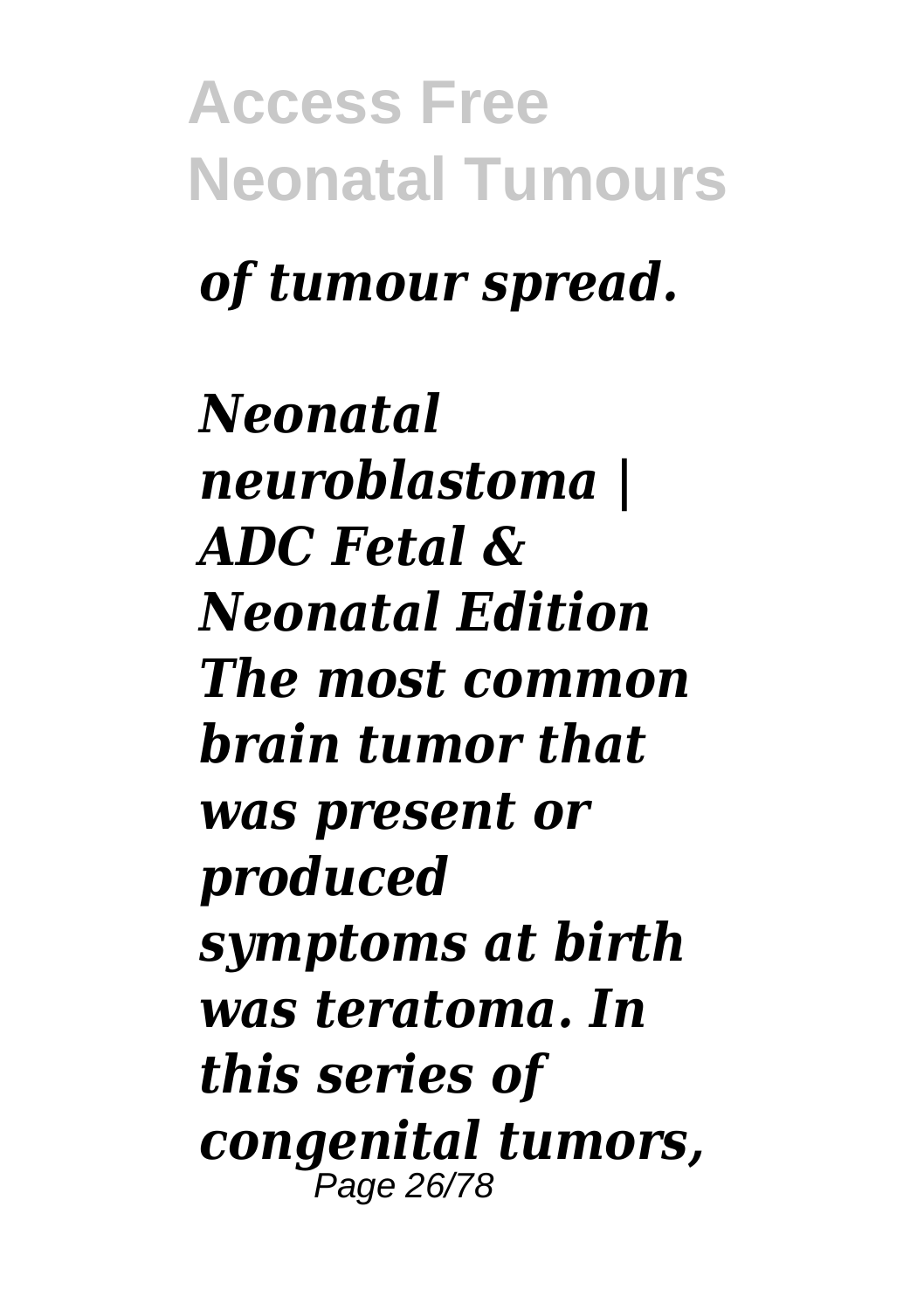*of tumour spread.*

***Neonatal neuroblastoma | ADC Fetal & Neonatal Edition***
***The most common brain tumor that was present or produced symptoms at birth was teratoma. In this series of congenital tumors,***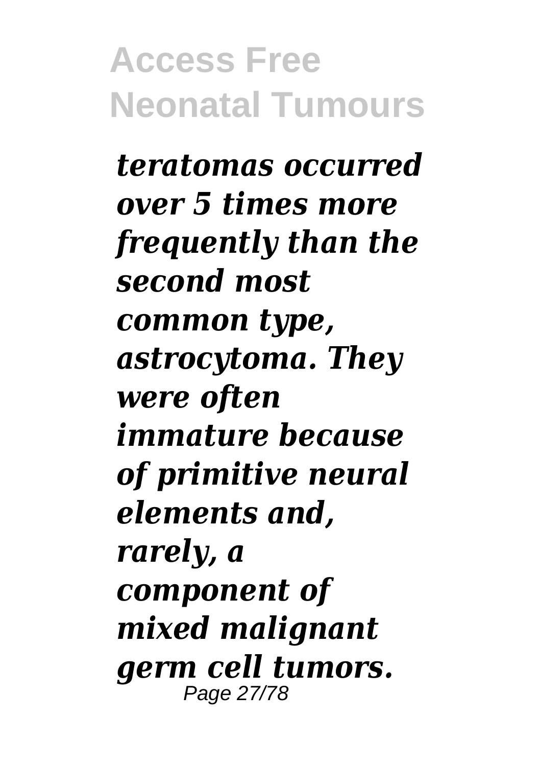***teratomas occurred over 5 times more frequently than the second most common type, astrocytoma. They were often immature because of primitive neural elements and, rarely, a component of mixed malignant germ cell tumors.***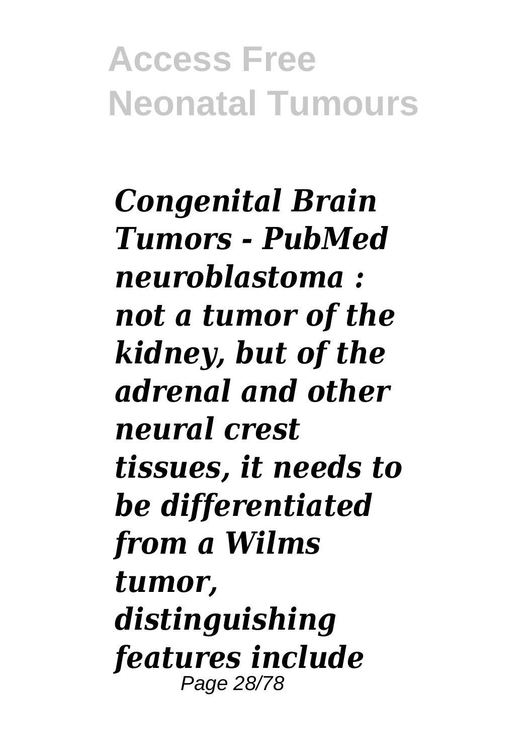*Congenital Brain Tumors - PubMed neuroblastoma : not a tumor of the kidney, but of the adrenal and other neural crest tissues, it needs to be differentiated from a Wilms tumor, distinguishing features include*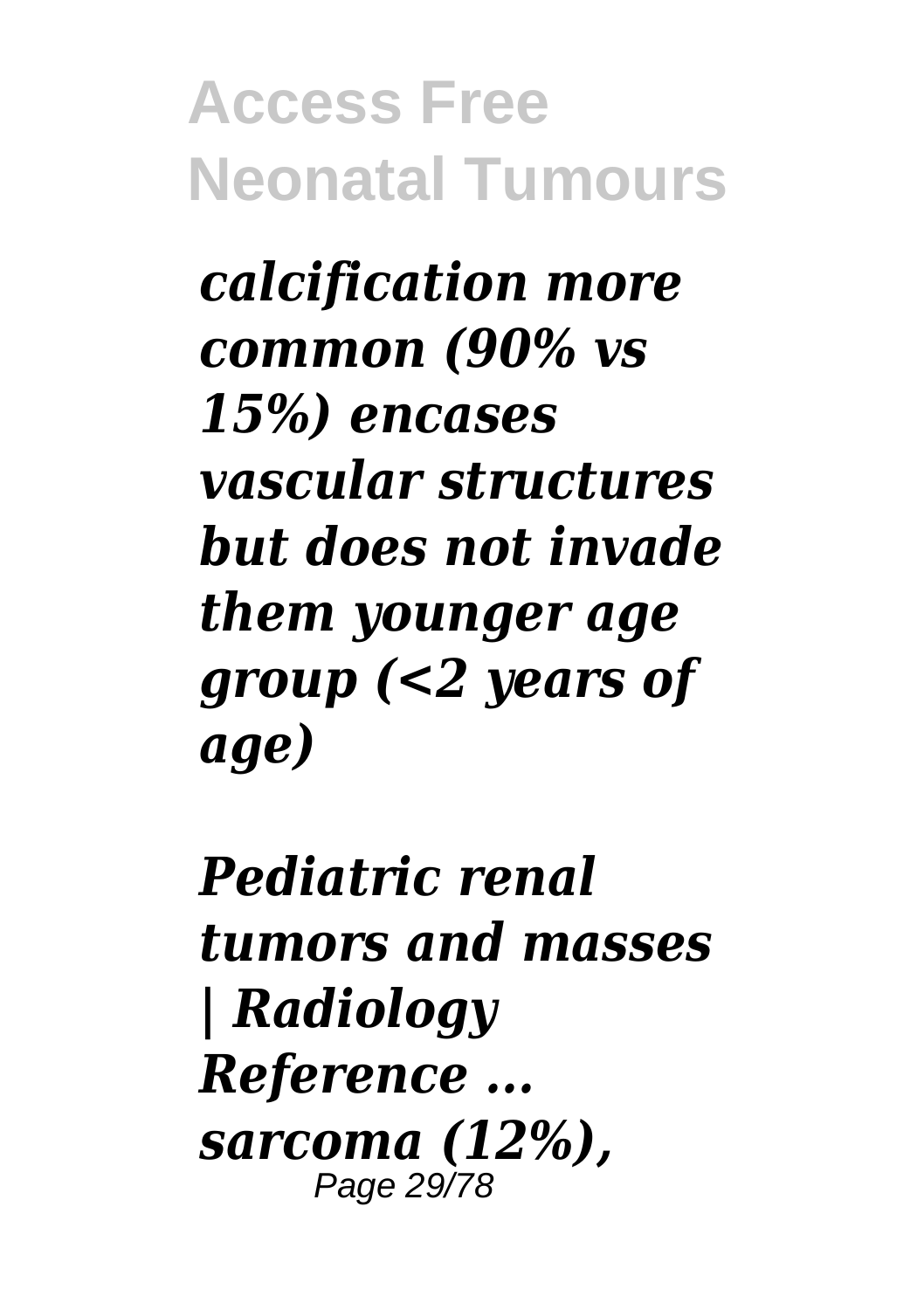***calcification more common (90% vs 15%) encases vascular structures but does not invade them younger age group (<2 years of age)***

***Pediatric renal tumors and masses | Radiology Reference ...***
***sarcoma (12%),***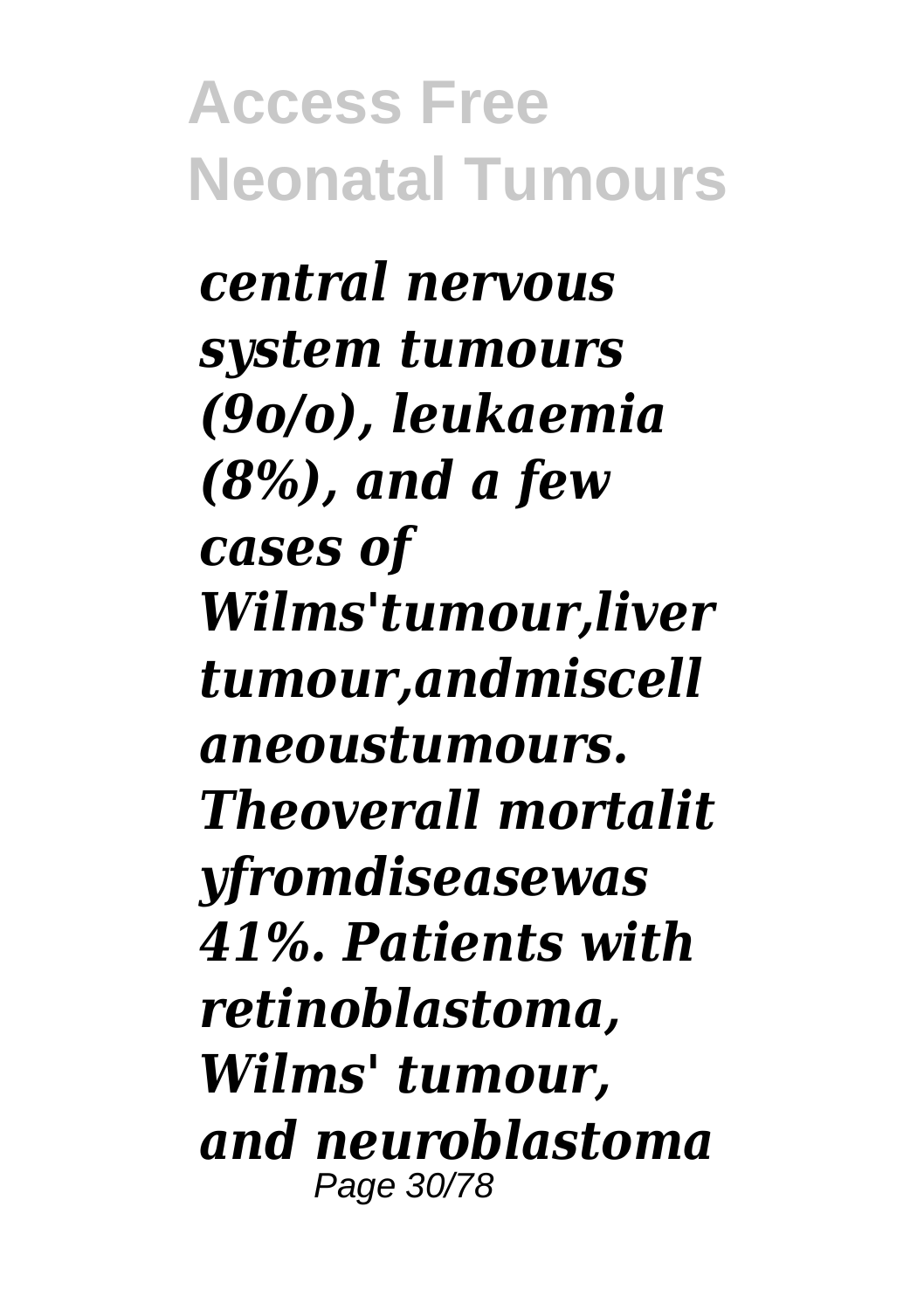*central nervous system tumours (9o/o), leukaemia (8%), and a few cases of Wilms'tumour,liver tumour,andmiscell aneoustumours. Theoverall mortalit yfromdiseasewas 41%. Patients with retinoblastoma, Wilms' tumour, and neuroblastoma*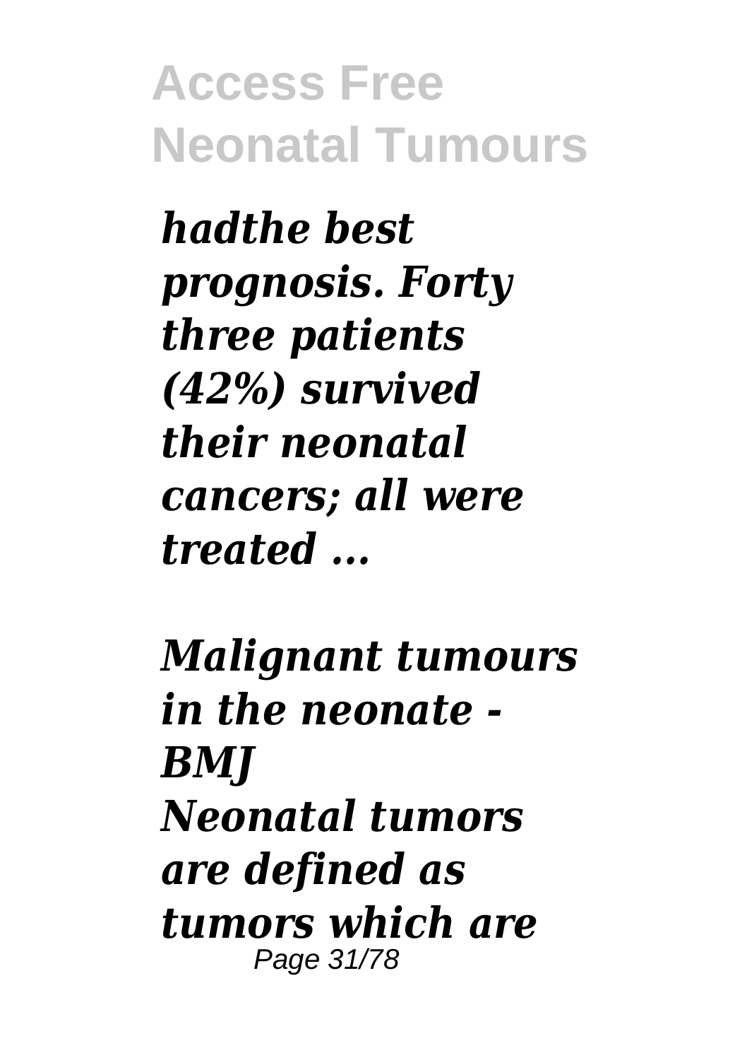*hadthe best prognosis. Forty three patients (42%) survived their neonatal cancers; all were treated ...*

*Malignant tumours in the neonate - BMJ*

*Neonatal tumors are defined as tumors which are*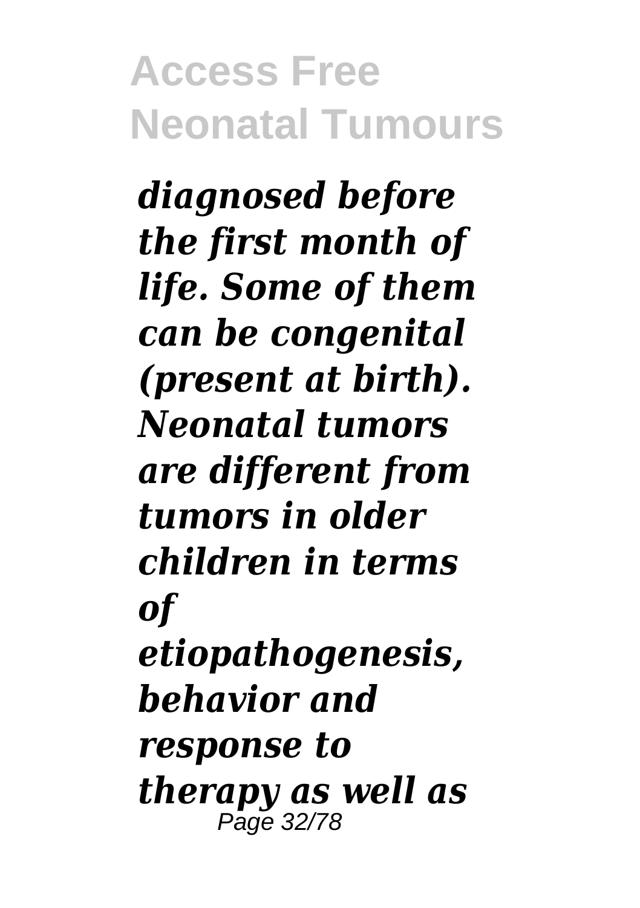*diagnosed before the first month of life. Some of them can be congenital (present at birth). Neonatal tumors are different from tumors in older children in terms of etiopathogenesis, behavior and response to therapy as well as*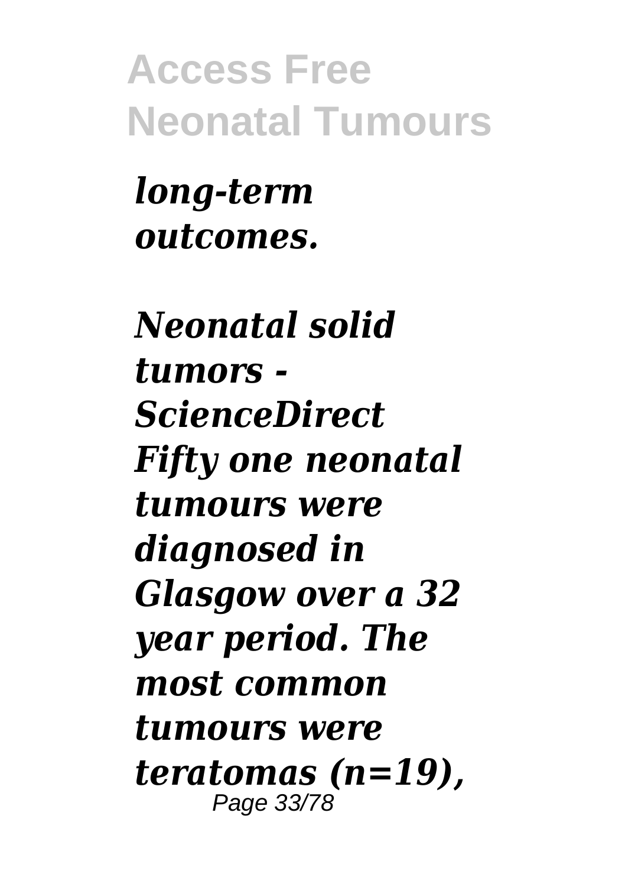*long-term outcomes.*

***Neonatal solid tumors - ScienceDirect***
***Fifty one neonatal tumours were diagnosed in Glasgow over a 32 year period. The most common tumours were teratomas (n=19),***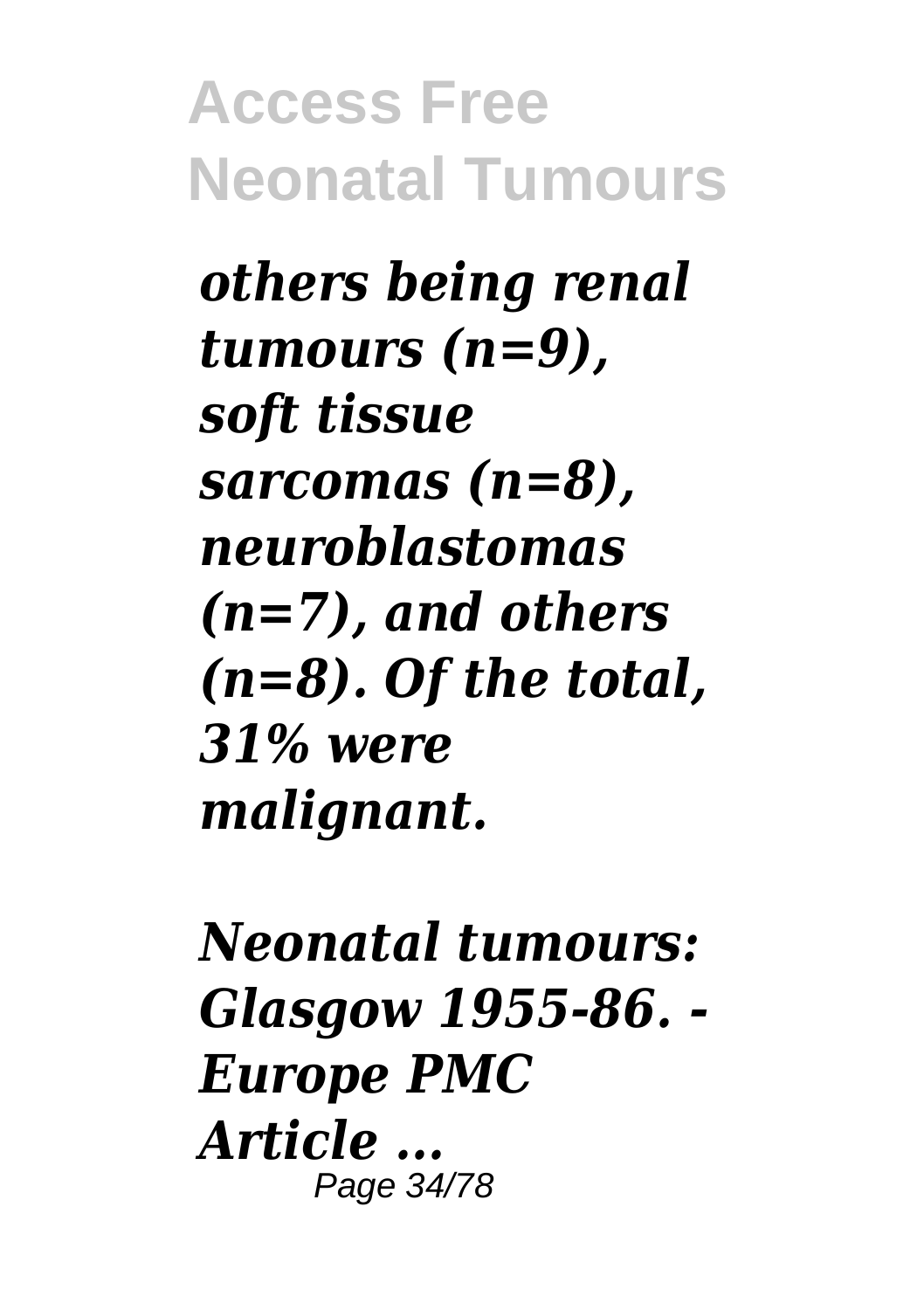*others being renal tumours (n=9), soft tissue sarcomas (n=8), neuroblastomas (n=7), and others (n=8). Of the total, 31% were malignant.*

*Neonatal tumours: Glasgow 1955-86. - Europe PMC Article ...*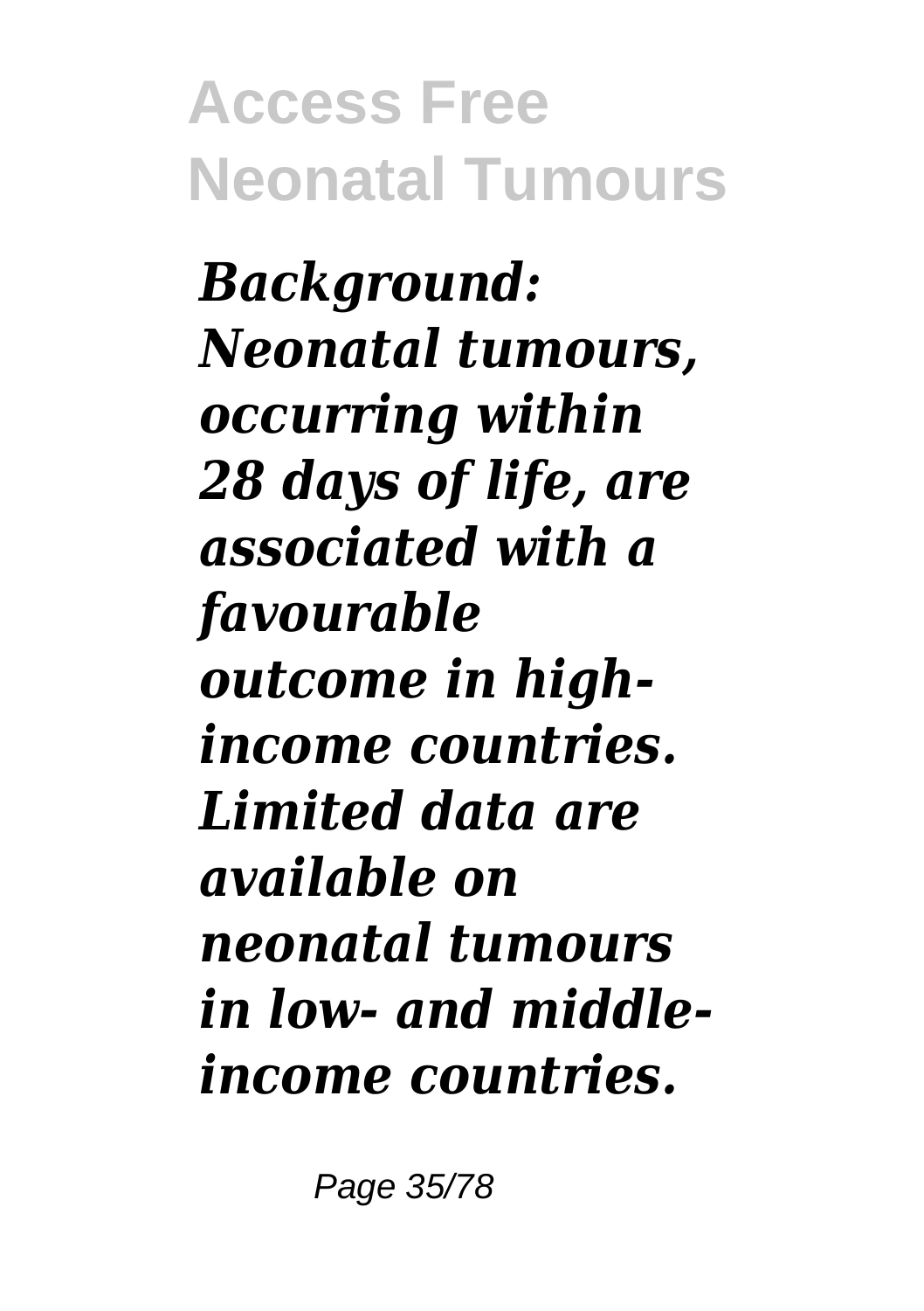***Background: Neonatal tumours, occurring within 28 days of life, are associated with a favourable outcome in high-income countries. Limited data are available on neonatal tumours in low- and middle-income countries.***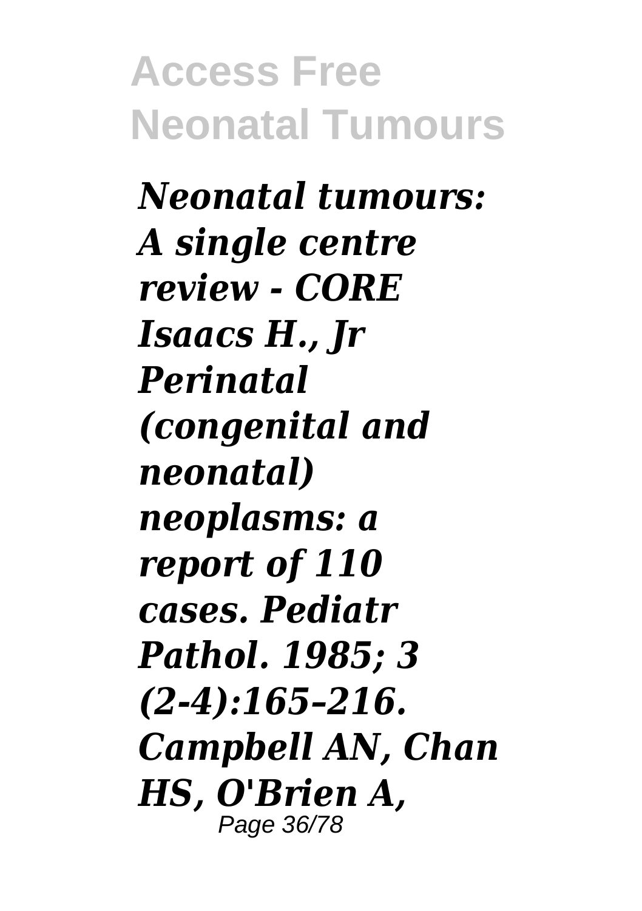*Neonatal tumours: A single centre review - CORE Isaacs H., Jr Perinatal (congenital and neonatal) neoplasms: a report of 110 cases. Pediatr Pathol. 1985; 3 (2-4):165–216. Campbell AN, Chan HS, O'Brien A,*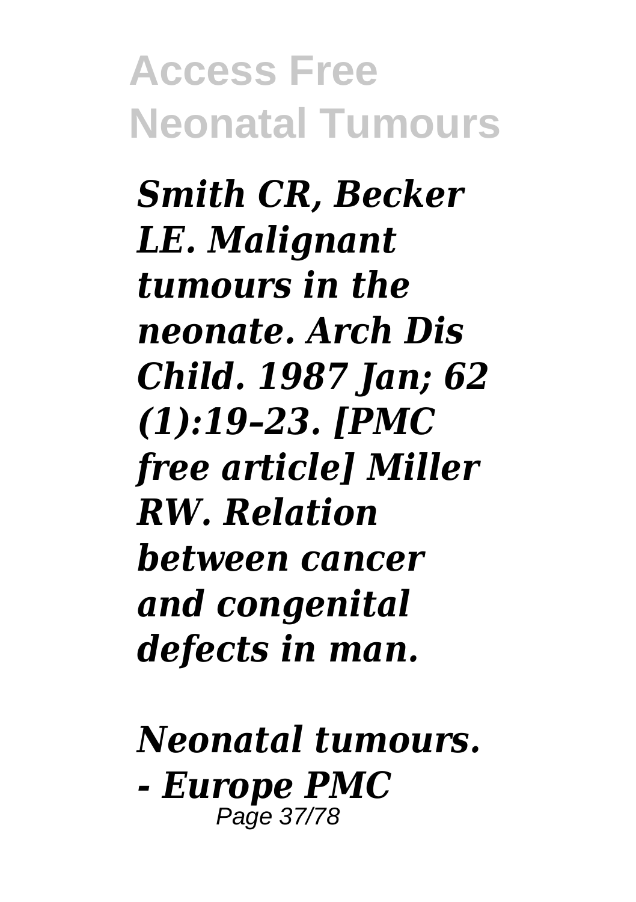***Smith CR, Becker LE. Malignant tumours in the neonate. Arch Dis Child. 1987 Jan; 62 (1):19–23. [PMC free article] Miller RW. Relation between cancer and congenital defects in man.***

***Neonatal tumours. - Europe PMC***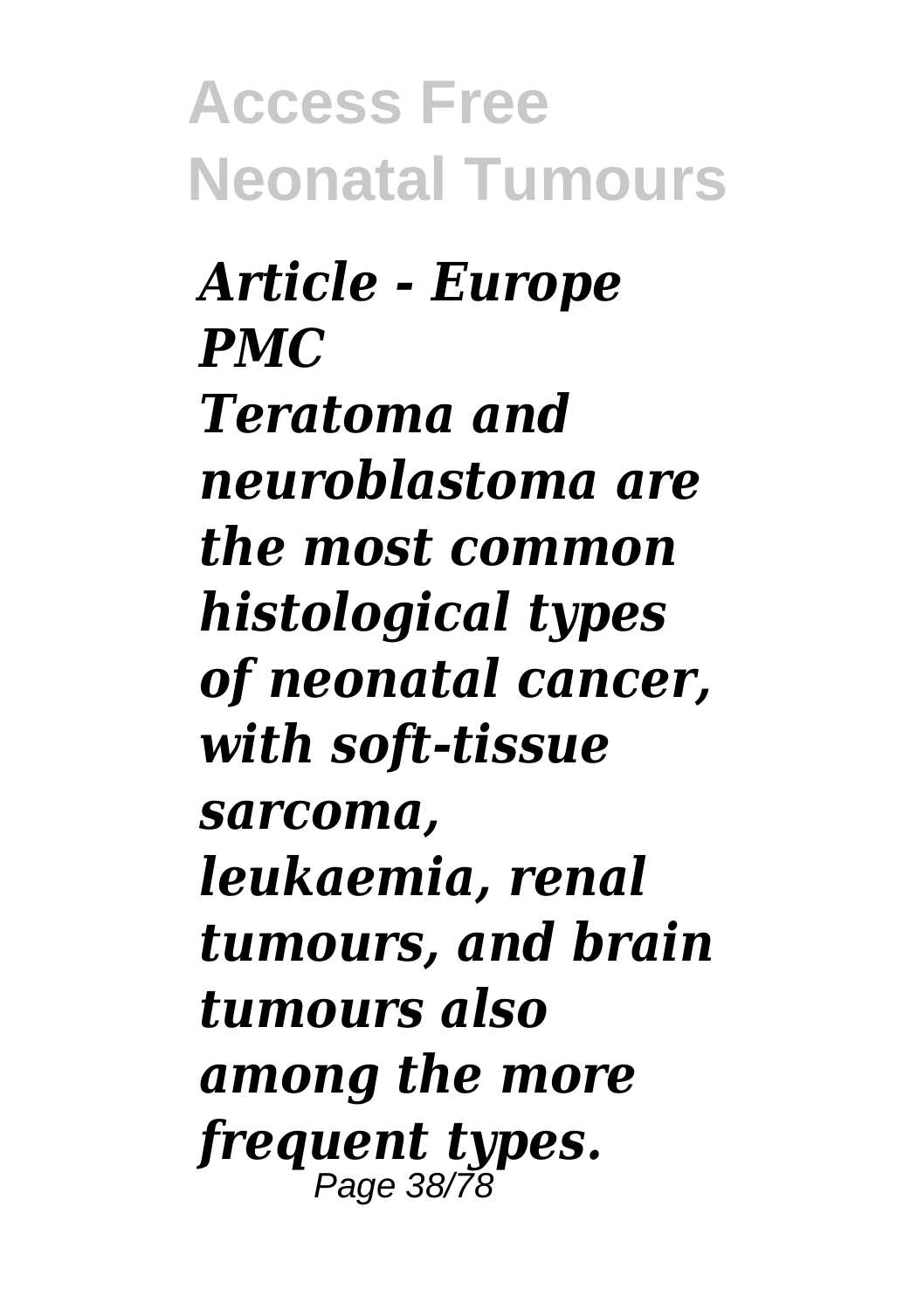*Article - Europe PMC*

*Teratoma and neuroblastoma are the most common histological types of neonatal cancer, with soft-tissue sarcoma, leukaemia, renal tumours, and brain tumours also among the more frequent types.*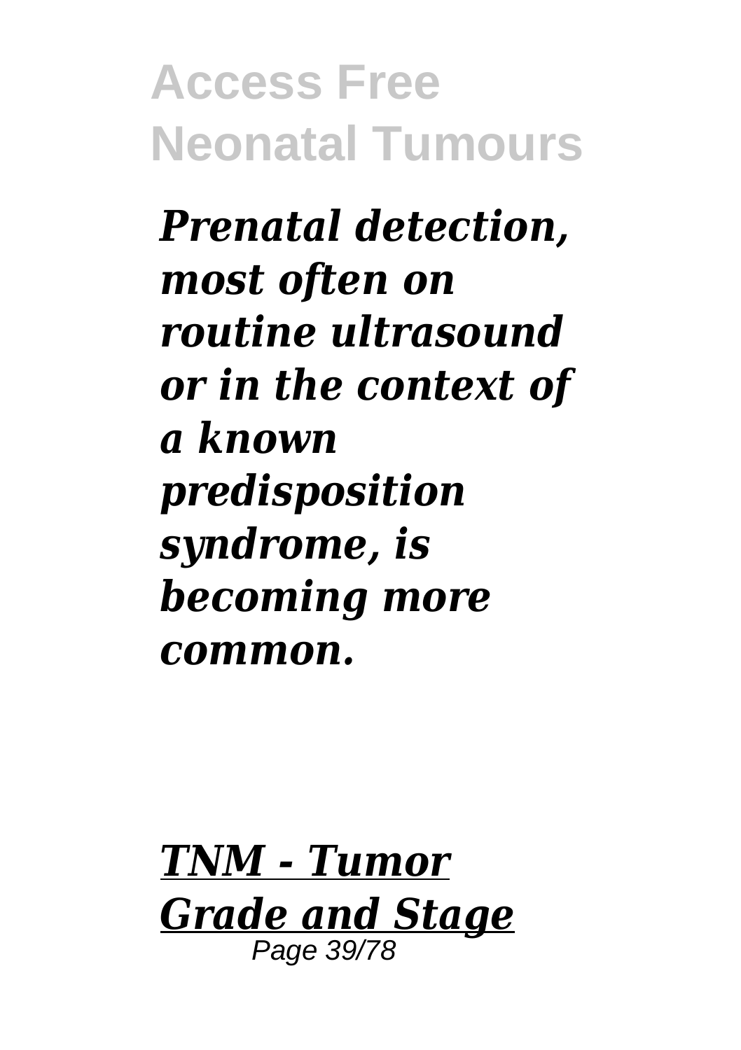*Prenatal detection, most often on routine ultrasound or in the context of a known predisposition syndrome, is becoming more common.*

***TNM - Tumor Grade and Stage***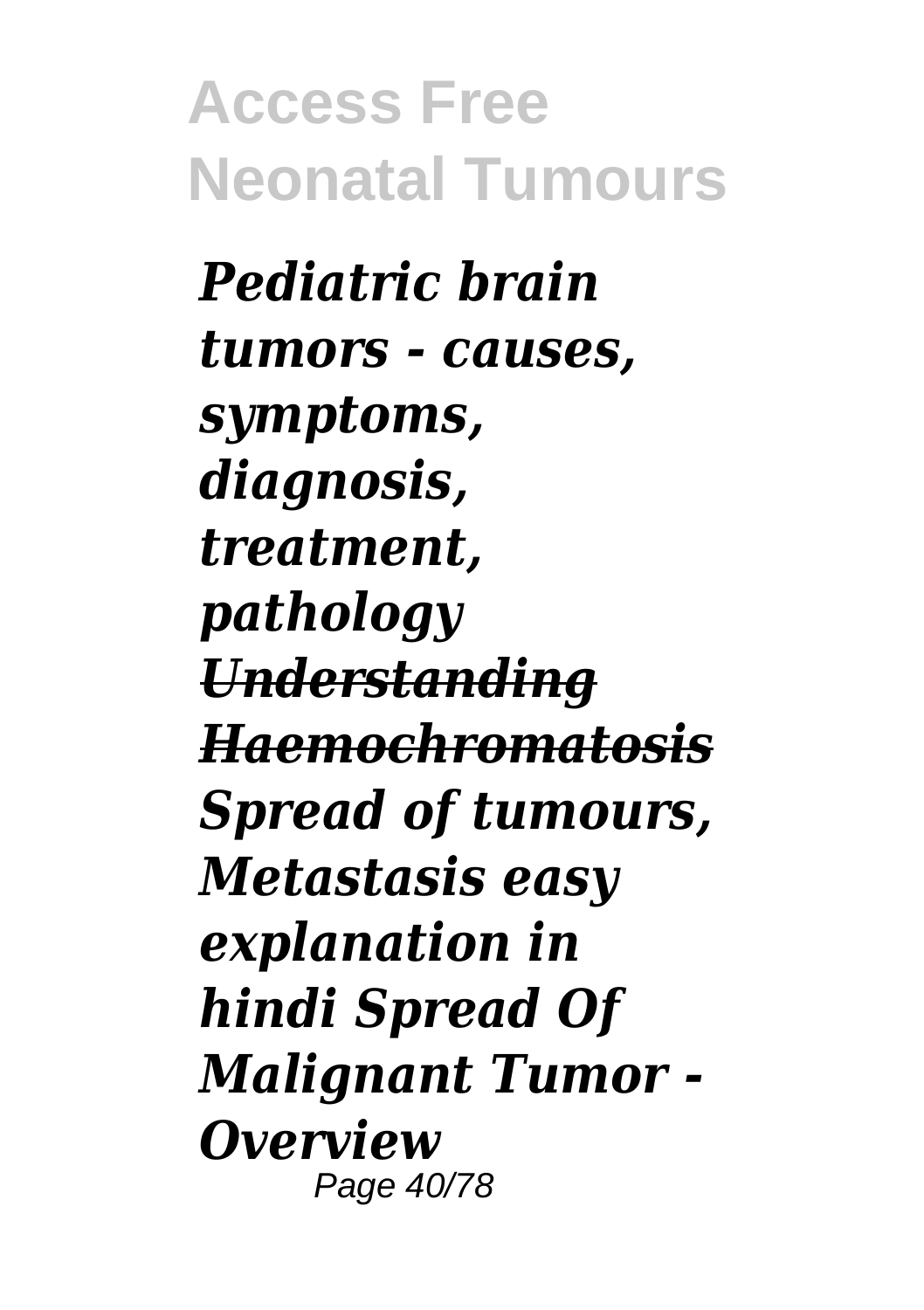*Pediatric brain tumors - causes, symptoms, diagnosis, treatment, pathology* *Understanding Haemochromatosis* *Spread of tumours, Metastasis easy explanation in hindi Spread Of Malignant Tumor - Overview*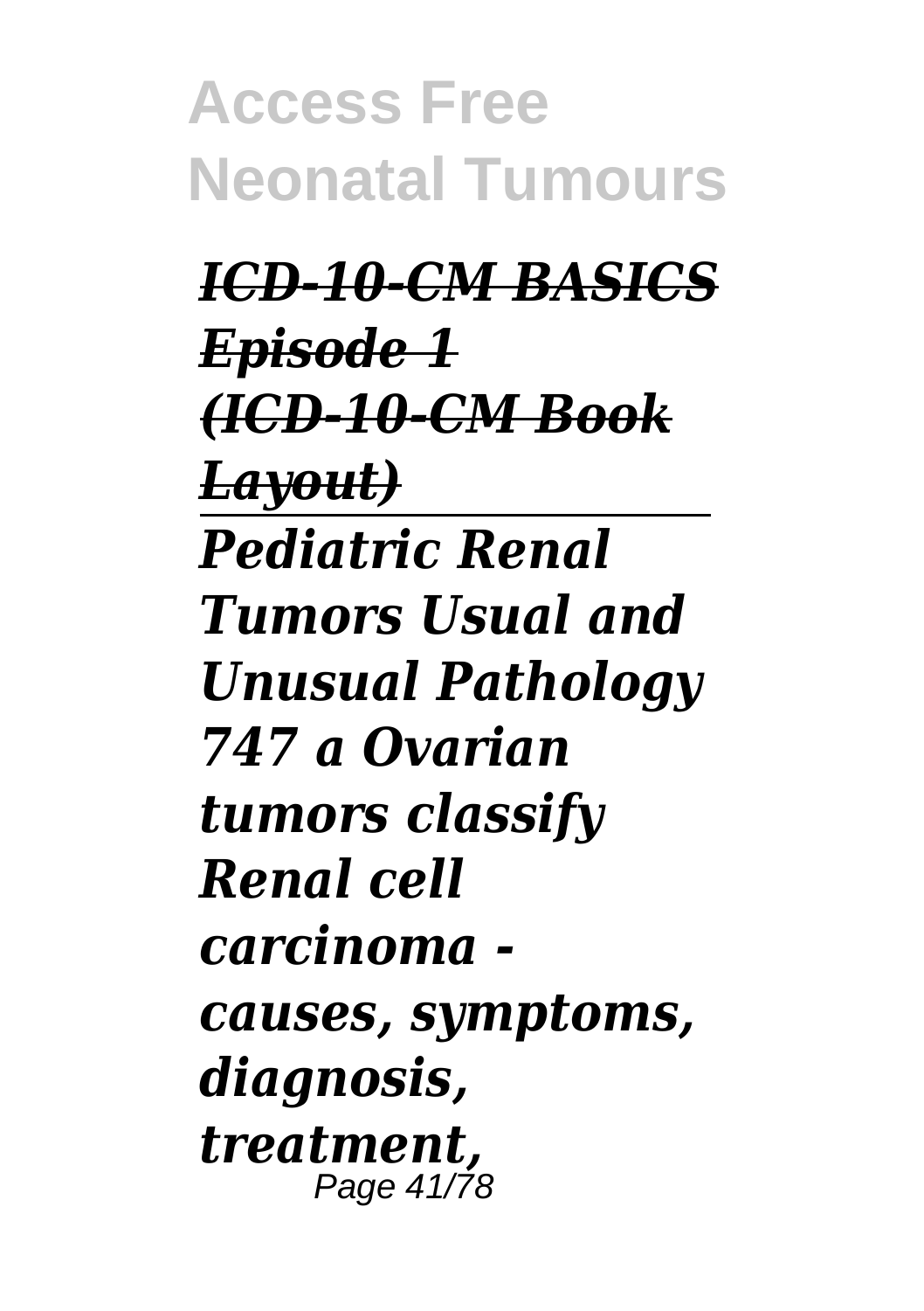*ICD-10-CM BASICS Episode 1 (ICD-10-CM Book Layout)*

---

*Pediatric Renal Tumors Usual and Unusual Pathology 747 a Ovarian tumors classify Renal cell carcinoma - causes, symptoms, diagnosis, treatment,*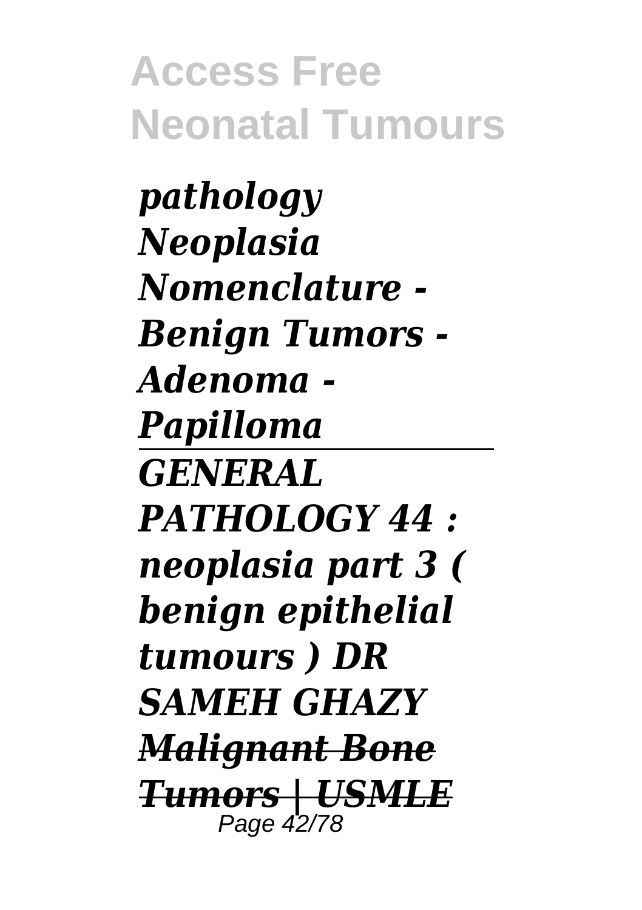*pathology Neoplasia Nomenclature - Benign Tumors - Adenoma - Papilloma*

---

*GENERAL PATHOLOGY 44 : neoplasia part 3 ( benign epithelial tumours ) DR SAMEH GHAZY*

*Malignant Bone Tumors | USMLE*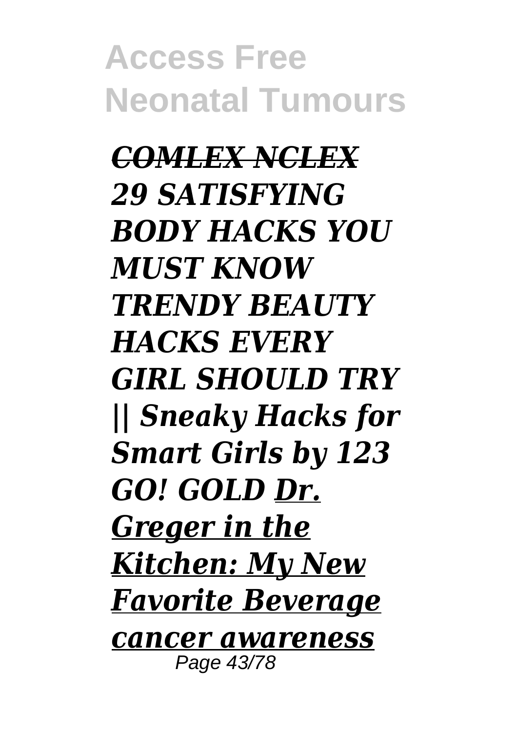*COMLEX NCLEX* *29 SATISFYING BODY HACKS YOU MUST KNOW TRENDY BEAUTY HACKS EVERY GIRL SHOULD TRY || Sneaky Hacks for Smart Girls by 123 GO! GOLD* *Dr. Greger in the Kitchen: My New Favorite Beverage* *cancer awareness*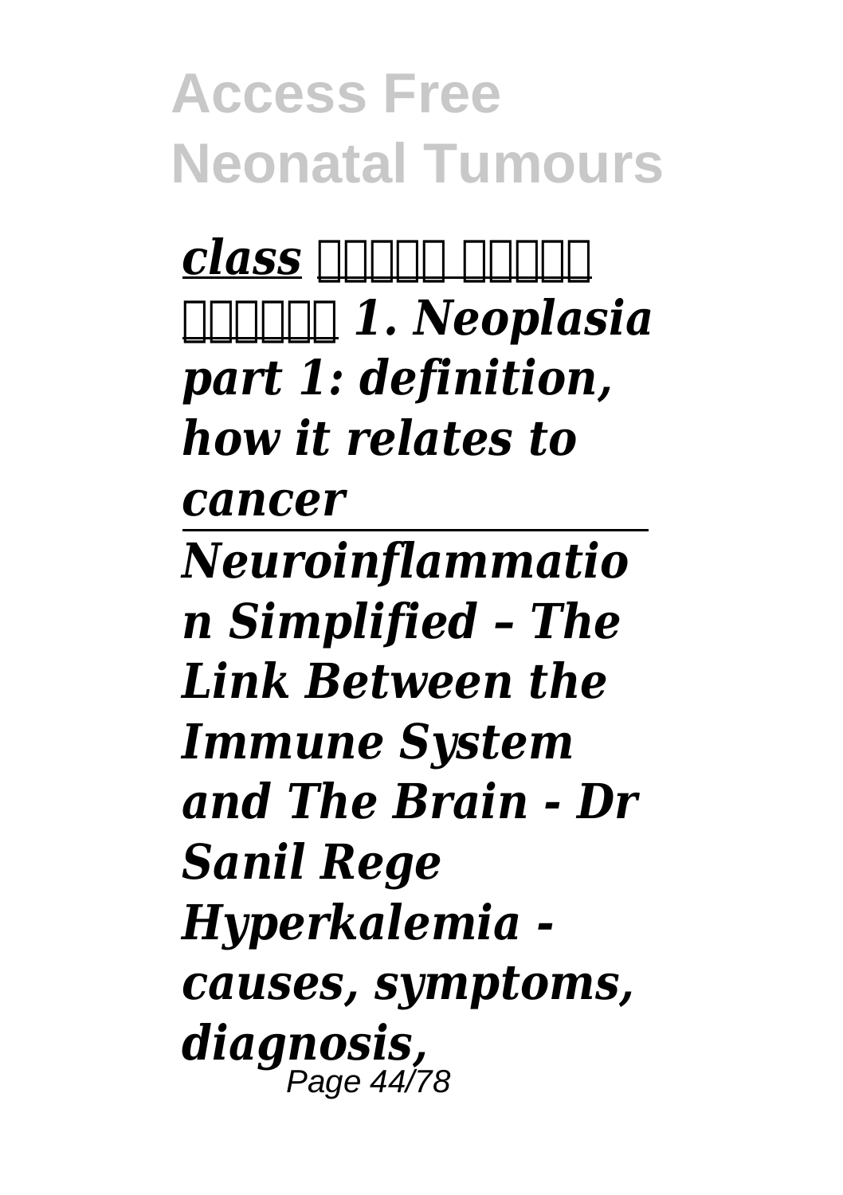*class* ▯▯▯▯▯ ▯▯▯▯▯ ▯▯▯▯▯▯ *1. Neoplasia part 1: definition, how it relates to cancer*

---

*Neuroinflammation Simplified – The Link Between the Immune System and The Brain - Dr Sanil Rege*
*Hyperkalemia - causes, symptoms, diagnosis,*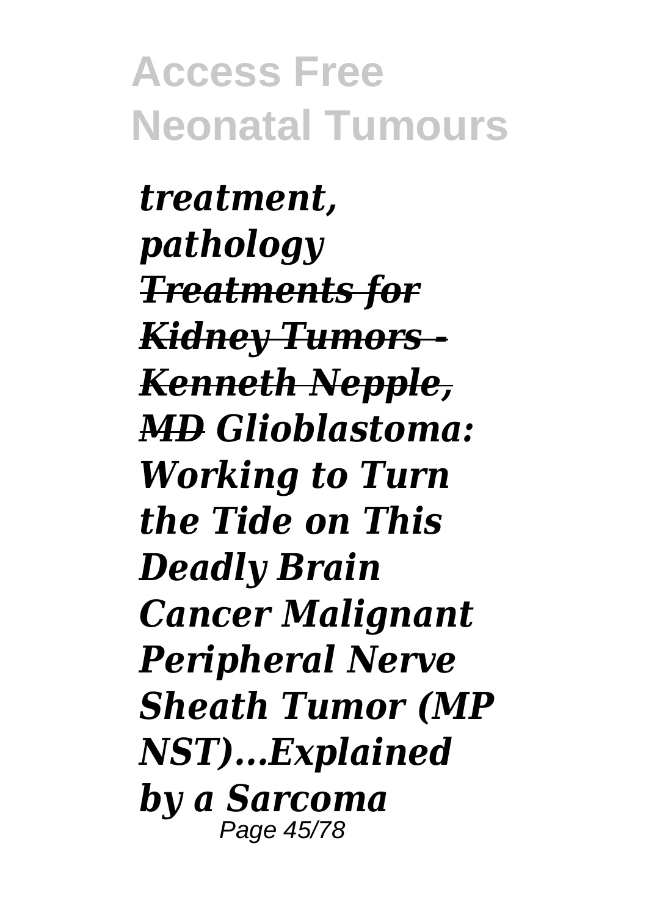*treatment, pathology* ~~*Treatments for Kidney Tumors - Kenneth Nepple, MD*~~ *Glioblastoma: Working to Turn the Tide on This Deadly Brain Cancer Malignant Peripheral Nerve Sheath Tumor (MPNST)...Explained by a Sarcoma*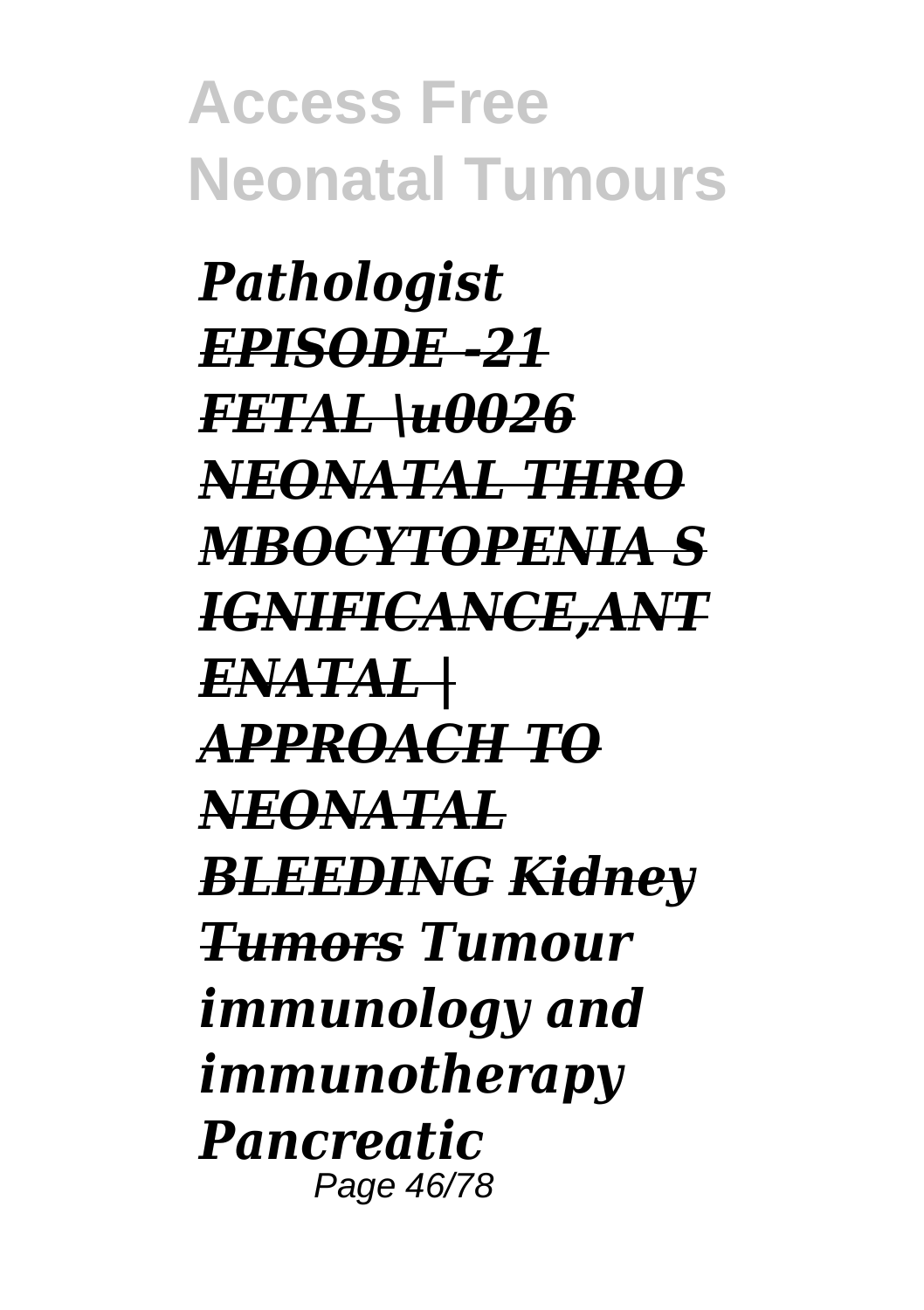*Pathologist* *EPISODE -21 FETAL \u0026 NEONATAL THROMBOCYTOPENIA SIGNIFICANCE,ANTENATAL | APPROACH TO NEONATAL BLEEDING* *Kidney Tumors* *Tumour immunology and immunotherapy* *Pancreatic*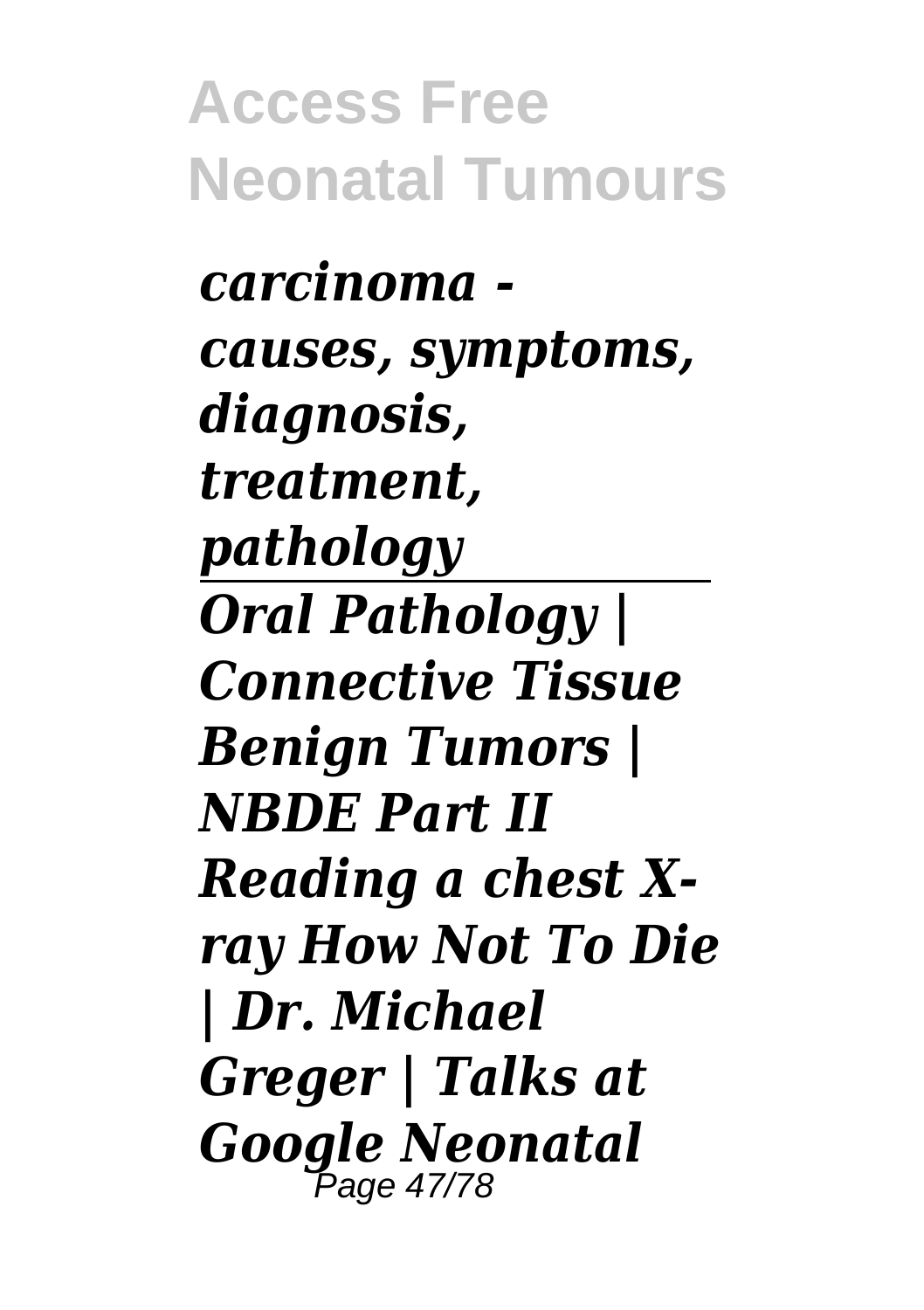*carcinoma - causes, symptoms, diagnosis, treatment, pathology*

---

*Oral Pathology | Connective Tissue Benign Tumors | NBDE Part II Reading a chest X-ray How Not To Die | Dr. Michael Greger | Talks at Google Neonatal*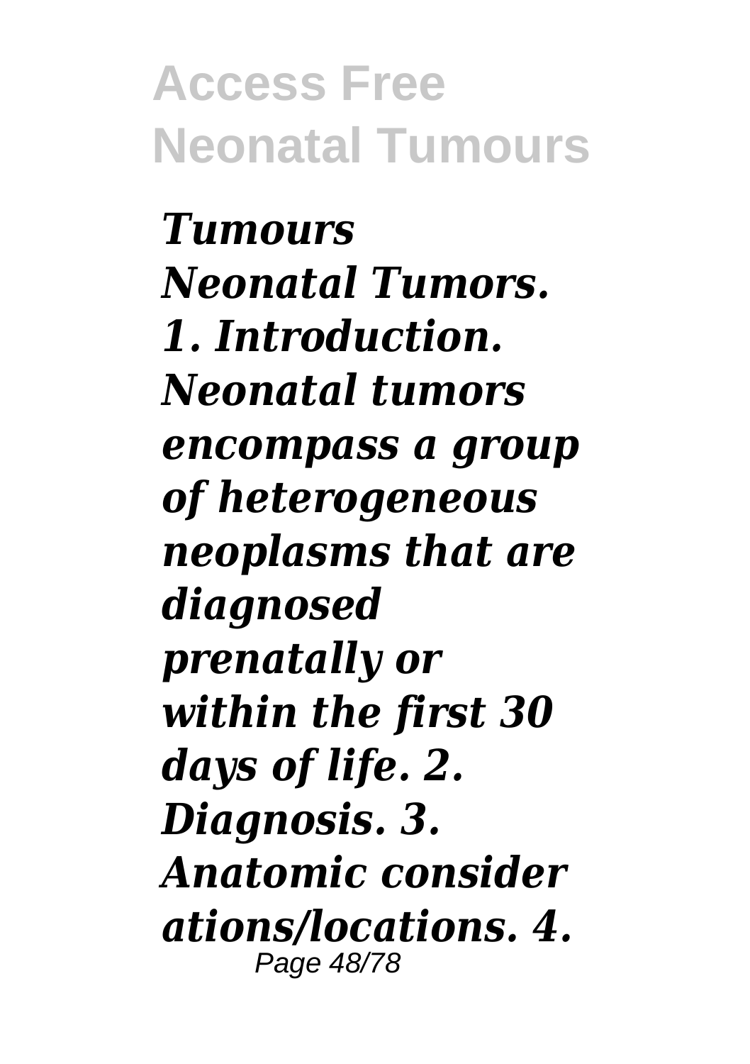*Tumours Neonatal Tumors. 1. Introduction. Neonatal tumors encompass a group of heterogeneous neoplasms that are diagnosed prenatally or within the first 30 days of life. 2. Diagnosis. 3. Anatomic considerations/locations. 4.*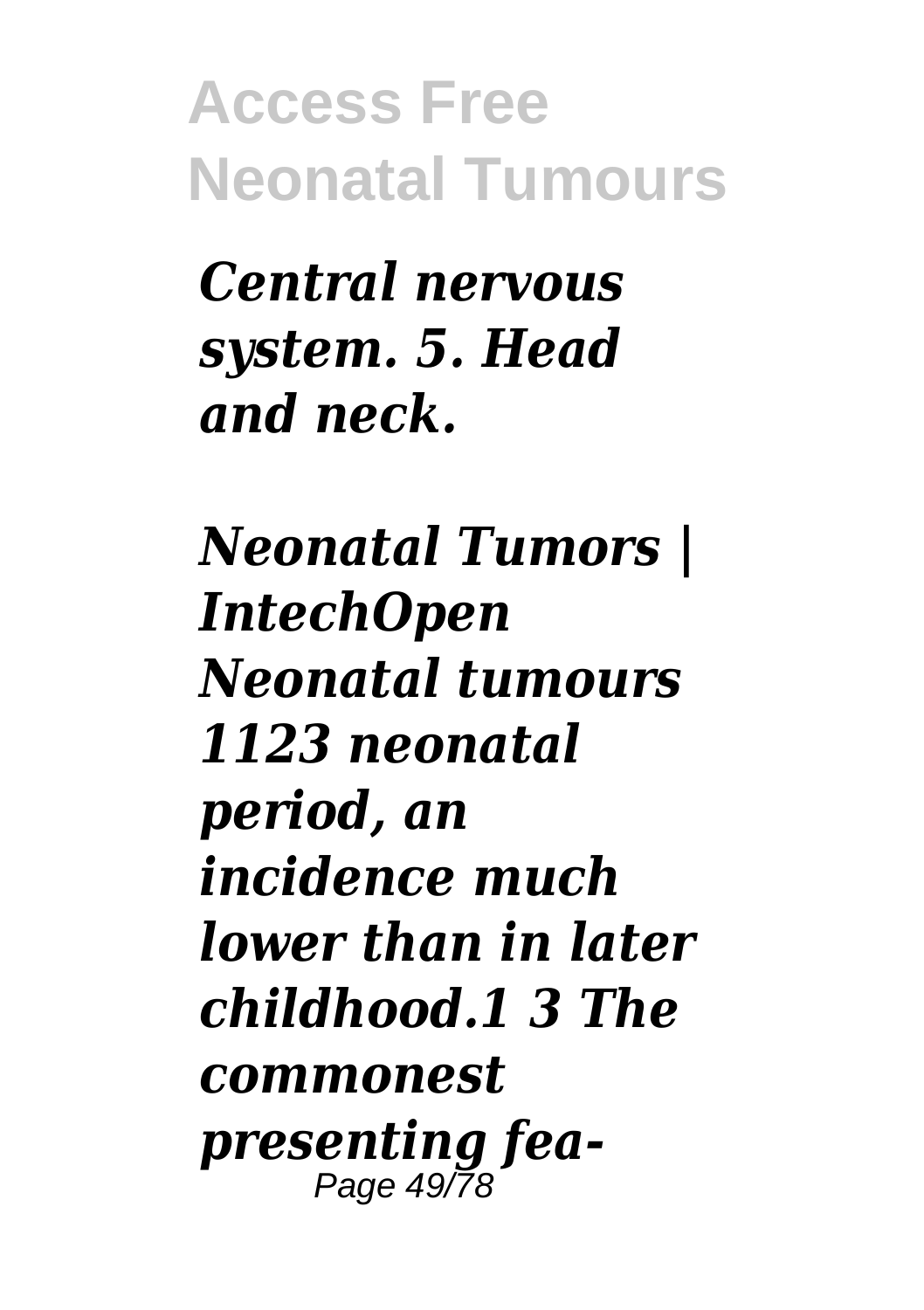*Central nervous system. 5. Head and neck.*

*Neonatal Tumors | IntechOpen Neonatal tumours 1123 neonatal period, an incidence much lower than in later childhood.1 3 The commonest presenting fea-*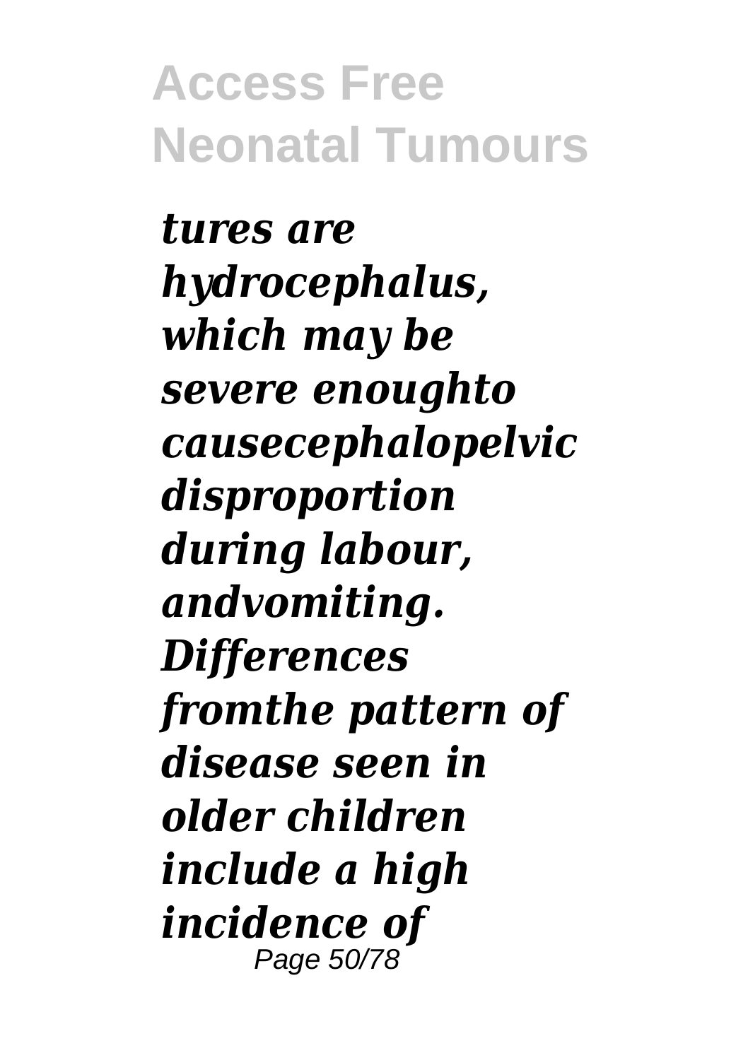*tures are hydrocephalus, which may be severe enoughto causecephalopelvic disproportion during labour, andvomiting. Differences fromthe pattern of disease seen in older children include a high incidence of*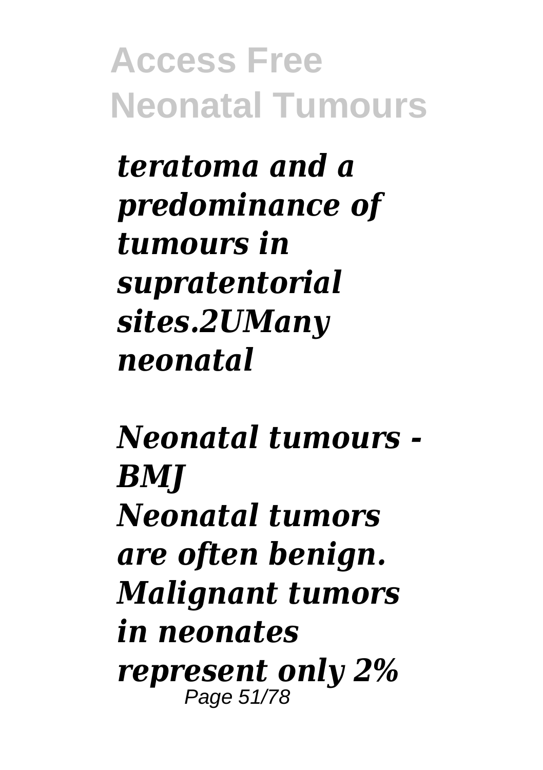*teratoma and a predominance of tumours in supratentorial sites.2UMany neonatal*

***Neonatal tumours - BMJ***

***Neonatal tumors are often benign. Malignant tumors in neonates represent only 2%***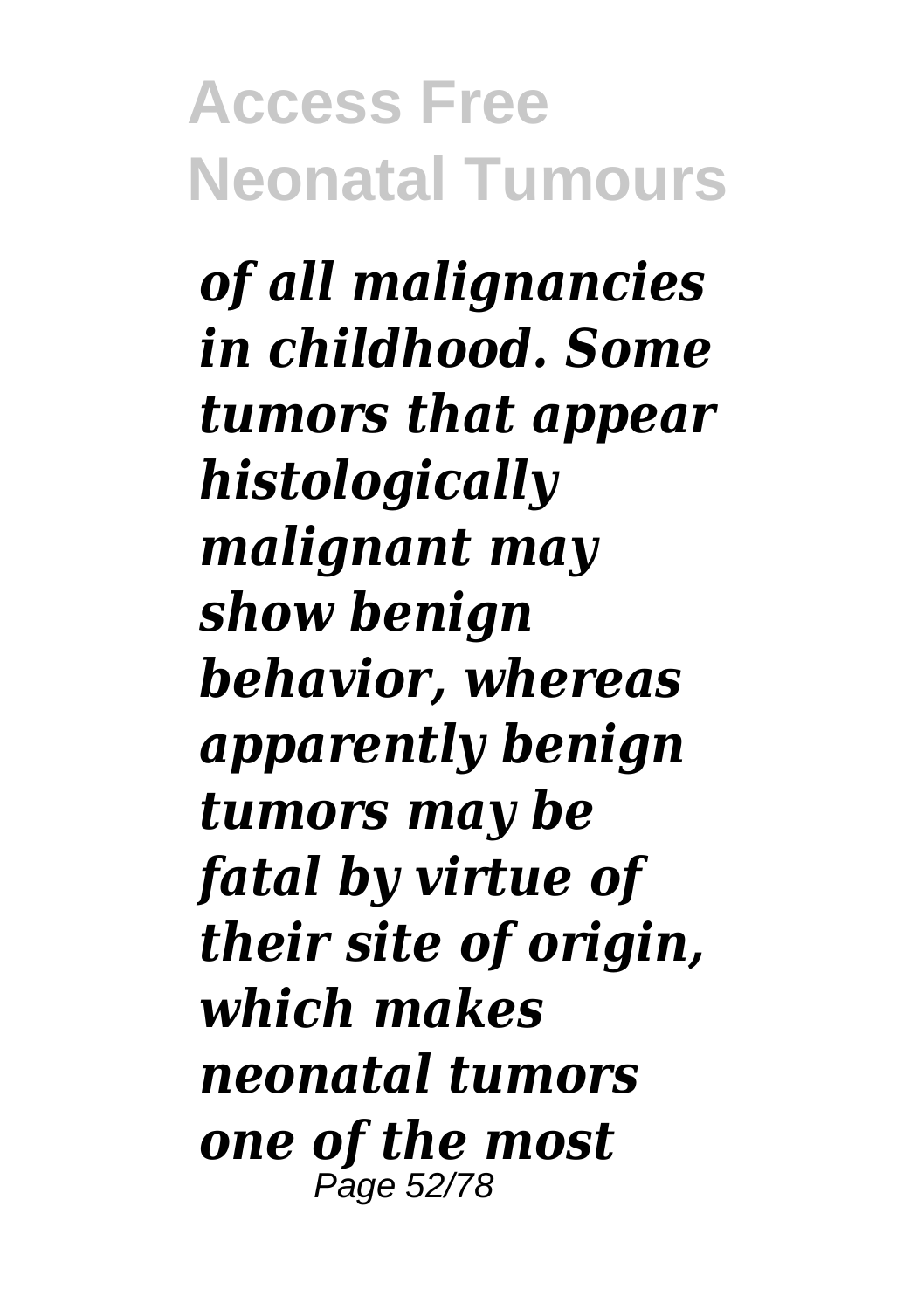*of all malignancies in childhood. Some tumors that appear histologically malignant may show benign behavior, whereas apparently benign tumors may be fatal by virtue of their site of origin, which makes neonatal tumors one of the most*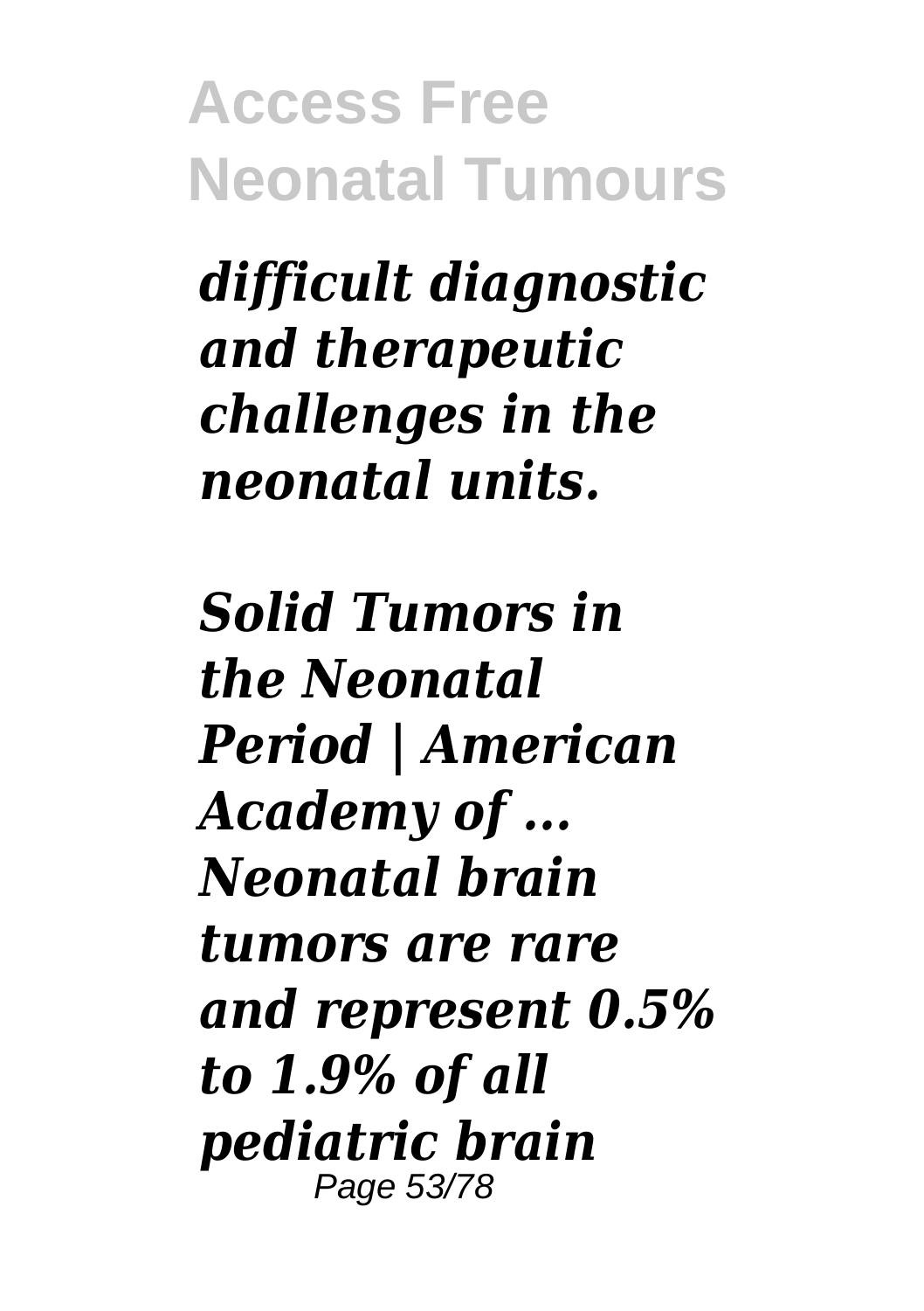*difficult diagnostic and therapeutic challenges in the neonatal units.*

*Solid Tumors in the Neonatal Period | American Academy of ...*
*Neonatal brain tumors are rare and represent 0.5% to 1.9% of all pediatric brain*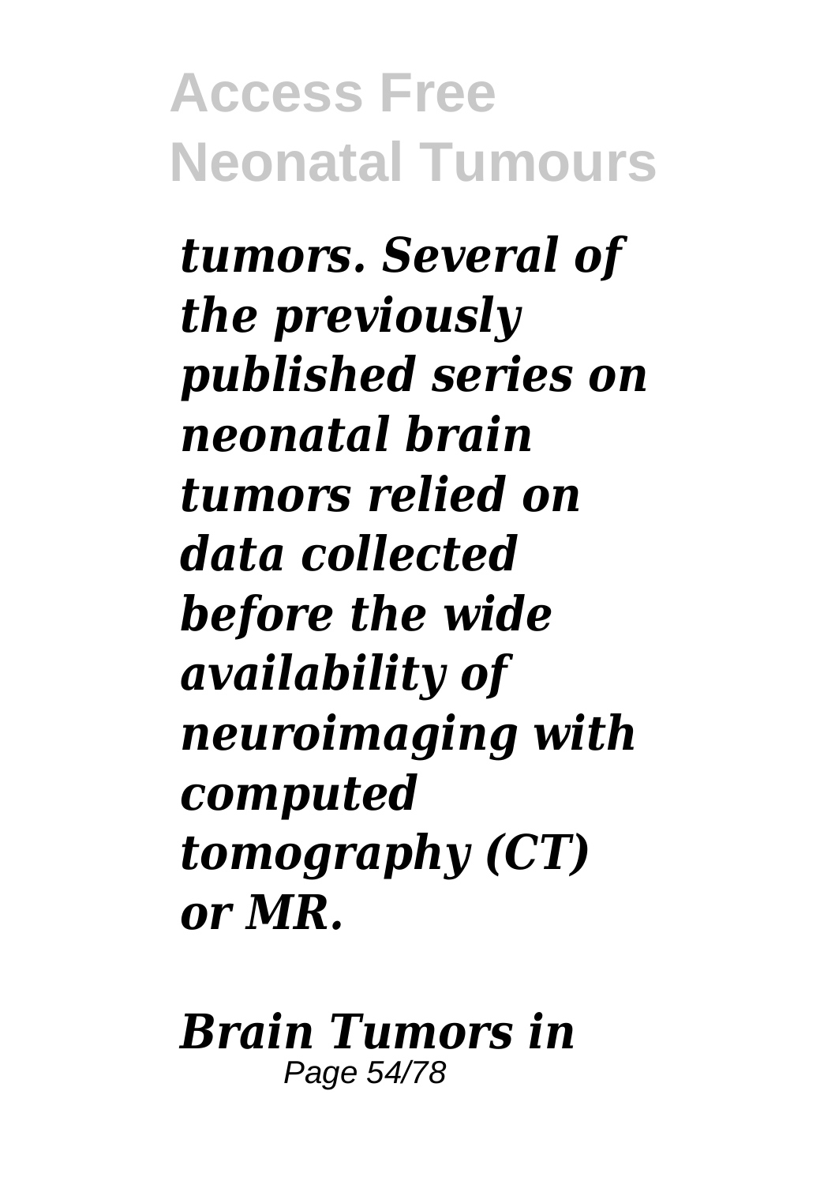*tumors. Several of the previously published series on neonatal brain tumors relied on data collected before the wide availability of neuroimaging with computed tomography (CT) or MR.*

*Brain Tumors in*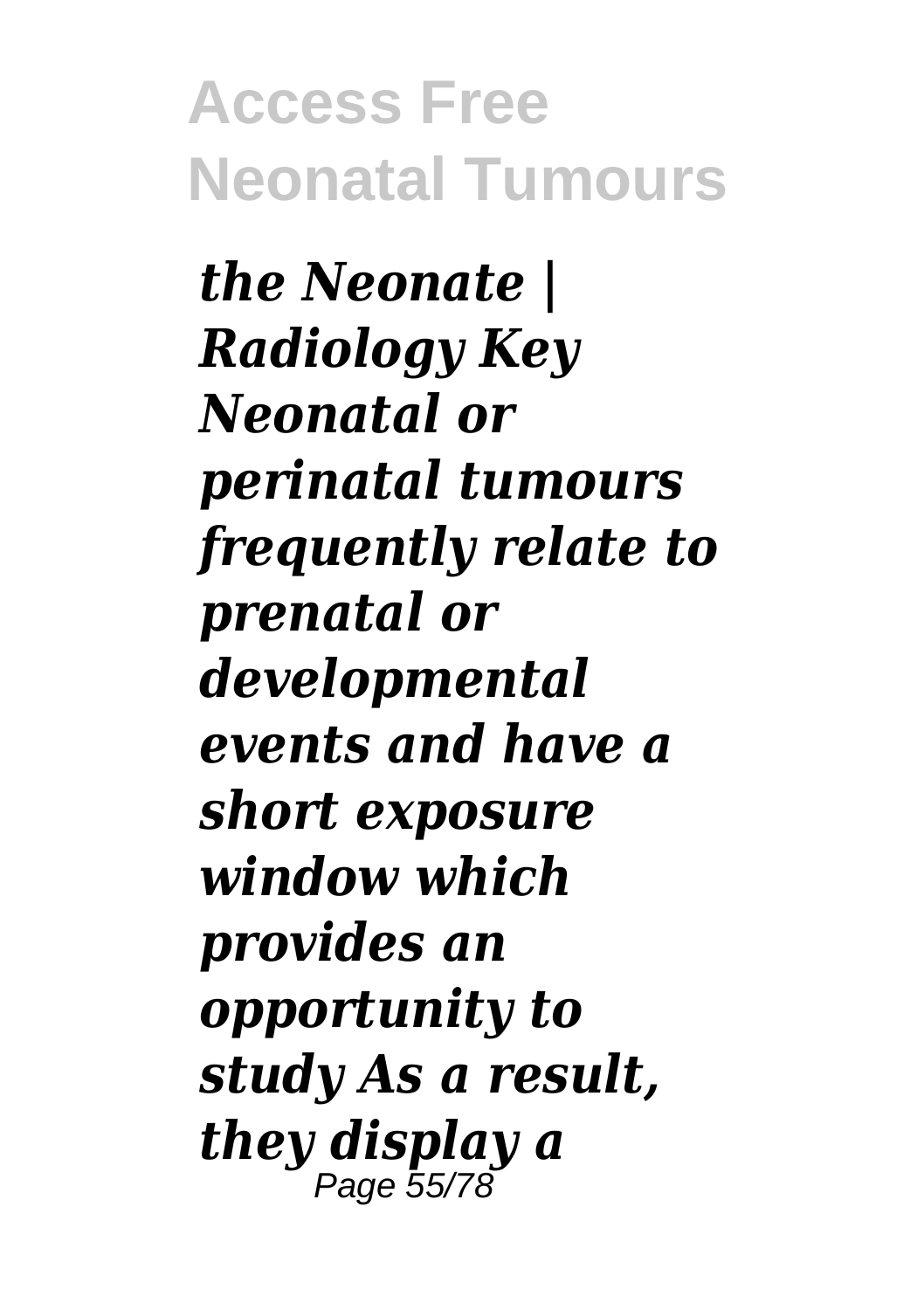*the Neonate | Radiology Key Neonatal or perinatal tumours frequently relate to prenatal or developmental events and have a short exposure window which provides an opportunity to study As a result, they display a*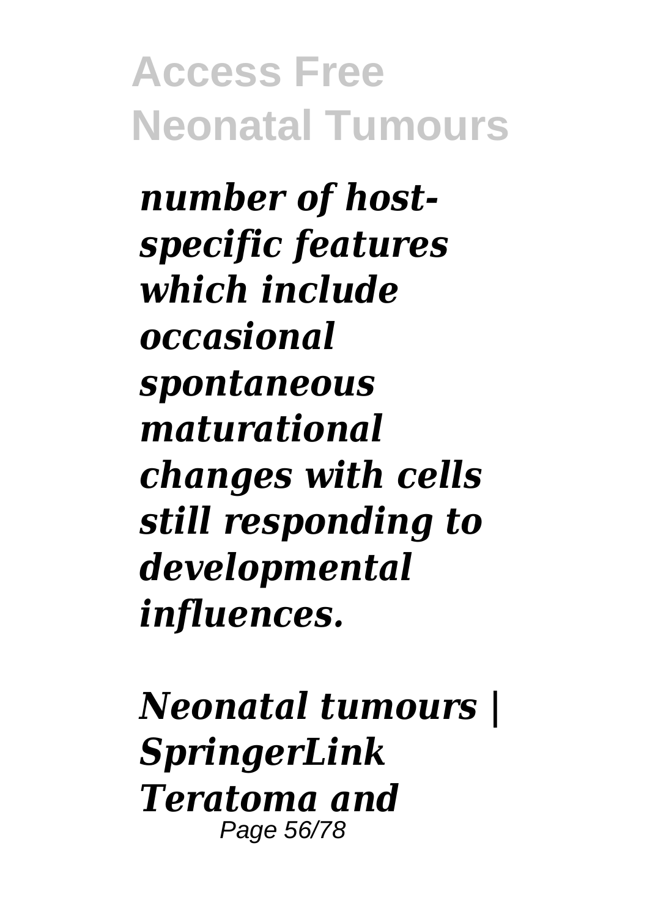***number of host-specific features which include occasional spontaneous maturational changes with cells still responding to developmental influences.***

***Neonatal tumours | SpringerLink***
***Teratoma and***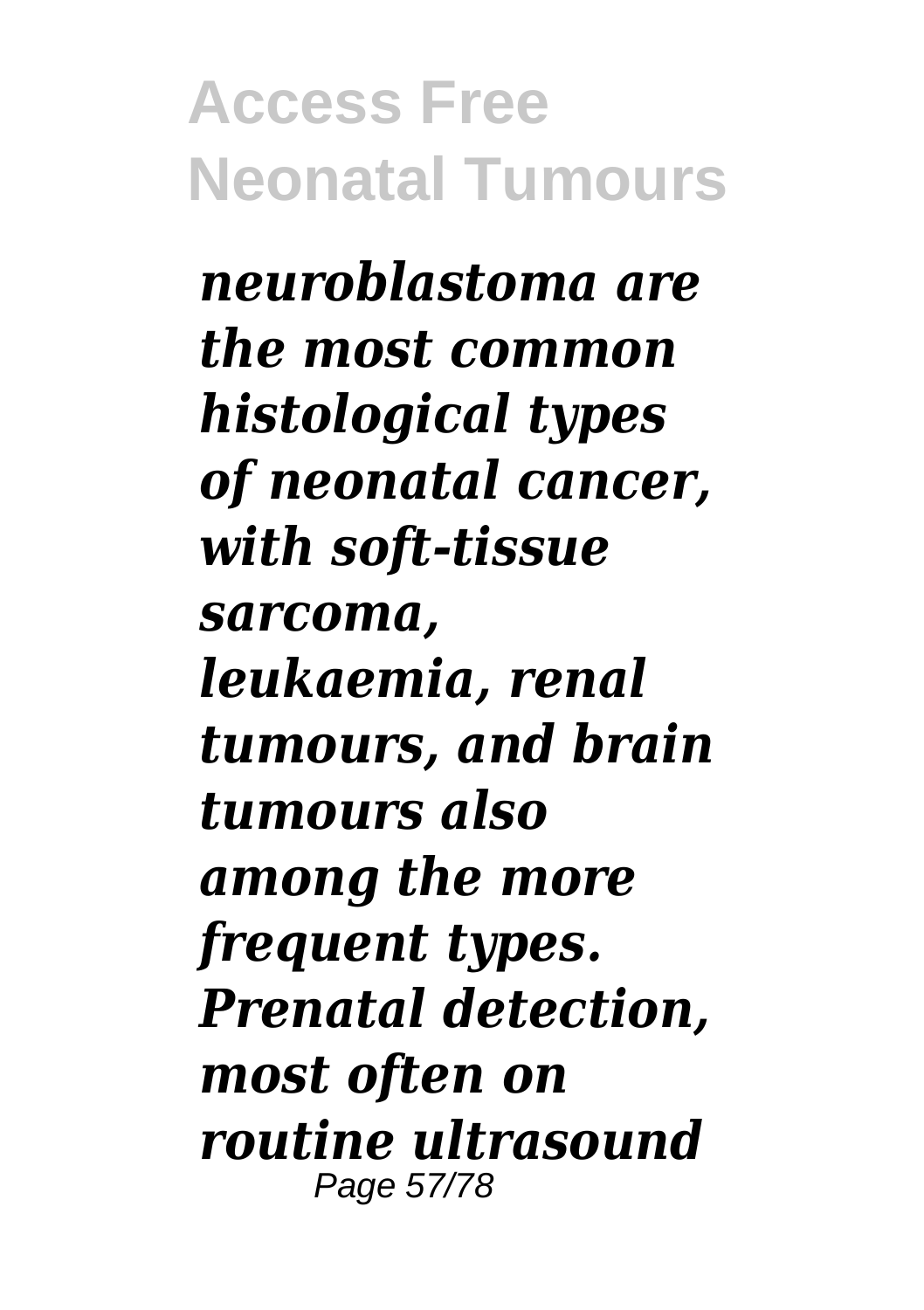*neuroblastoma are the most common histological types of neonatal cancer, with soft-tissue sarcoma, leukaemia, renal tumours, and brain tumours also among the more frequent types. Prenatal detection, most often on routine ultrasound*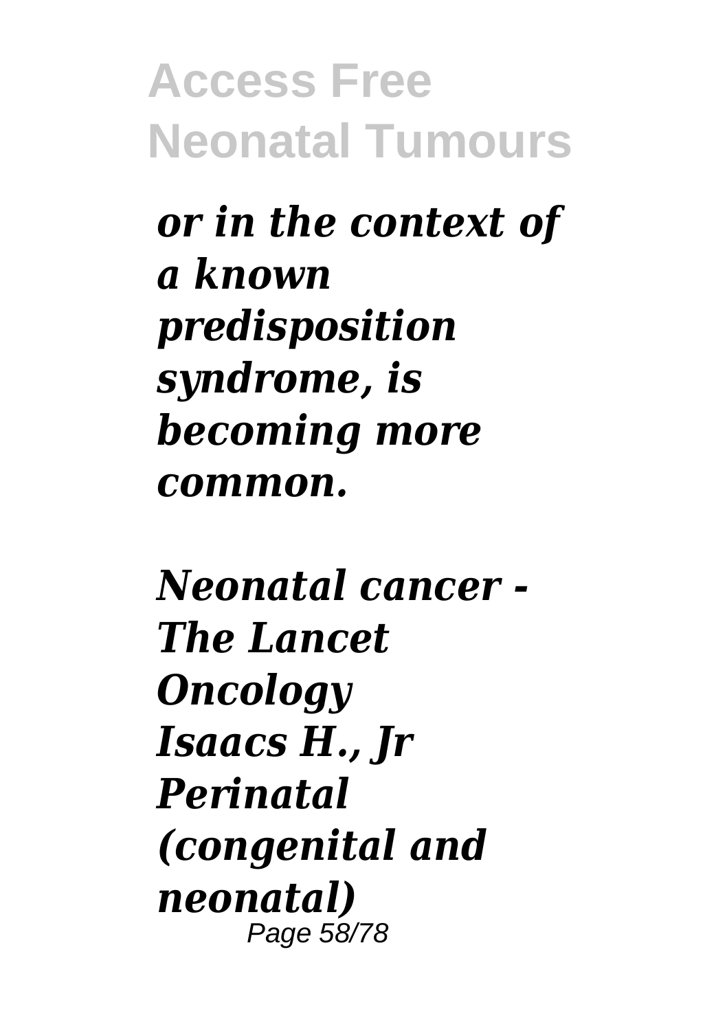*or in the context of a known predisposition syndrome, is becoming more common.*

*Neonatal cancer - The Lancet Oncology Isaacs H., Jr Perinatal (congenital and neonatal)*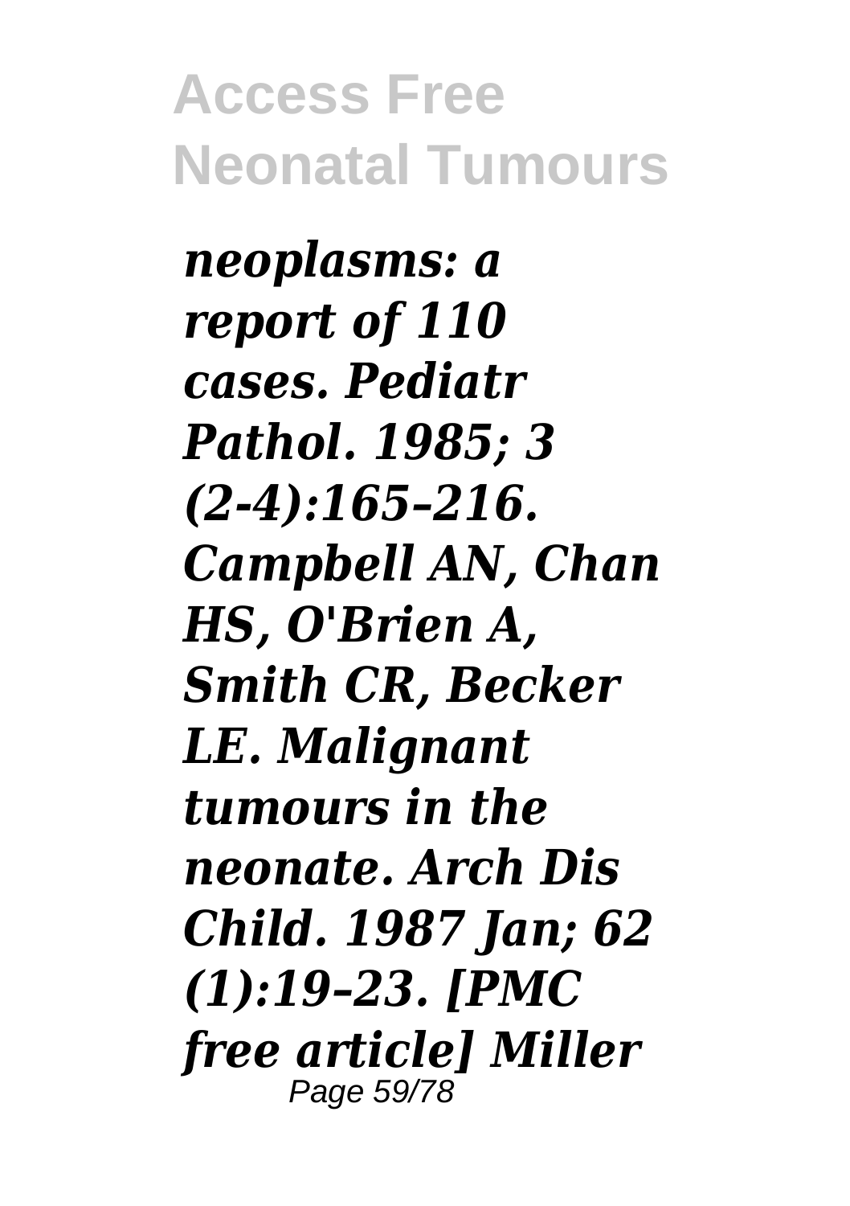*neoplasms: a report of 110 cases. Pediatr Pathol. 1985; 3 (2-4):165–216. Campbell AN, Chan HS, O'Brien A, Smith CR, Becker LE. Malignant tumours in the neonate. Arch Dis Child. 1987 Jan; 62 (1):19–23. [PMC free article] Miller*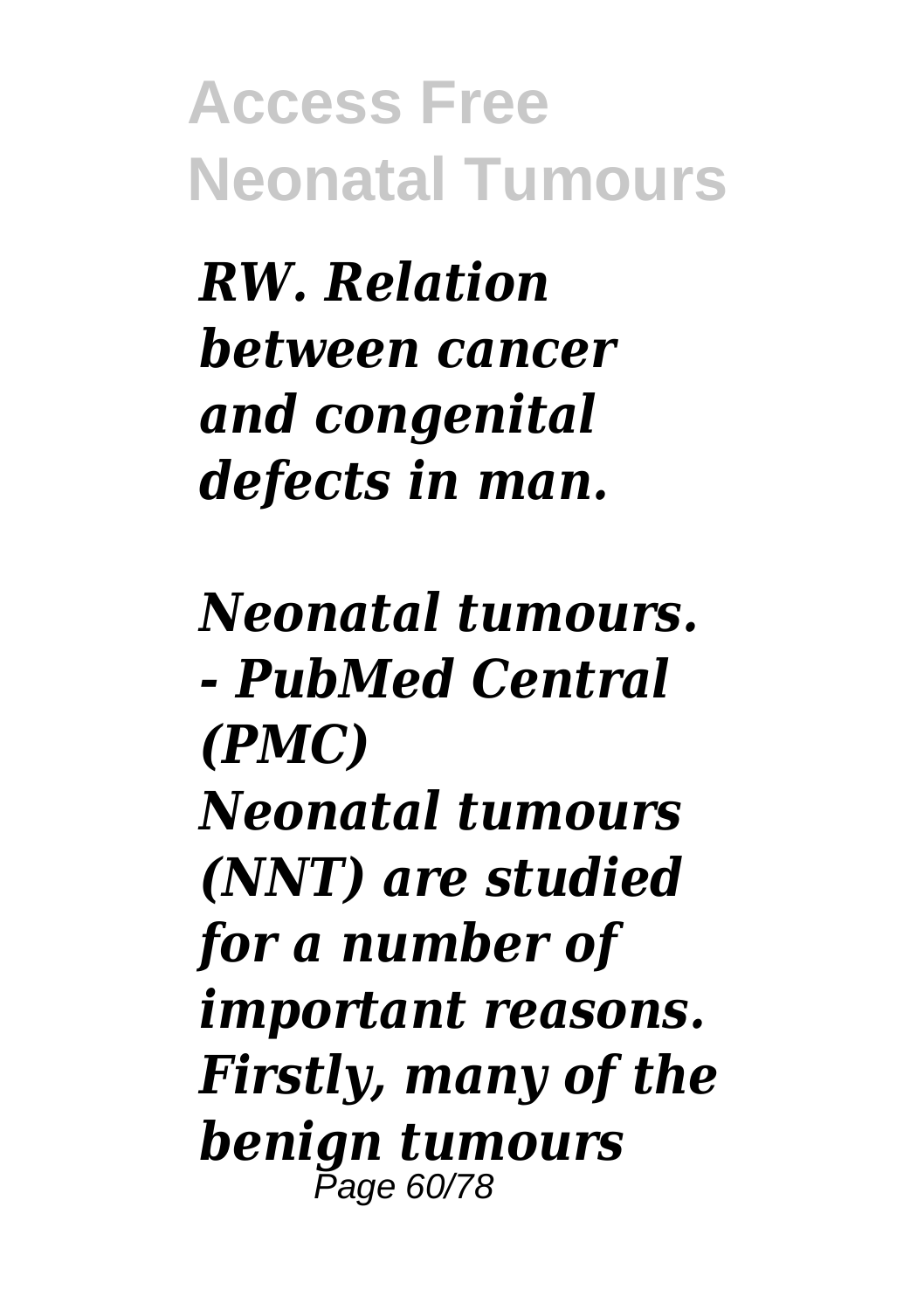*RW. Relation between cancer and congenital defects in man.*

***Neonatal tumours. - PubMed Central (PMC)***

***Neonatal tumours (NNT) are studied for a number of important reasons. Firstly, many of the benign tumours***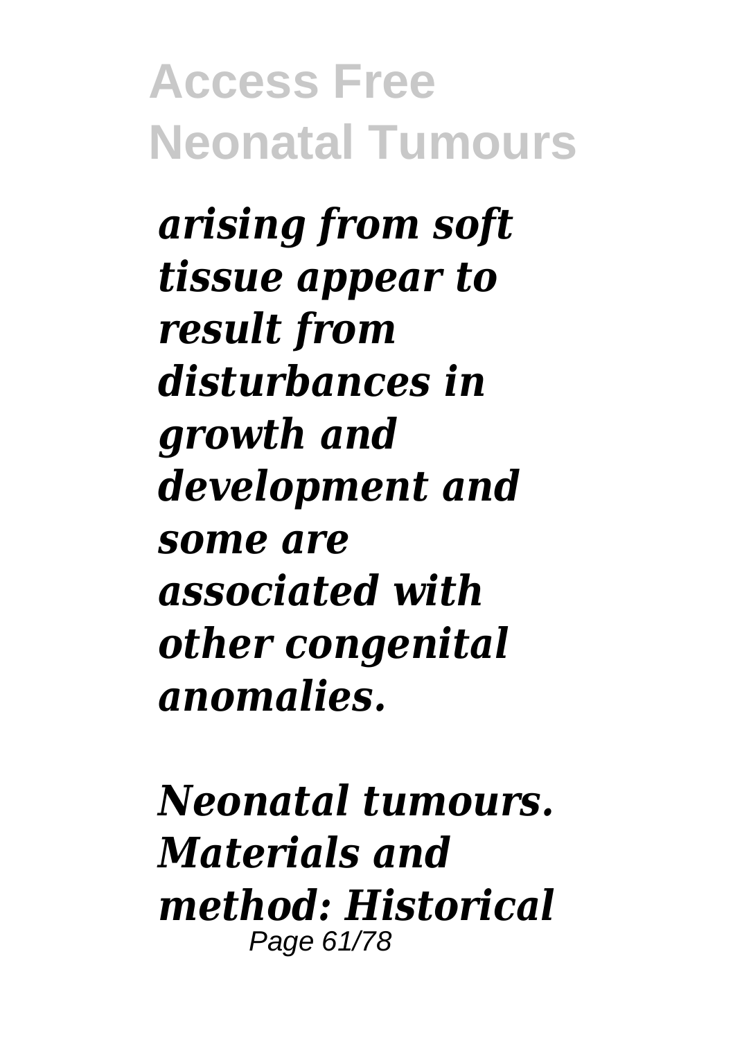*arising from soft tissue appear to result from disturbances in growth and development and some are associated with other congenital anomalies.*

*Neonatal tumours. Materials and method: Historical*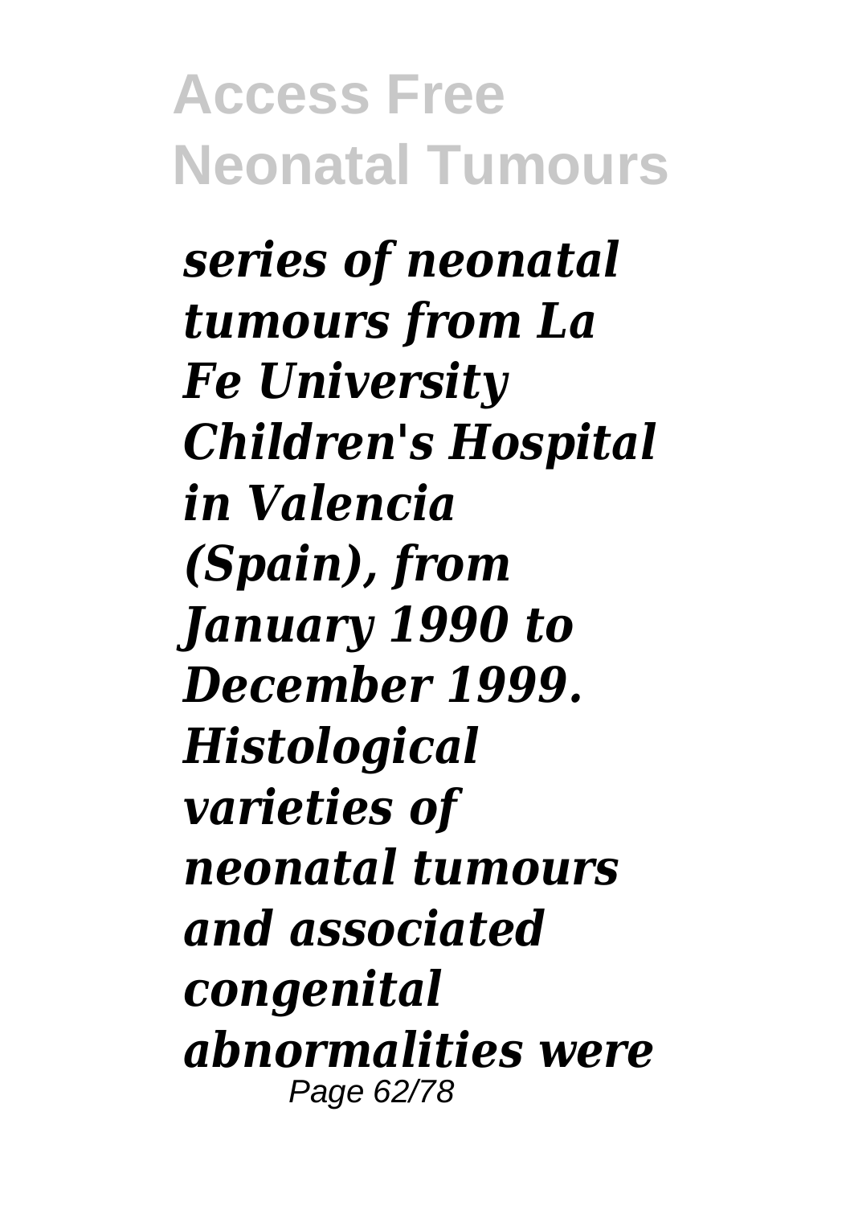*series of neonatal tumours from La Fe University Children's Hospital in Valencia (Spain), from January 1990 to December 1999. Histological varieties of neonatal tumours and associated congenital abnormalities were*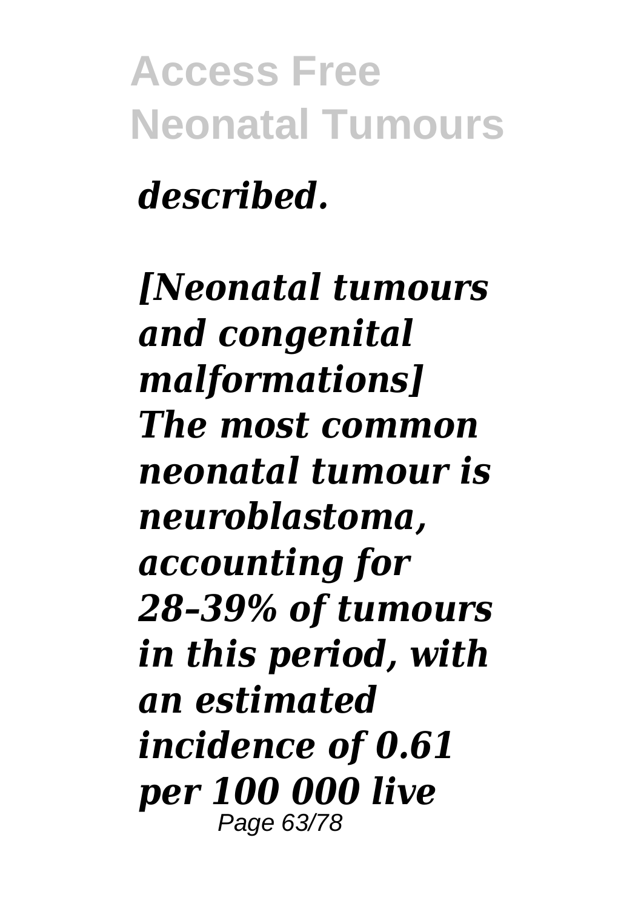*described.*

*[Neonatal tumours and congenital malformations] The most common neonatal tumour is neuroblastoma, accounting for 28–39% of tumours in this period, with an estimated incidence of 0.61 per 100 000 live*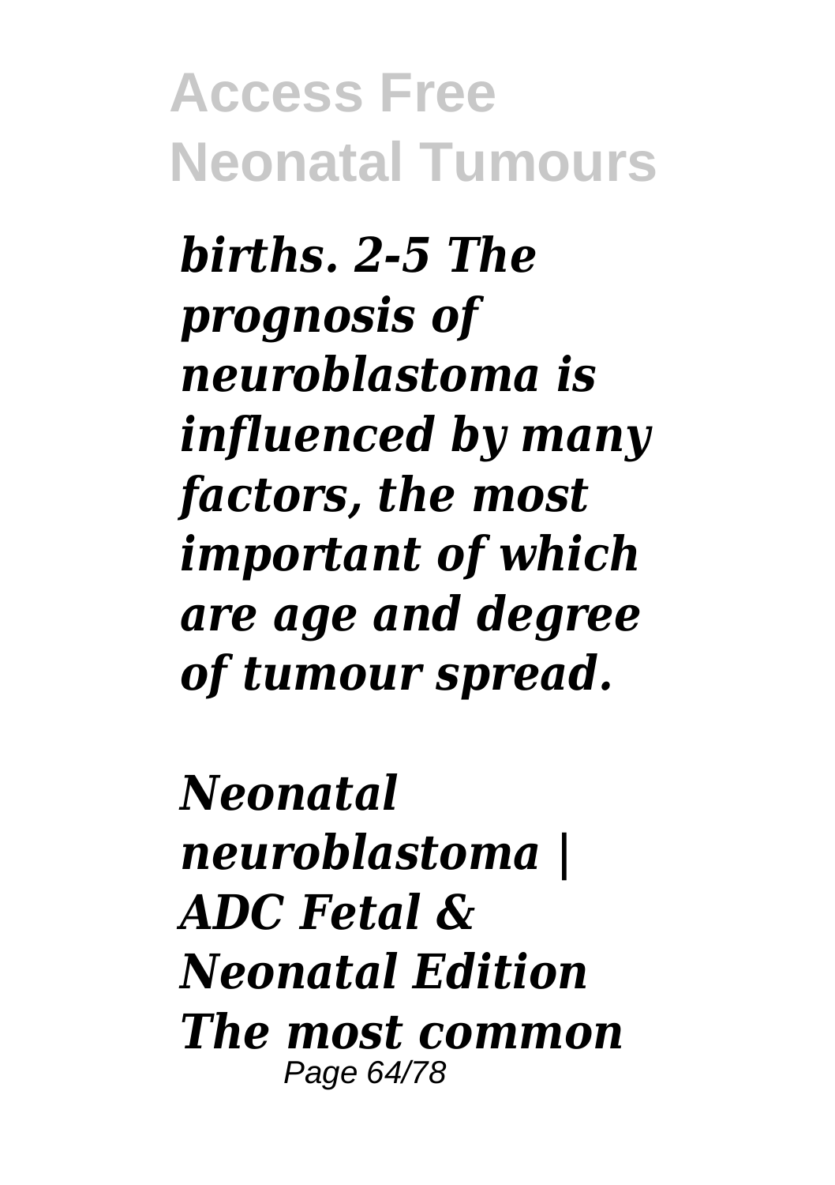*births. 2-5 The prognosis of neuroblastoma is influenced by many factors, the most important of which are age and degree of tumour spread.*

*Neonatal neuroblastoma | ADC Fetal & Neonatal Edition The most common*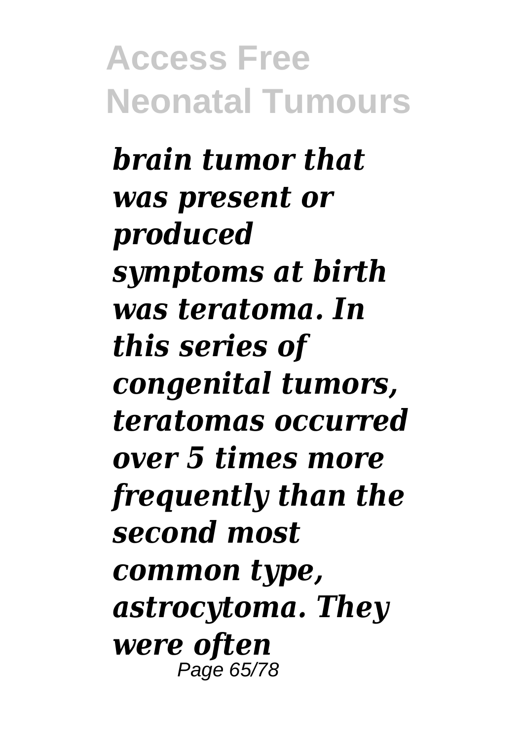*brain tumor that was present or produced symptoms at birth was teratoma. In this series of congenital tumors, teratomas occurred over 5 times more frequently than the second most common type, astrocytoma. They were often*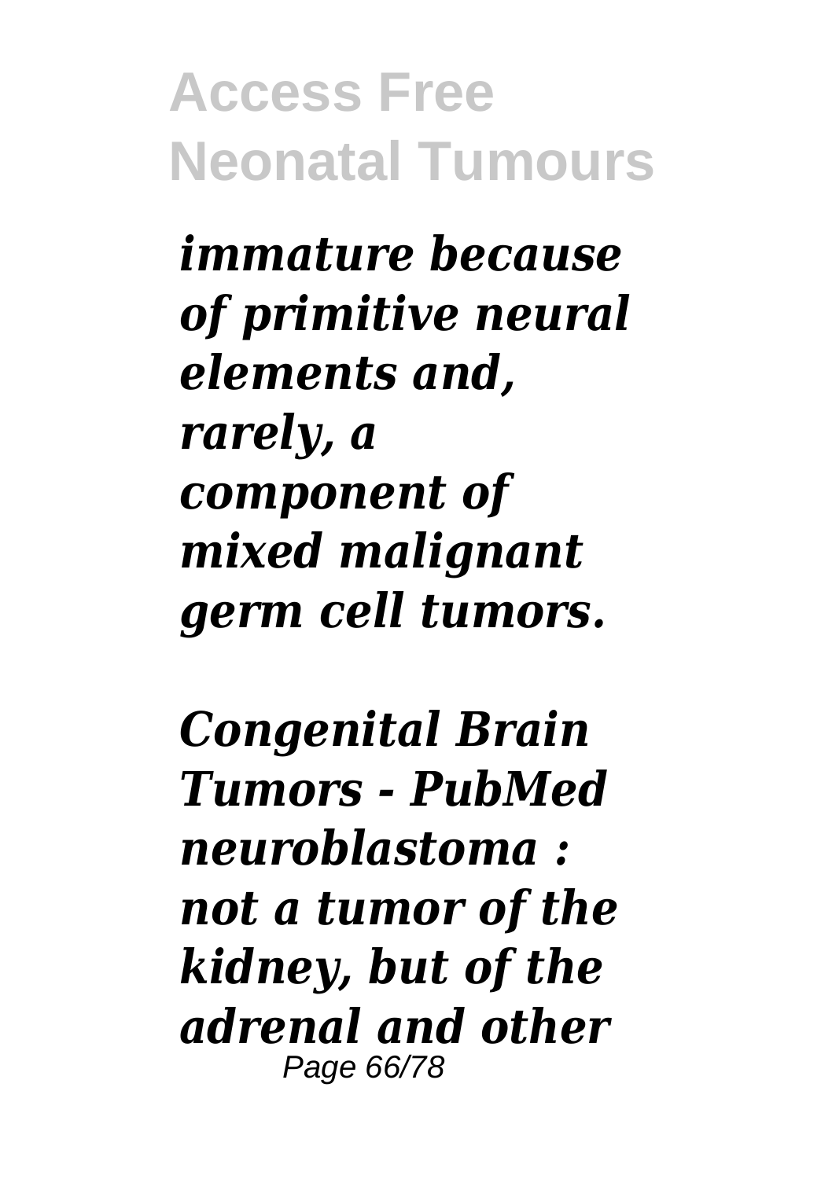*immature because of primitive neural elements and, rarely, a component of mixed malignant germ cell tumors.*

***Congenital Brain Tumors - PubMed***

*neuroblastoma : not a tumor of the kidney, but of the adrenal and other*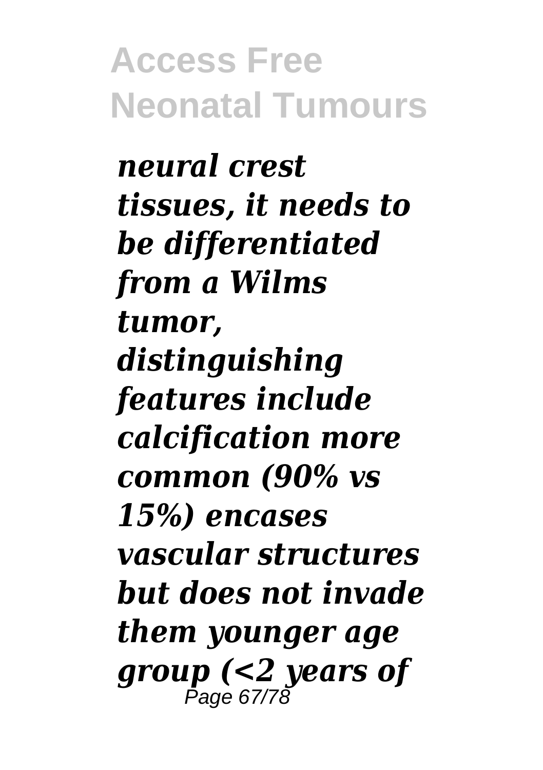*neural crest tissues, it needs to be differentiated from a Wilms tumor, distinguishing features include calcification more common (90% vs 15%) encases vascular structures but does not invade them younger age group (<2 years of*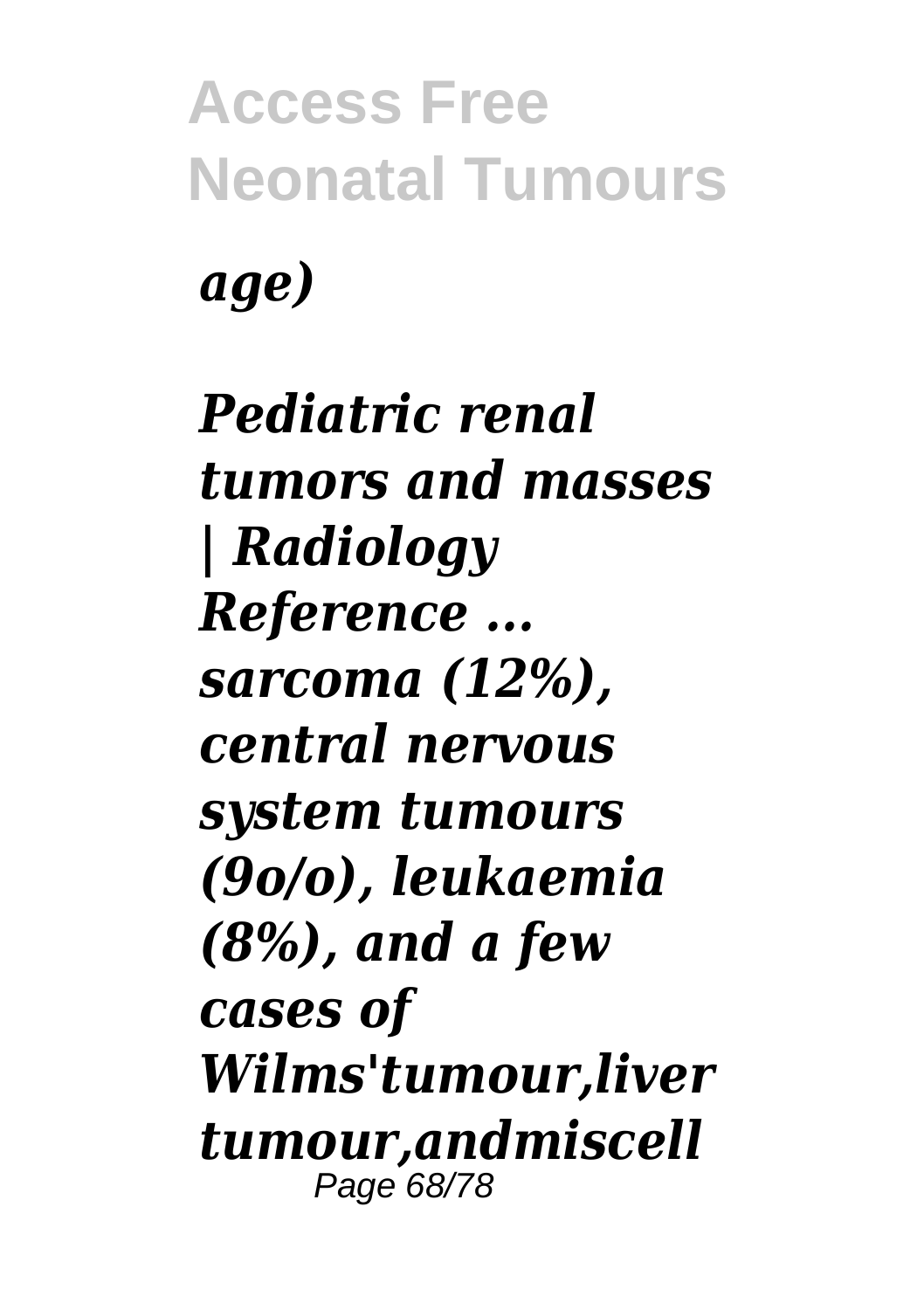*age)*

*Pediatric renal tumors and masses | Radiology Reference ...* *sarcoma (12%), central nervous system tumours (9o/o), leukaemia (8%), and a few cases of Wilms'tumour,liver tumour,andmiscell*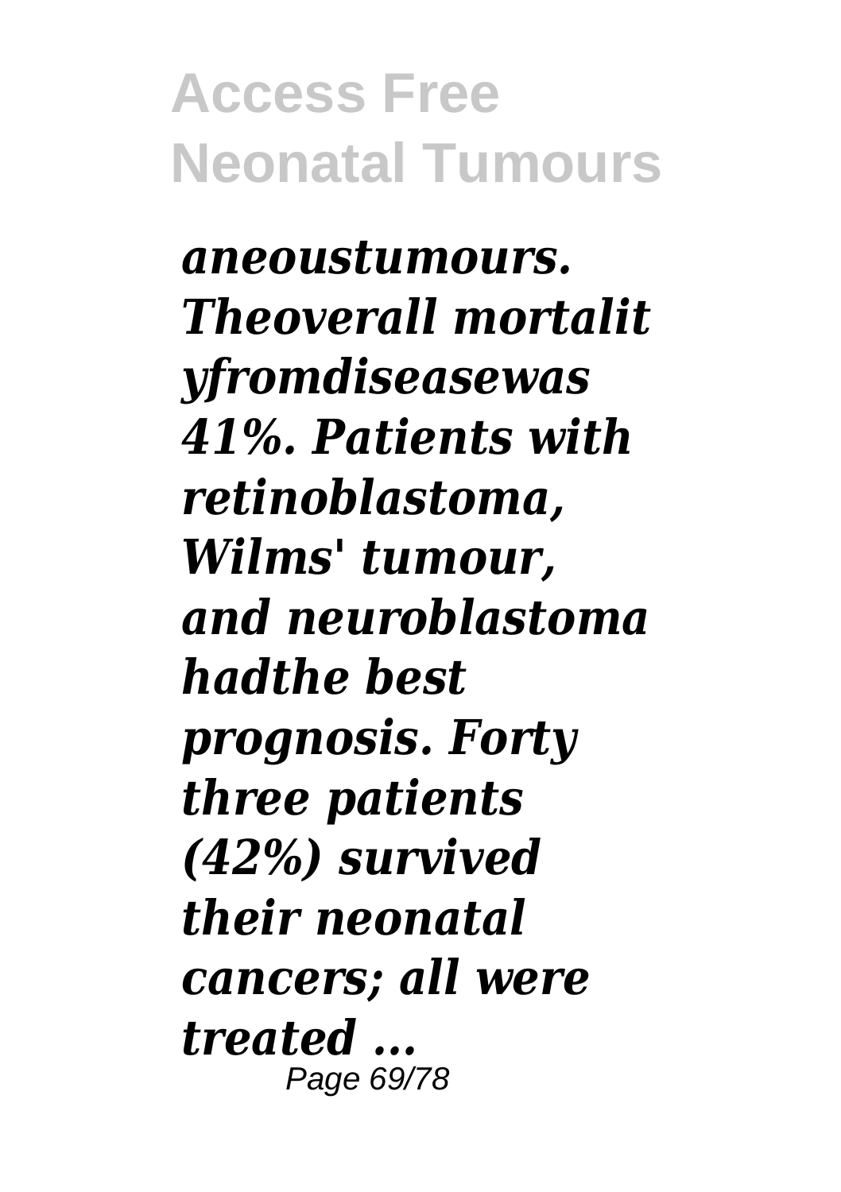*aneoustumours. Theoverall mortalit yfromdiseasewas 41%. Patients with retinoblastoma, Wilms' tumour, and neuroblastoma hadthe best prognosis. Forty three patients (42%) survived their neonatal cancers; all were treated ...*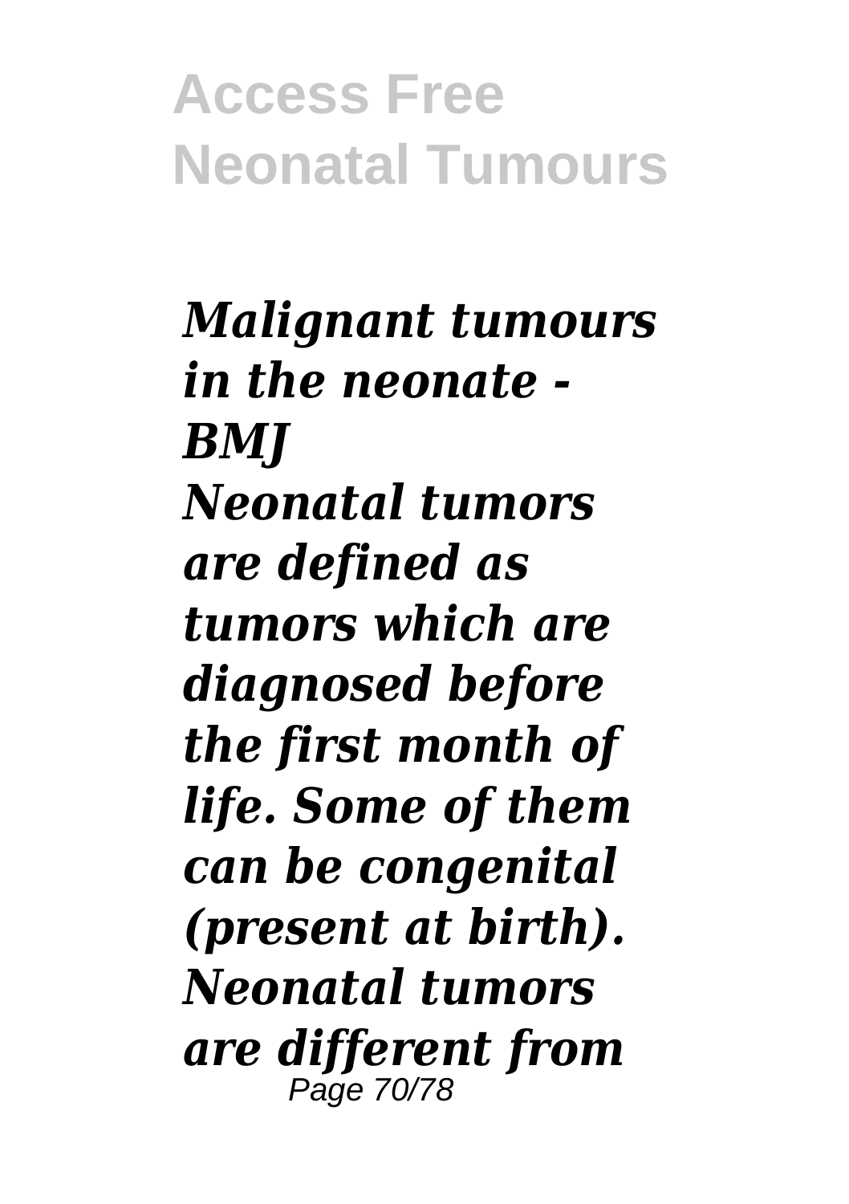*Malignant tumours in the neonate - BMJ*

***Neonatal tumors are defined as tumors which are diagnosed before the first month of life. Some of them can be congenital (present at birth). Neonatal tumors are different from***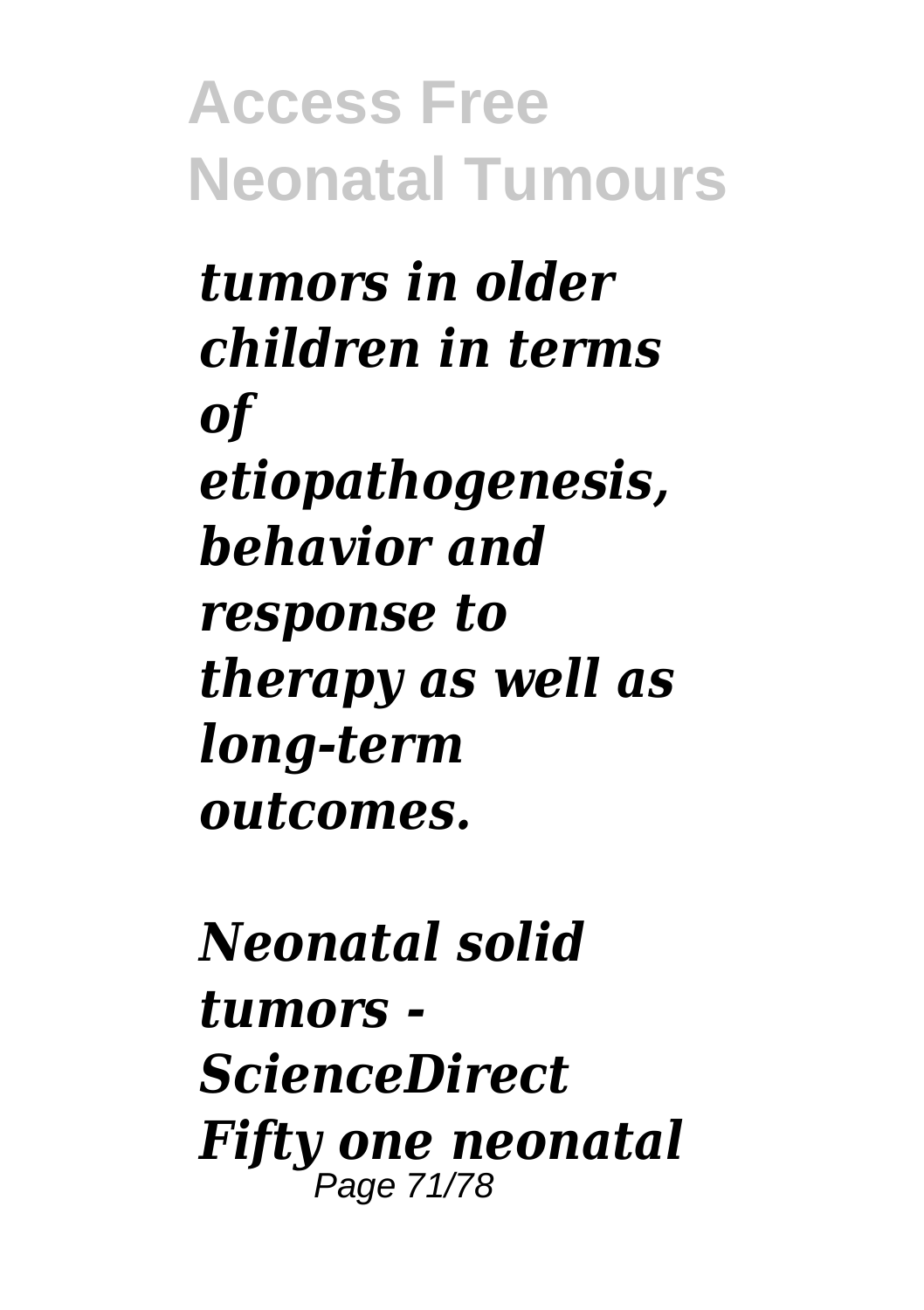*tumors in older children in terms of etiopathogenesis, behavior and response to therapy as well as long-term outcomes.*

*Neonatal solid tumors - ScienceDirect*
*Fifty one neonatal*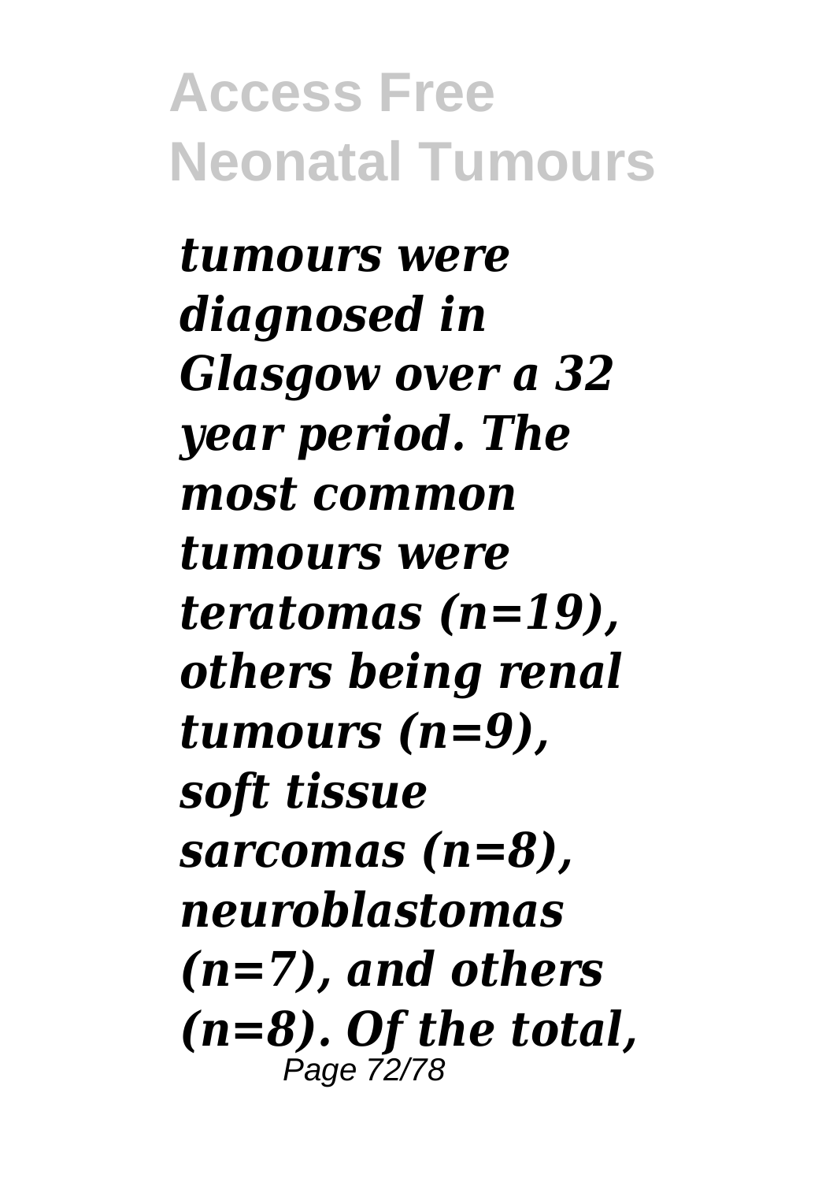*tumours were diagnosed in Glasgow over a 32 year period. The most common tumours were teratomas (n=19), others being renal tumours (n=9), soft tissue sarcomas (n=8), neuroblastomas (n=7), and others (n=8). Of the total,*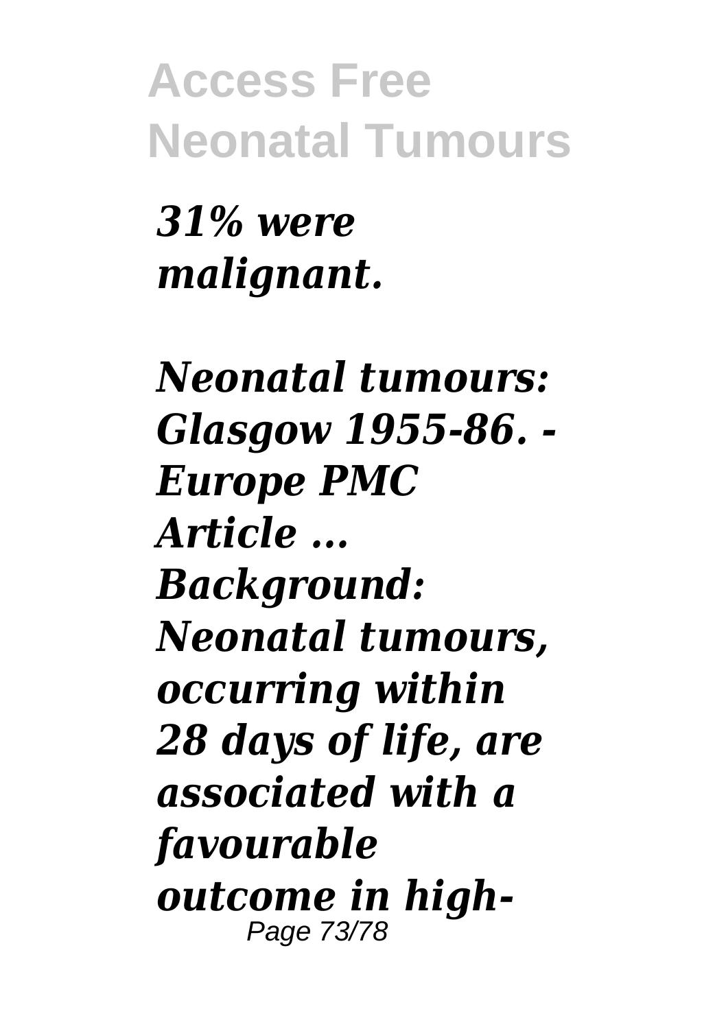***31% were malignant.***

***Neonatal tumours: Glasgow 1955-86. - Europe PMC Article ...***
***Background: Neonatal tumours, occurring within 28 days of life, are associated with a favourable outcome in high-***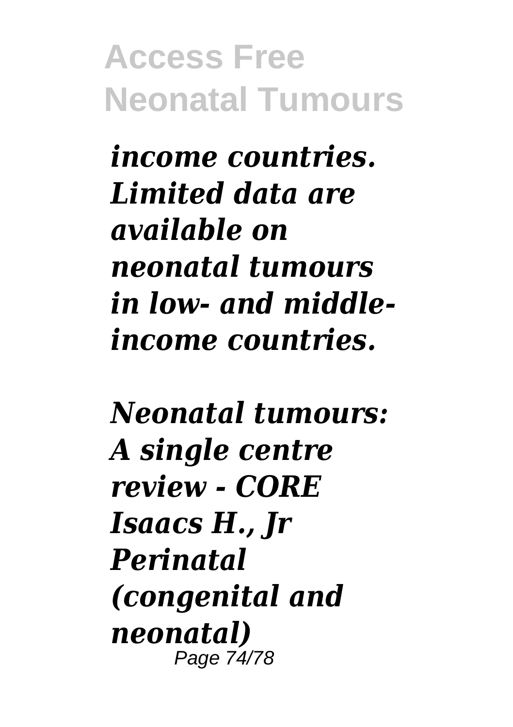*income countries. Limited data are available on neonatal tumours in low- and middle-income countries.*

*Neonatal tumours: A single centre review - CORE Isaacs H., Jr Perinatal (congenital and neonatal)*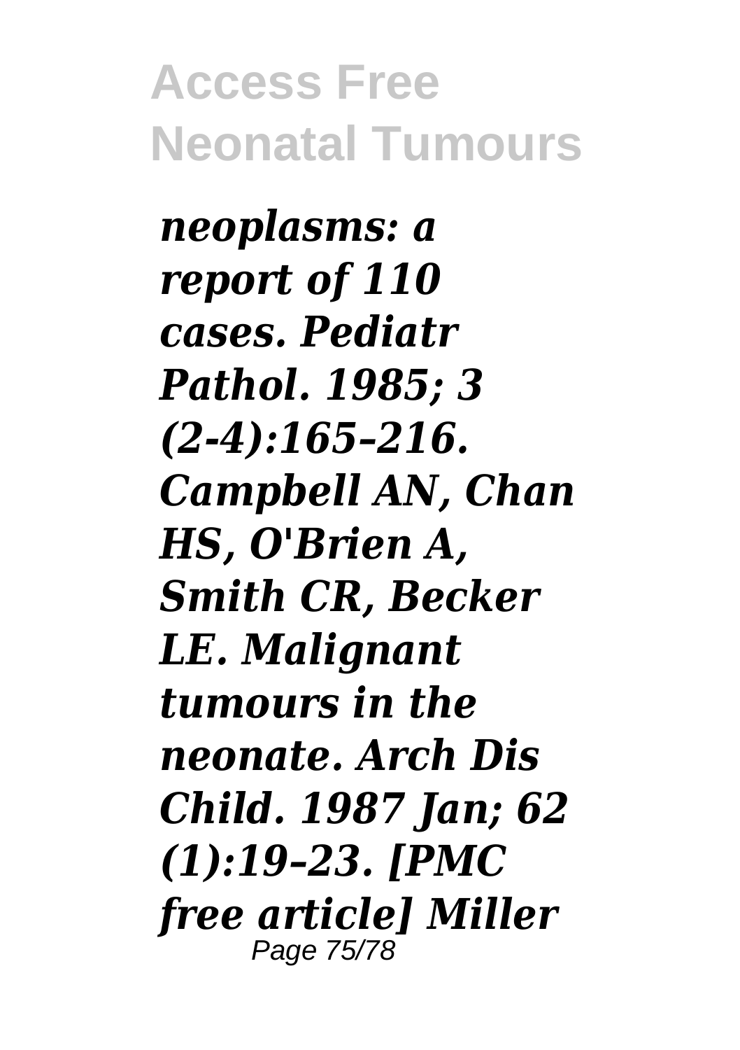*neoplasms: a report of 110 cases. Pediatr Pathol. 1985; 3 (2-4):165–216. Campbell AN, Chan HS, O'Brien A, Smith CR, Becker LE. Malignant tumours in the neonate. Arch Dis Child. 1987 Jan; 62 (1):19–23. [PMC free article] Miller*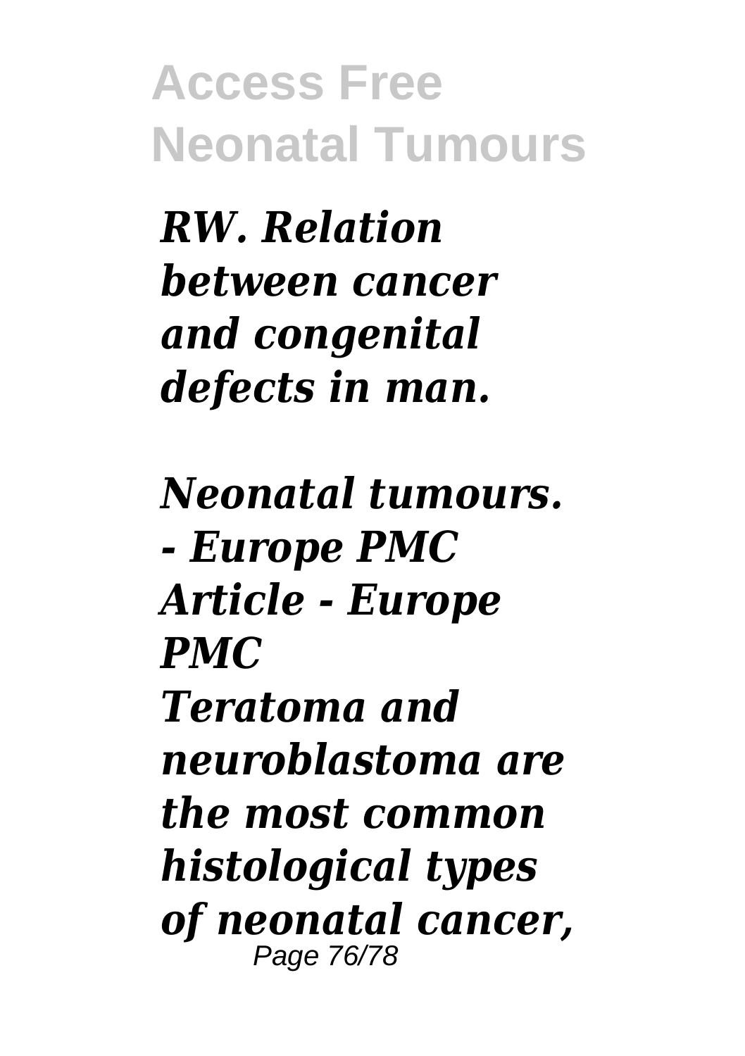*RW. Relation between cancer and congenital defects in man.*

*Neonatal tumours. - Europe PMC Article - Europe PMC*

*Teratoma and neuroblastoma are the most common histological types of neonatal cancer,*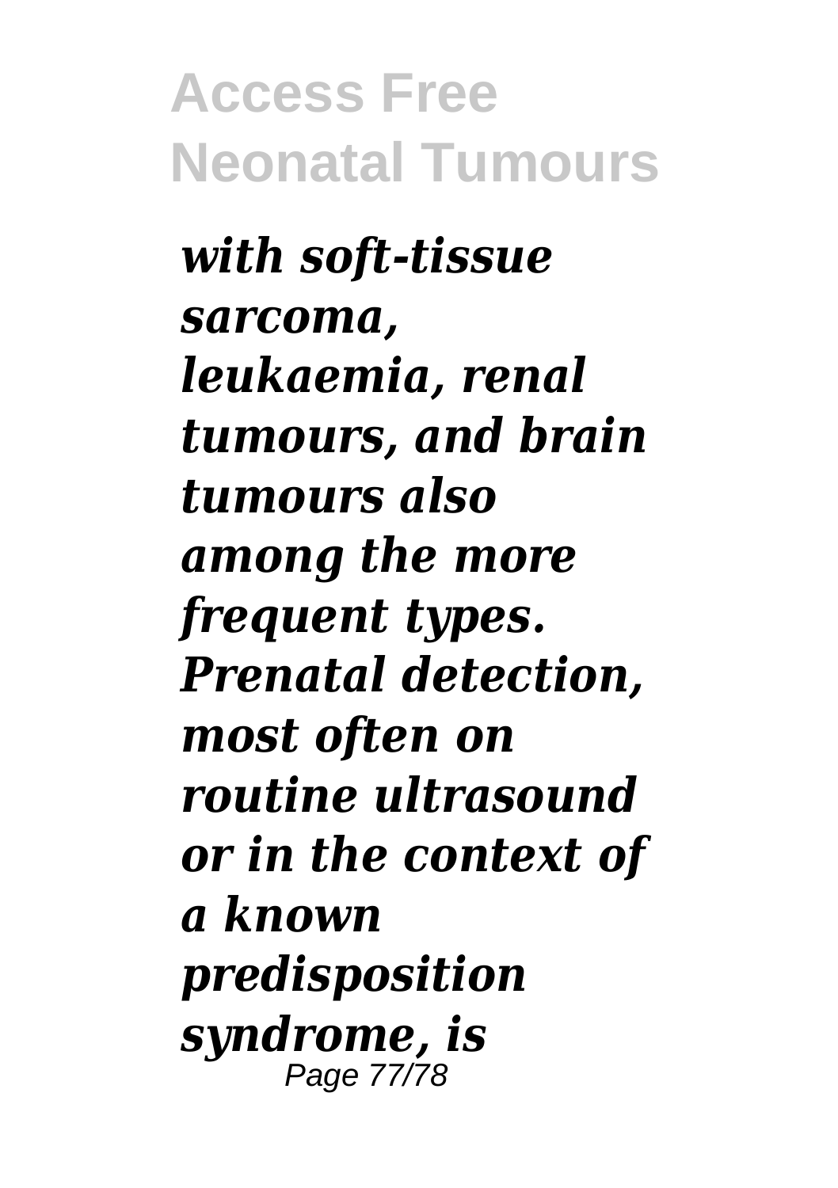***with soft-tissue sarcoma, leukaemia, renal tumours, and brain tumours also among the more frequent types. Prenatal detection, most often on routine ultrasound or in the context of a known predisposition syndrome, is***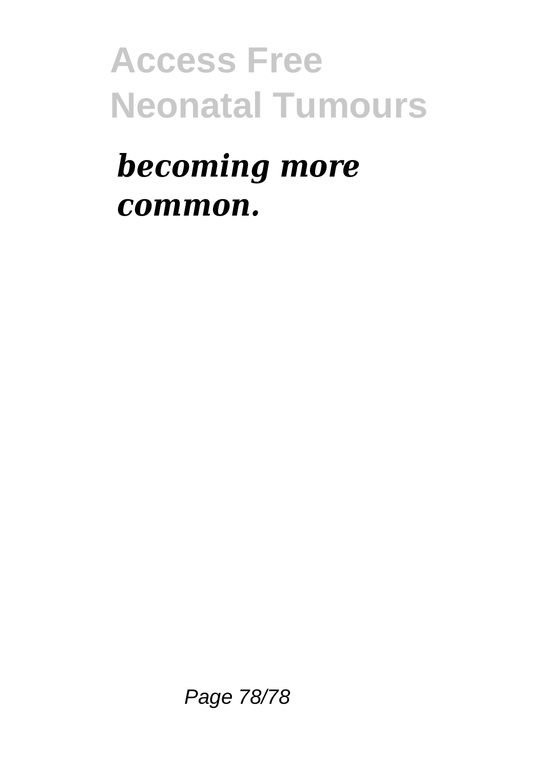***becoming more common.***